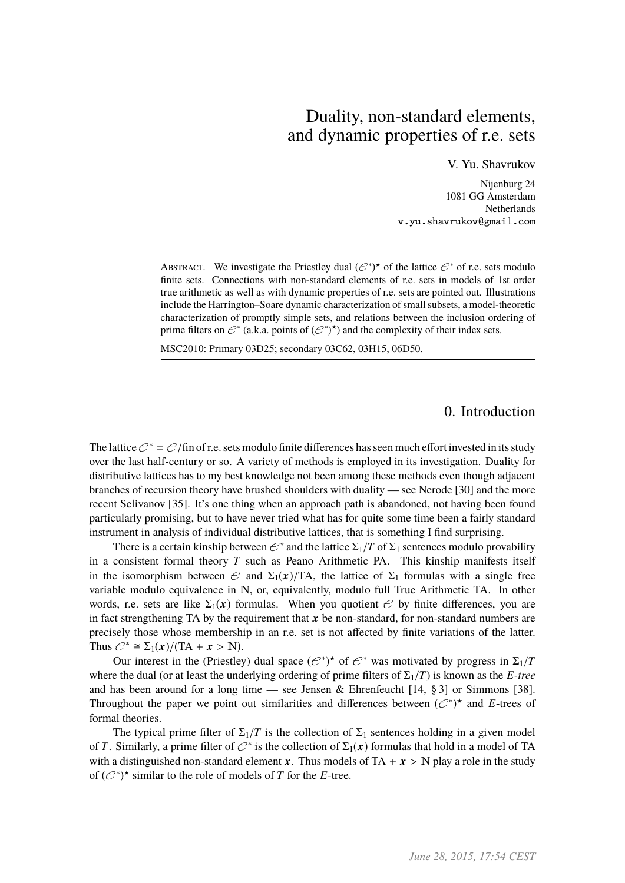# Duality, non-standard elements, and dynamic properties of r.e. sets

V. Yu. Shavrukov

Nijenburg 24
1081 GG Amsterdam
Netherlands
v.yu.shavrukov@gmail.com

Abstract. We investigate the Priestley dual $(\mathcal{E}^*)^\star$ of the lattice $\mathcal{E}^*$ of r.e. sets modulo finite sets. Connections with non-standard elements of r.e. sets in models of 1st order true arithmetic as well as with dynamic properties of r.e. sets are pointed out. Illustrations include the Harrington–Soare dynamic characterization of small subsets, a model-theoretic characterization of promptly simple sets, and relations between the inclusion ordering of prime filters on $\mathcal{E}^*$ (a.k.a. points of $(\mathcal{E}^*)^\star$) and the complexity of their index sets.

MSC2010: Primary 03D25; secondary 03C62, 03H15, 06D50.

## 0. Introduction

The lattice $\mathcal{E}^* = \mathcal{E}/\mathrm{fin}$ of r.e. sets modulo finite differences has seen much effort invested in its study over the last half-century or so. A variety of methods is employed in its investigation. Duality for distributive lattices has to my best knowledge not been among these methods even though adjacent branches of recursion theory have brushed shoulders with duality — see Nerode [30] and the more recent Selivanov [35]. It's one thing when an approach path is abandoned, not having been found particularly promising, but to have never tried what has for quite some time been a fairly standard instrument in analysis of individual distributive lattices, that is something I find surprising.

There is a certain kinship between $\mathcal{E}^*$ and the lattice $\Sigma_1/T$ of $\Sigma_1$ sentences modulo provability in a consistent formal theory $T$ such as Peano Arithmetic PA. This kinship manifests itself in the isomorphism between $\mathcal{E}$ and $\Sigma_1(\boldsymbol{x})/\mathrm{TA}$, the lattice of $\Sigma_1$ formulas with a single free variable modulo equivalence in $\mathbb{N}$, or, equivalently, modulo full True Arithmetic TA. In other words, r.e. sets are like $\Sigma_1(\boldsymbol{x})$ formulas. When you quotient $\mathcal{E}$ by finite differences, you are in fact strengthening TA by the requirement that $\boldsymbol{x}$ be non-standard, for non-standard numbers are precisely those whose membership in an r.e. set is not affected by finite variations of the latter. Thus $\mathcal{E}^* \cong \Sigma_1(\boldsymbol{x})/(\mathrm{TA} + \boldsymbol{x} > \mathbb{N})$.

Our interest in the (Priestley) dual space $(\mathcal{E}^*)^\star$ of $\mathcal{E}^*$ was motivated by progress in $\Sigma_1/T$ where the dual (or at least the underlying ordering of prime filters of $\Sigma_1/T$) is known as the *E-tree* and has been around for a long time — see Jensen & Ehrenfeucht [14, § 3] or Simmons [38]. Throughout the paper we point out similarities and differences between $(\mathcal{E}^*)^\star$ and *E*-trees of formal theories.

The typical prime filter of $\Sigma_1/T$ is the collection of $\Sigma_1$ sentences holding in a given model of $T$. Similarly, a prime filter of $\mathcal{E}^*$ is the collection of $\Sigma_1(\boldsymbol{x})$ formulas that hold in a model of TA with a distinguished non-standard element $\boldsymbol{x}$. Thus models of $\mathrm{TA} + \boldsymbol{x} > \mathbb{N}$ play a role in the study of $(\mathcal{E}^*)^\star$ similar to the role of models of $T$ for the *E*-tree.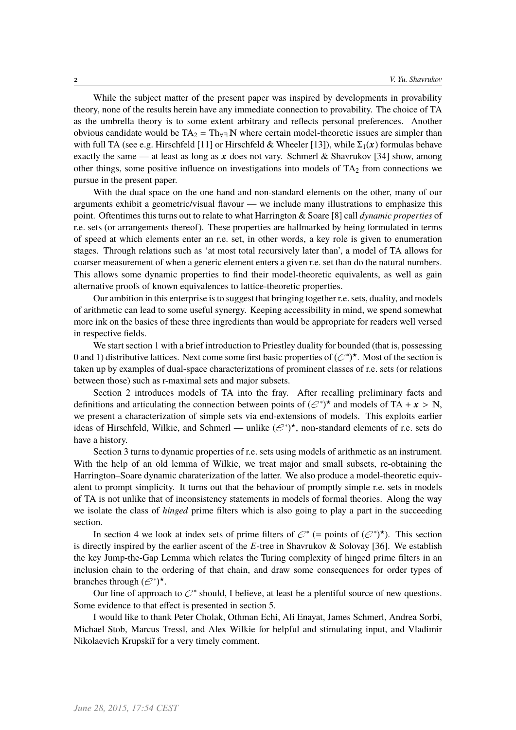While the subject matter of the present paper was inspired by developments in provability theory, none of the results herein have any immediate connection to provability. The choice of TA as the umbrella theory is to some extent arbitrary and reflects personal preferences. Another obvious candidate would be $\mathrm{TA}_2 = \mathrm{Th}_{\forall\exists}\,\mathbb{N}$ where certain model-theoretic issues are simpler than with full TA (see e.g. Hirschfeld [11] or Hirschfeld & Wheeler [13]), while $\Sigma_1(\boldsymbol{x})$ formulas behave exactly the same — at least as long as $\boldsymbol{x}$ does not vary. Schmerl & Shavrukov [34] show, among other things, some positive influence on investigations into models of $\mathrm{TA}_2$ from connections we pursue in the present paper.

With the dual space on the one hand and non-standard elements on the other, many of our arguments exhibit a geometric/visual flavour — we include many illustrations to emphasize this point. Oftentimes this turns out to relate to what Harrington & Soare [8] call *dynamic properties* of r.e. sets (or arrangements thereof). These properties are hallmarked by being formulated in terms of speed at which elements enter an r.e. set, in other words, a key role is given to enumeration stages. Through relations such as 'at most total recursively later than', a model of TA allows for coarser measurement of when a generic element enters a given r.e. set than do the natural numbers. This allows some dynamic properties to find their model-theoretic equivalents, as well as gain alternative proofs of known equivalences to lattice-theoretic properties.

Our ambition in this enterprise is to suggest that bringing together r.e. sets, duality, and models of arithmetic can lead to some useful synergy. Keeping accessibility in mind, we spend somewhat more ink on the basics of these three ingredients than would be appropriate for readers well versed in respective fields.

We start section 1 with a brief introduction to Priestley duality for bounded (that is, possessing 0 and 1) distributive lattices. Next come some first basic properties of $(\mathcal{E}^*)^\star$. Most of the section is taken up by examples of dual-space characterizations of prominent classes of r.e. sets (or relations between those) such as r-maximal sets and major subsets.

Section 2 introduces models of TA into the fray. After recalling preliminary facts and definitions and articulating the connection between points of $(\mathcal{E}^*)^\star$ and models of $\mathrm{TA} + \boldsymbol{x} > \mathbb{N}$, we present a characterization of simple sets via end-extensions of models. This exploits earlier ideas of Hirschfeld, Wilkie, and Schmerl — unlike $(\mathcal{E}^*)^\star$, non-standard elements of r.e. sets do have a history.

Section 3 turns to dynamic properties of r.e. sets using models of arithmetic as an instrument. With the help of an old lemma of Wilkie, we treat major and small subsets, re-obtaining the Harrington–Soare dynamic charaterization of the latter. We also produce a model-theoretic equivalent to prompt simplicity. It turns out that the behaviour of promptly simple r.e. sets in models of TA is not unlike that of inconsistency statements in models of formal theories. Along the way we isolate the class of *hinged* prime filters which is also going to play a part in the succeeding section.

In section 4 we look at index sets of prime filters of $\mathcal{E}^*$ (= points of $(\mathcal{E}^*)^\star$). This section is directly inspired by the earlier ascent of the $E$-tree in Shavrukov & Solovay [36]. We establish the key Jump-the-Gap Lemma which relates the Turing complexity of hinged prime filters in an inclusion chain to the ordering of that chain, and draw some consequences for order types of branches through $(\mathcal{E}^*)^\star$.

Our line of approach to $\mathcal{E}^*$ should, I believe, at least be a plentiful source of new questions. Some evidence to that effect is presented in section 5.

I would like to thank Peter Cholak, Othman Echi, Ali Enayat, James Schmerl, Andrea Sorbi, Michael Stob, Marcus Tressl, and Alex Wilkie for helpful and stimulating input, and Vladimir Nikolaevich Krupskiĭ for a very timely comment.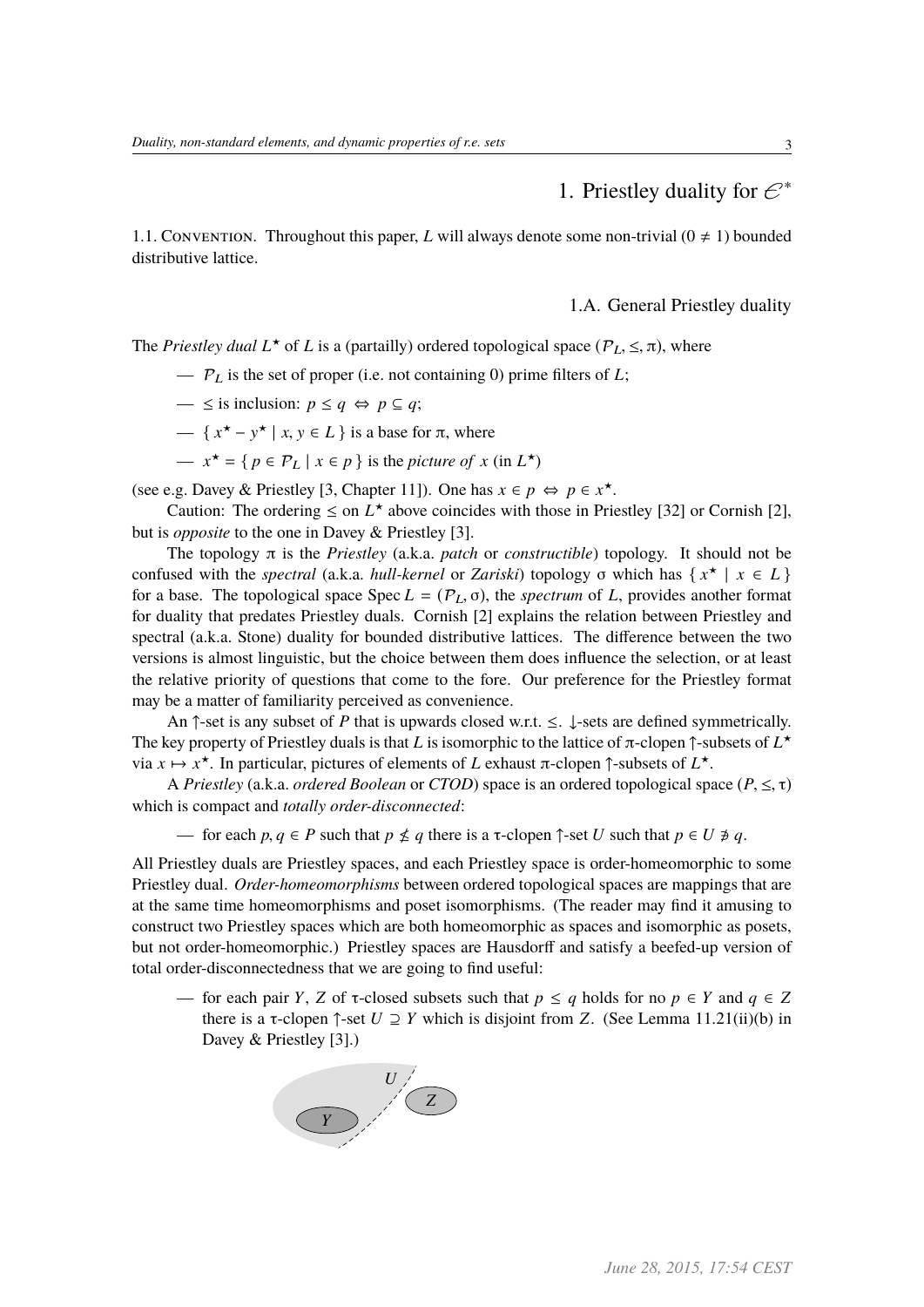# 1. Priestley duality for $\mathscr{E}^*$

1.1. Convention. Throughout this paper, $L$ will always denote some non-trivial ($0 \neq 1$) bounded distributive lattice.

## 1.A. General Priestley duality

The *Priestley dual* $L^\star$ of $L$ is a (partailly) ordered topological space $(\mathcal{P}_L, \leq, \pi)$, where

- $\mathcal{P}_L$ is the set of proper (i.e. not containing 0) prime filters of $L$;
- $\leq$ is inclusion: $p \leq q \Leftrightarrow p \subseteq q$;
- $\{ x^\star - y^\star \mid x, y \in L \}$ is a base for $\pi$, where
- $x^\star = \{ p \in \mathcal{P}_L \mid x \in p \}$ is the *picture of* $x$ (in $L^\star$)

(see e.g. Davey & Priestley [3, Chapter 11]). One has $x \in p \Leftrightarrow p \in x^\star$.

Caution: The ordering $\leq$ on $L^\star$ above coincides with those in Priestley [32] or Cornish [2], but is *opposite* to the one in Davey & Priestley [3].

The topology $\pi$ is the *Priestley* (a.k.a. *patch* or *constructible*) topology. It should not be confused with the *spectral* (a.k.a. *hull-kernel* or *Zariski*) topology $\sigma$ which has $\{ x^\star \mid x \in L \}$ for a base. The topological space $\operatorname{Spec} L = (\mathcal{P}_L, \sigma)$, the *spectrum* of $L$, provides another format for duality that predates Priestley duals. Cornish [2] explains the relation between Priestley and spectral (a.k.a. Stone) duality for bounded distributive lattices. The difference between the two versions is almost linguistic, but the choice between them does influence the selection, or at least the relative priority of questions that come to the fore. Our preference for the Priestley format may be a matter of familiarity perceived as convenience.

An $\uparrow$-set is any subset of $P$ that is upwards closed w.r.t. $\leq$. $\downarrow$-sets are defined symmetrically. The key property of Priestley duals is that $L$ is isomorphic to the lattice of $\pi$-clopen $\uparrow$-subsets of $L^\star$ via $x \mapsto x^\star$. In particular, pictures of elements of $L$ exhaust $\pi$-clopen $\uparrow$-subsets of $L^\star$.

A *Priestley* (a.k.a. *ordered Boolean* or *CTOD*) space is an ordered topological space $(P, \leq, \tau)$ which is compact and *totally order-disconnected*:

- for each $p, q \in P$ such that $p \nleq q$ there is a $\tau$-clopen $\uparrow$-set $U$ such that $p \in U \not\ni q$.

All Priestley duals are Priestley spaces, and each Priestley space is order-homeomorphic to some Priestley dual. *Order-homeomorphisms* between ordered topological spaces are mappings that are at the same time homeomorphisms and poset isomorphisms. (The reader may find it amusing to construct two Priestley spaces which are both homeomorphic as spaces and isomorphic as posets, but not order-homeomorphic.) Priestley spaces are Hausdorff and satisfy a beefed-up version of total order-disconnectedness that we are going to find useful:

- for each pair $Y$, $Z$ of $\tau$-closed subsets such that $p \leq q$ holds for no $p \in Y$ and $q \in Z$ there is a $\tau$-clopen $\uparrow$-set $U \supseteq Y$ which is disjoint from $Z$. (See Lemma 11.21(ii)(b) in Davey & Priestley [3].)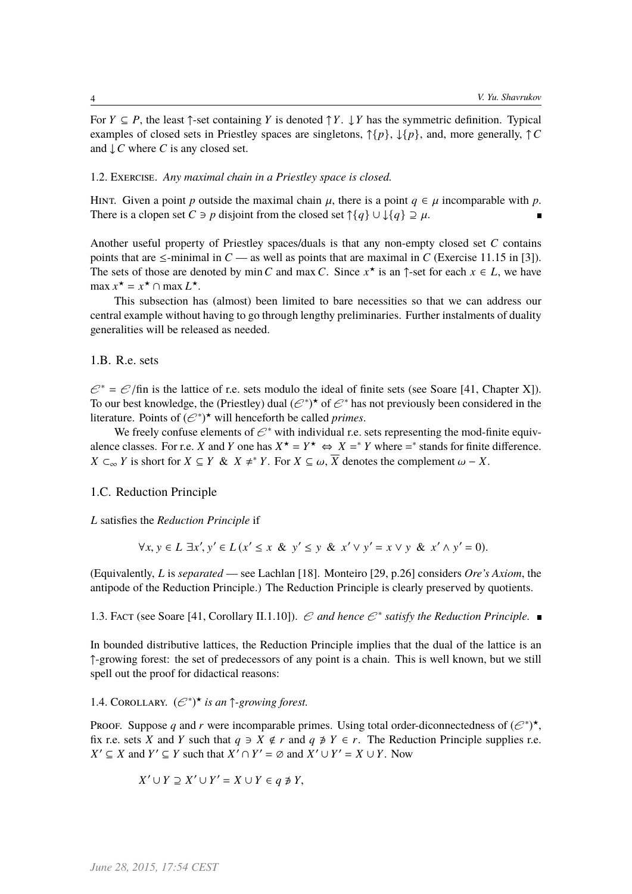For $Y \subseteq P$, the least $\uparrow$-set containing $Y$ is denoted $\uparrow Y$. $\downarrow Y$ has the symmetric definition. Typical examples of closed sets in Priestley spaces are singletons, $\uparrow\{p\}$, $\downarrow\{p\}$, and, more generally, $\uparrow C$ and $\downarrow C$ where $C$ is any closed set.

1.2. Exercise. *Any maximal chain in a Priestley space is closed.*

Hint. Given a point $p$ outside the maximal chain $\mu$, there is a point $q \in \mu$ incomparable with $p$. There is a clopen set $C \ni p$ disjoint from the closed set $\uparrow\{q\} \cup \downarrow\{q\} \supseteq \mu$. ∎

Another useful property of Priestley spaces/duals is that any non-empty closed set $C$ contains points that are $\leq$-minimal in $C$ — as well as points that are maximal in $C$ (Exercise 11.15 in [3]). The sets of those are denoted by $\min C$ and $\max C$. Since $x^\star$ is an $\uparrow$-set for each $x \in L$, we have $\max x^\star = x^\star \cap \max L^\star$.

This subsection has (almost) been limited to bare necessities so that we can address our central example without having to go through lengthy preliminaries. Further instalments of duality generalities will be released as needed.

## 1.B. R.e. sets

$\mathscr{E}^* = \mathscr{E}/\mathrm{fin}$ is the lattice of r.e. sets modulo the ideal of finite sets (see Soare [41, Chapter X]). To our best knowledge, the (Priestley) dual $(\mathscr{E}^*)^\star$ of $\mathscr{E}^*$ has not previously been considered in the literature. Points of $(\mathscr{E}^*)^\star$ will henceforth be called *primes*.

We freely confuse elements of $\mathscr{E}^*$ with individual r.e. sets representing the mod-finite equivalence classes. For r.e. $X$ and $Y$ one has $X^\star = Y^\star \Leftrightarrow X =^* Y$ where $=^*$ stands for finite difference. $X \subset_\infty Y$ is short for $X \subseteq Y \;\&\; X \neq^* Y$. For $X \subseteq \omega$, $\overline{X}$ denotes the complement $\omega - X$.

## 1.C. Reduction Principle

$L$ satisfies the *Reduction Principle* if

$$\forall x, y \in L\; \exists x', y' \in L\, (x' \leq x \;\&\; y' \leq y \;\&\; x' \vee y' = x \vee y \;\&\; x' \wedge y' = 0).$$

(Equivalently, $L$ is *separated* — see Lachlan [18]. Monteiro [29, p.26] considers *Ore's Axiom*, the antipode of the Reduction Principle.) The Reduction Principle is clearly preserved by quotients.

1.3. Fact (see Soare [41, Corollary II.1.10]). *$\mathscr{E}$ and hence $\mathscr{E}^*$ satisfy the Reduction Principle.* ∎

In bounded distributive lattices, the Reduction Principle implies that the dual of the lattice is an $\uparrow$-growing forest: the set of predecessors of any point is a chain. This is well known, but we still spell out the proof for didactical reasons:

1.4. Corollary. *$(\mathscr{E}^*)^\star$ is an $\uparrow$-growing forest.*

Proof. Suppose $q$ and $r$ were incomparable primes. Using total order-diconnectedness of $(\mathscr{E}^*)^\star$, fix r.e. sets $X$ and $Y$ such that $q \ni X \notin r$ and $q \not\ni Y \in r$. The Reduction Principle supplies r.e. $X' \subseteq X$ and $Y' \subseteq Y$ such that $X' \cap Y' = \varnothing$ and $X' \cup Y' = X \cup Y$. Now

$$X' \cup Y \supseteq X' \cup Y' = X \cup Y \in q \not\ni Y,$$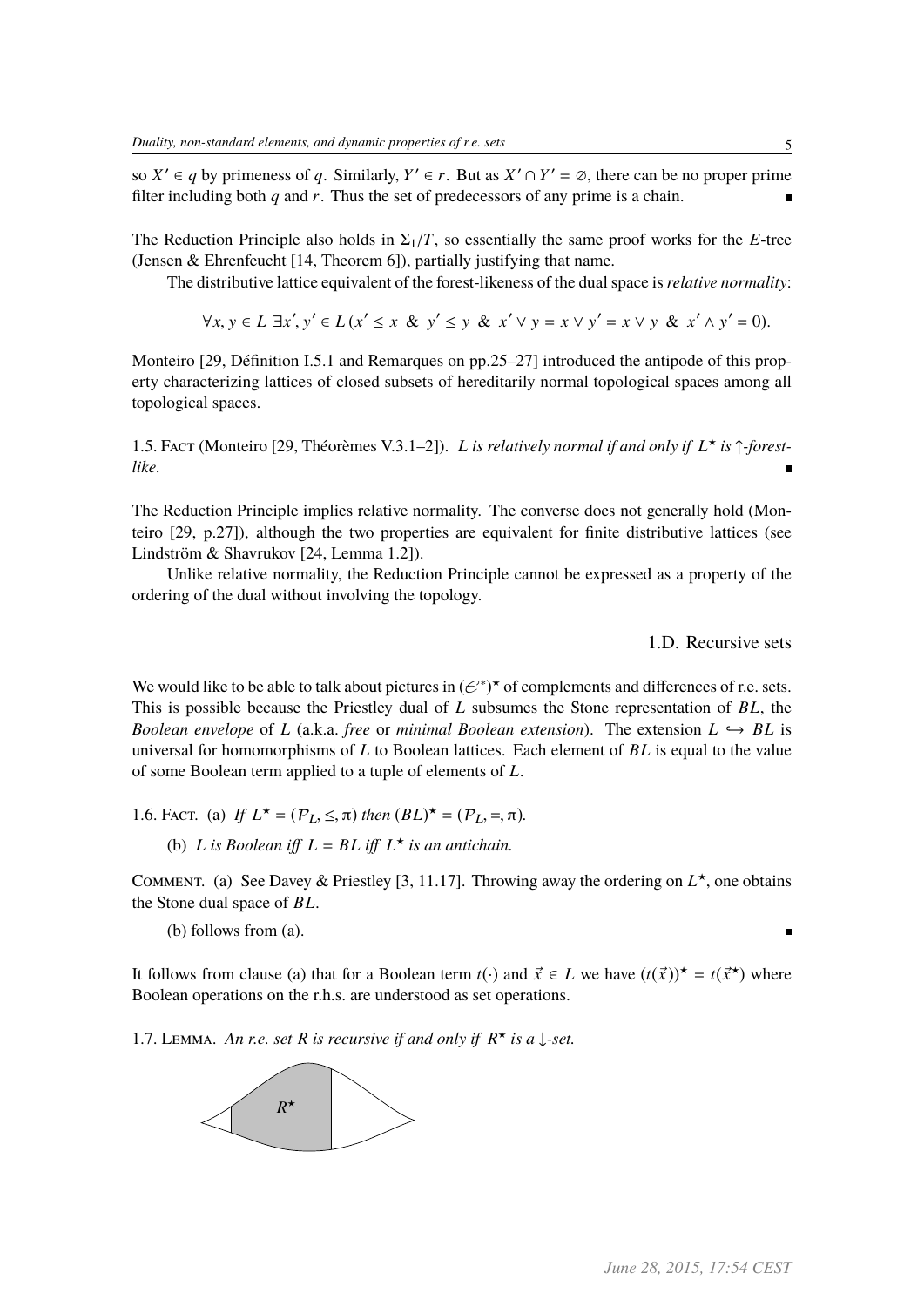so $X' \in q$ by primeness of $q$. Similarly, $Y' \in r$. But as $X' \cap Y' = \varnothing$, there can be no proper prime filter including both $q$ and $r$. Thus the set of predecessors of any prime is a chain. ∎

The Reduction Principle also holds in $\Sigma_1/T$, so essentially the same proof works for the $E$-tree (Jensen & Ehrenfeucht [14, Theorem 6]), partially justifying that name.

The distributive lattice equivalent of the forest-likeness of the dual space is *relative normality*:

$$\forall x, y \in L\ \exists x', y' \in L\,(x' \leq x\ \&\ y' \leq y\ \&\ x' \vee y = x \vee y' = x \vee y\ \&\ x' \wedge y' = 0).$$

Monteiro [29, Définition I.5.1 and Remarques on pp.25–27] introduced the antipode of this property characterizing lattices of closed subsets of hereditarily normal topological spaces among all topological spaces.

1.5. Fact (Monteiro [29, Théorèmes V.3.1–2]). *$L$ is relatively normal if and only if $L^\star$ is $\uparrow$-forest-like.* ∎

The Reduction Principle implies relative normality. The converse does not generally hold (Monteiro [29, p.27]), although the two properties are equivalent for finite distributive lattices (see Lindström & Shavrukov [24, Lemma 1.2]).

Unlike relative normality, the Reduction Principle cannot be expressed as a property of the ordering of the dual without involving the topology.

### 1.D. Recursive sets

We would like to be able to talk about pictures in $(\mathcal{E}^*)^\star$ of complements and differences of r.e. sets. This is possible because the Priestley dual of $L$ subsumes the Stone representation of $BL$, the *Boolean envelope* of $L$ (a.k.a. *free* or *minimal Boolean extension*). The extension $L \hookrightarrow BL$ is universal for homomorphisms of $L$ to Boolean lattices. Each element of $BL$ is equal to the value of some Boolean term applied to a tuple of elements of $L$.

1.6. Fact. (a) *If $L^\star = (\mathcal{P}_L, \leq, \pi)$ then $(BL)^\star = (\mathcal{P}_L, =, \pi)$.*

(b) *$L$ is Boolean iff $L = BL$ iff $L^\star$ is an antichain.*

Comment. (a) See Davey & Priestley [3, 11.17]. Throwing away the ordering on $L^\star$, one obtains the Stone dual space of $BL$.

(b) follows from (a). ∎

It follows from clause (a) that for a Boolean term $t(\cdot)$ and $\vec{x} \in L$ we have $(t(\vec{x}))^\star = t(\vec{x}^\star)$ where Boolean operations on the r.h.s. are understood as set operations.

1.7. Lemma. *An r.e. set $R$ is recursive if and only if $R^\star$ is a $\downarrow$-set.*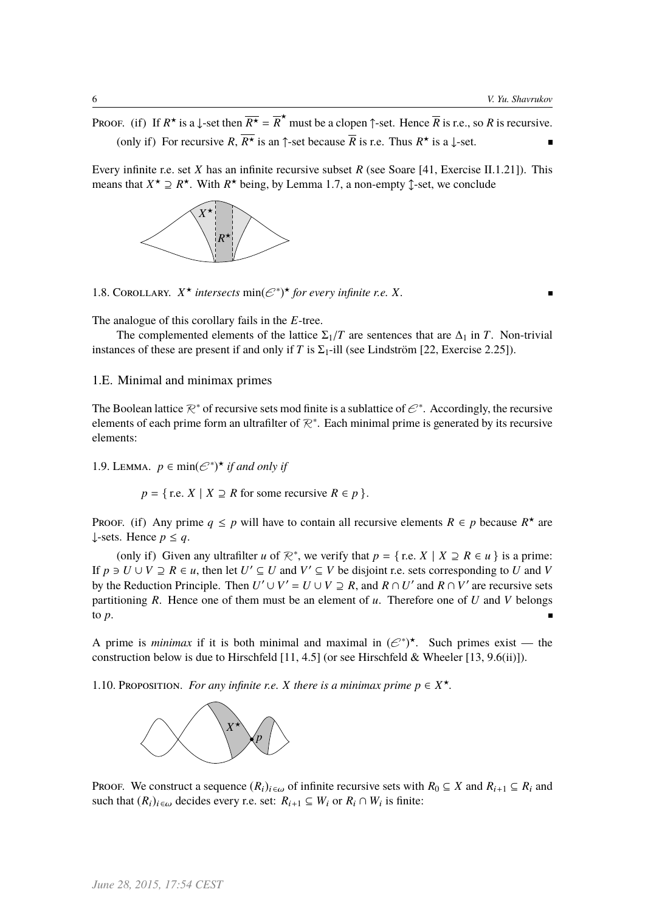PROOF. (if) If $R^\star$ is a $\downarrow$-set then $\overline{R^\star} = \overline{R}^\star$ must be a clopen $\uparrow$-set. Hence $\overline{R}$ is r.e., so $R$ is recursive.

(only if) For recursive $R$, $\overline{R^\star}$ is an $\uparrow$-set because $\overline{R}$ is r.e. Thus $R^\star$ is a $\downarrow$-set. ∎

Every infinite r.e. set $X$ has an infinite recursive subset $R$ (see Soare [41, Exercise II.1.21]). This means that $X^\star \supseteq R^\star$. With $R^\star$ being, by Lemma 1.7, a non-empty $\updownarrow$-set, we conclude

1.8. COROLLARY. *$X^\star$ intersects $\min(\mathcal{E}^*)^\star$ for every infinite r.e. $X$.* ∎

The analogue of this corollary fails in the $E$-tree.

The complemented elements of the lattice $\Sigma_1/T$ are sentences that are $\Delta_1$ in $T$. Non-trivial instances of these are present if and only if $T$ is $\Sigma_1$-ill (see Lindström [22, Exercise 2.25]).

## 1.E. Minimal and minimax primes

The Boolean lattice $\mathcal{R}^*$ of recursive sets mod finite is a sublattice of $\mathcal{E}^*$. Accordingly, the recursive elements of each prime form an ultrafilter of $\mathcal{R}^*$. Each minimal prime is generated by its recursive elements:

1.9. LEMMA. *$p \in \min(\mathcal{E}^*)^\star$ if and only if*

$$p = \{\, \text{r.e. } X \mid X \supseteq R \text{ for some recursive } R \in p \,\}.$$

PROOF. (if) Any prime $q \leq p$ will have to contain all recursive elements $R \in p$ because $R^\star$ are $\downarrow$-sets. Hence $p \leq q$.

(only if) Given any ultrafilter $u$ of $\mathcal{R}^*$, we verify that $p = \{\, \text{r.e. } X \mid X \supseteq R \in u \,\}$ is a prime: If $p \ni U \cup V \supseteq R \in u$, then let $U' \subseteq U$ and $V' \subseteq V$ be disjoint r.e. sets corresponding to $U$ and $V$ by the Reduction Principle. Then $U' \cup V' = U \cup V \supseteq R$, and $R \cap U'$ and $R \cap V'$ are recursive sets partitioning $R$. Hence one of them must be an element of $u$. Therefore one of $U$ and $V$ belongs to $p$. ∎

A prime is *minimax* if it is both minimal and maximal in $(\mathcal{E}^*)^\star$. Such primes exist — the construction below is due to Hirschfeld [11, 4.5] (or see Hirschfeld & Wheeler [13, 9.6(ii)]).

1.10. PROPOSITION. *For any infinite r.e. $X$ there is a minimax prime $p \in X^\star$.*

PROOF. We construct a sequence $(R_i)_{i \in \omega}$ of infinite recursive sets with $R_0 \subseteq X$ and $R_{i+1} \subseteq R_i$ and such that $(R_i)_{i \in \omega}$ decides every r.e. set: $R_{i+1} \subseteq W_i$ or $R_i \cap W_i$ is finite: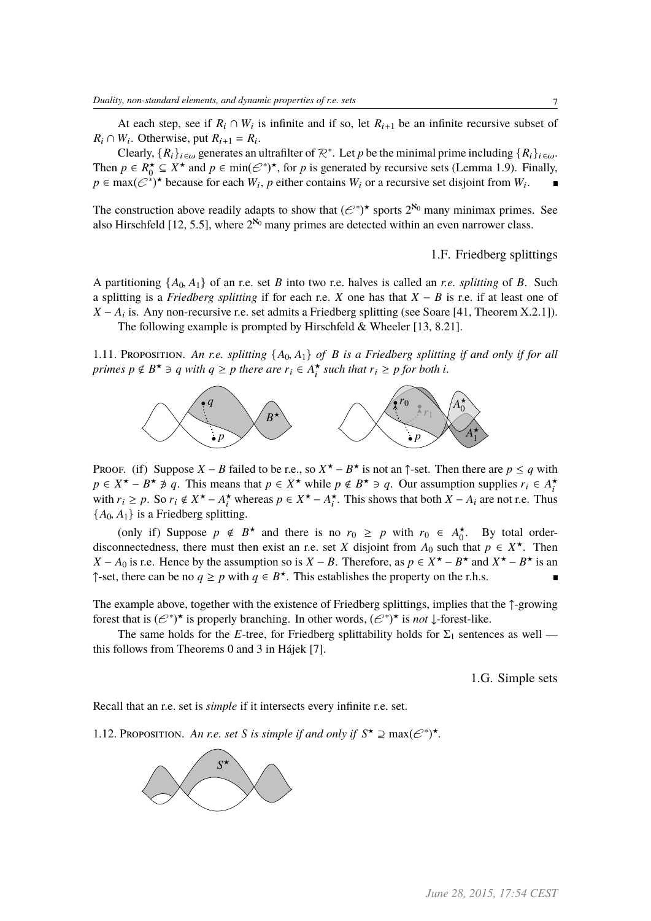At each step, see if $R_i \cap W_i$ is infinite and if so, let $R_{i+1}$ be an infinite recursive subset of $R_i \cap W_i$. Otherwise, put $R_{i+1} = R_i$.

Clearly, $\{R_i\}_{i\in\omega}$ generates an ultrafilter of $\mathcal{R}^*$. Let $p$ be the minimal prime including $\{R_i\}_{i\in\omega}$. Then $p \in R_0^\star \subseteq X^\star$ and $p \in \min(\mathcal{E}^*)^\star$, for $p$ is generated by recursive sets (Lemma 1.9). Finally, $p \in \max(\mathcal{E}^*)^\star$ because for each $W_i$, $p$ either contains $W_i$ or a recursive set disjoint from $W_i$. ∎

The construction above readily adapts to show that $(\mathcal{E}^*)^\star$ sports $2^{\aleph_0}$ many minimax primes. See also Hirschfeld [12, 5.5], where $2^{\aleph_0}$ many primes are detected within an even narrower class.

## 1.F. Friedberg splittings

A partitioning $\{A_0, A_1\}$ of an r.e. set $B$ into two r.e. halves is called an *r.e. splitting* of $B$. Such a splitting is a *Friedberg splitting* if for each r.e. $X$ one has that $X - B$ is r.e. if at least one of $X - A_i$ is. Any non-recursive r.e. set admits a Friedberg splitting (see Soare [41, Theorem X.2.1]).

The following example is prompted by Hirschfeld & Wheeler [13, 8.21].

1.11. Proposition. *An r.e. splitting $\{A_0, A_1\}$ of $B$ is a Friedberg splitting if and only if for all primes $p \notin B^\star \ni q$ with $q \geq p$ there are $r_i \in A_i^\star$ such that $r_i \geq p$ for both $i$.*

Proof. (if) Suppose $X - B$ failed to be r.e., so $X^\star - B^\star$ is not an ↑-set. Then there are $p \leq q$ with $p \in X^\star - B^\star \not\ni q$. This means that $p \in X^\star$ while $p \notin B^\star \ni q$. Our assumption supplies $r_i \in A_i^\star$ with $r_i \geq p$. So $r_i \notin X^\star - A_i^\star$ whereas $p \in X^\star - A_i^\star$. This shows that both $X - A_i$ are not r.e. Thus $\{A_0, A_1\}$ is a Friedberg splitting.

(only if) Suppose $p \notin B^\star$ and there is no $r_0 \geq p$ with $r_0 \in A_0^\star$. By total order-disconnectedness, there must then exist an r.e. set $X$ disjoint from $A_0$ such that $p \in X^\star$. Then $X - A_0$ is r.e. Hence by the assumption so is $X - B$. Therefore, as $p \in X^\star - B^\star$ and $X^\star - B^\star$ is an ↑-set, there can be no $q \geq p$ with $q \in B^\star$. This establishes the property on the r.h.s. ∎

The example above, together with the existence of Friedberg splittings, implies that the ↑-growing forest that is $(\mathcal{E}^*)^\star$ is properly branching. In other words, $(\mathcal{E}^*)^\star$ is *not* ↓-forest-like.

The same holds for the $E$-tree, for Friedberg splittability holds for $\Sigma_1$ sentences as well — this follows from Theorems 0 and 3 in Hájek [7].

## 1.G. Simple sets

Recall that an r.e. set is *simple* if it intersects every infinite r.e. set.

1.12. Proposition. *An r.e. set $S$ is simple if and only if $S^\star \supseteq \max(\mathcal{E}^*)^\star$.*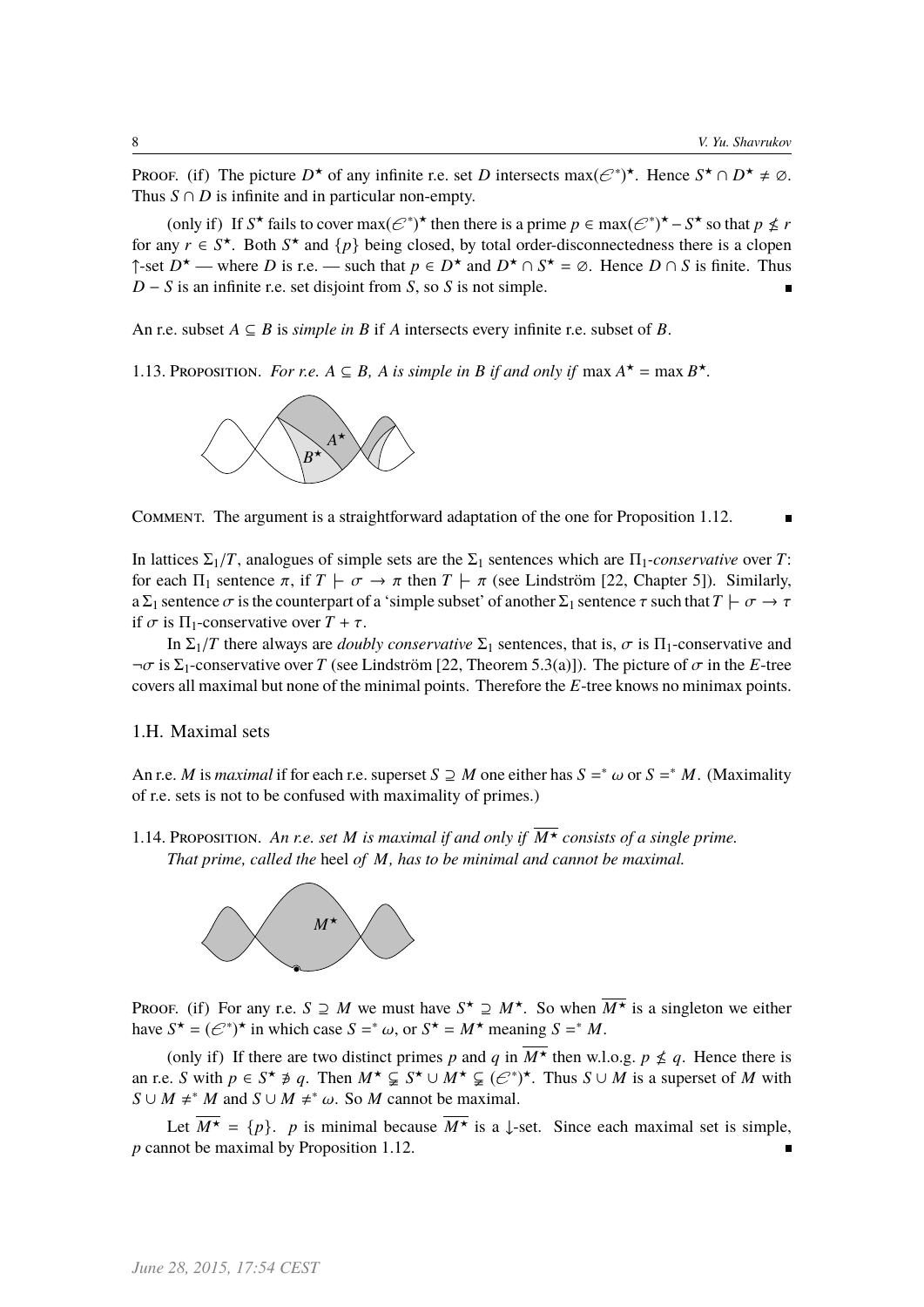Proof. (if) The picture $D^\star$ of any infinite r.e. set $D$ intersects $\max(\mathcal{E}^*)^\star$. Hence $S^\star \cap D^\star \neq \varnothing$. Thus $S \cap D$ is infinite and in particular non-empty.

(only if) If $S^\star$ fails to cover $\max(\mathcal{E}^*)^\star$ then there is a prime $p \in \max(\mathcal{E}^*)^\star - S^\star$ so that $p \nleq r$ for any $r \in S^\star$. Both $S^\star$ and $\{p\}$ being closed, by total order-disconnectedness there is a clopen $\uparrow$-set $D^\star$ — where $D$ is r.e. — such that $p \in D^\star$ and $D^\star \cap S^\star = \varnothing$. Hence $D \cap S$ is finite. Thus $D - S$ is an infinite r.e. set disjoint from $S$, so $S$ is not simple. ∎

An r.e. subset $A \subseteq B$ is *simple in $B$* if $A$ intersects every infinite r.e. subset of $B$.

1.13. Proposition. *For r.e. $A \subseteq B$, $A$ is simple in $B$ if and only if* $\max A^\star = \max B^\star$.

Comment. The argument is a straightforward adaptation of the one for Proposition 1.12. ∎

In lattices $\Sigma_1/T$, analogues of simple sets are the $\Sigma_1$ sentences which are $\Pi_1$-*conservative* over $T$: for each $\Pi_1$ sentence $\pi$, if $T \vdash \sigma \to \pi$ then $T \vdash \pi$ (see Lindström [22, Chapter 5]). Similarly, a $\Sigma_1$ sentence $\sigma$ is the counterpart of a 'simple subset' of another $\Sigma_1$ sentence $\tau$ such that $T \vdash \sigma \to \tau$ if $\sigma$ is $\Pi_1$-conservative over $T + \tau$.

In $\Sigma_1/T$ there always are *doubly conservative* $\Sigma_1$ sentences, that is, $\sigma$ is $\Pi_1$-conservative and $\neg\sigma$ is $\Sigma_1$-conservative over $T$ (see Lindström [22, Theorem 5.3(a)]). The picture of $\sigma$ in the $E$-tree covers all maximal but none of the minimal points. Therefore the $E$-tree knows no minimax points.

## 1.H. Maximal sets

An r.e. $M$ is *maximal* if for each r.e. superset $S \supseteq M$ one either has $S =^* \omega$ or $S =^* M$. (Maximality of r.e. sets is not to be confused with maximality of primes.)

1.14. Proposition. *An r.e. set $M$ is maximal if and only if $\overline{M^\star}$ consists of a single prime. That prime, called the* heel *of $M$, has to be minimal and cannot be maximal.*

Proof. (if) For any r.e. $S \supseteq M$ we must have $S^\star \supseteq M^\star$. So when $\overline{M^\star}$ is a singleton we either have $S^\star = (\mathcal{E}^*)^\star$ in which case $S =^* \omega$, or $S^\star = M^\star$ meaning $S =^* M$.

(only if) If there are two distinct primes $p$ and $q$ in $\overline{M^\star}$ then w.l.o.g. $p \nleq q$. Hence there is an r.e. $S$ with $p \in S^\star \not\ni q$. Then $M^\star \subsetneq S^\star \cup M^\star \subsetneq (\mathcal{E}^*)^\star$. Thus $S \cup M$ is a superset of $M$ with $S \cup M \neq^* M$ and $S \cup M \neq^* \omega$. So $M$ cannot be maximal.

Let $\overline{M^\star} = \{p\}$. $p$ is minimal because $\overline{M^\star}$ is a $\downarrow$-set. Since each maximal set is simple, $p$ cannot be maximal by Proposition 1.12. ∎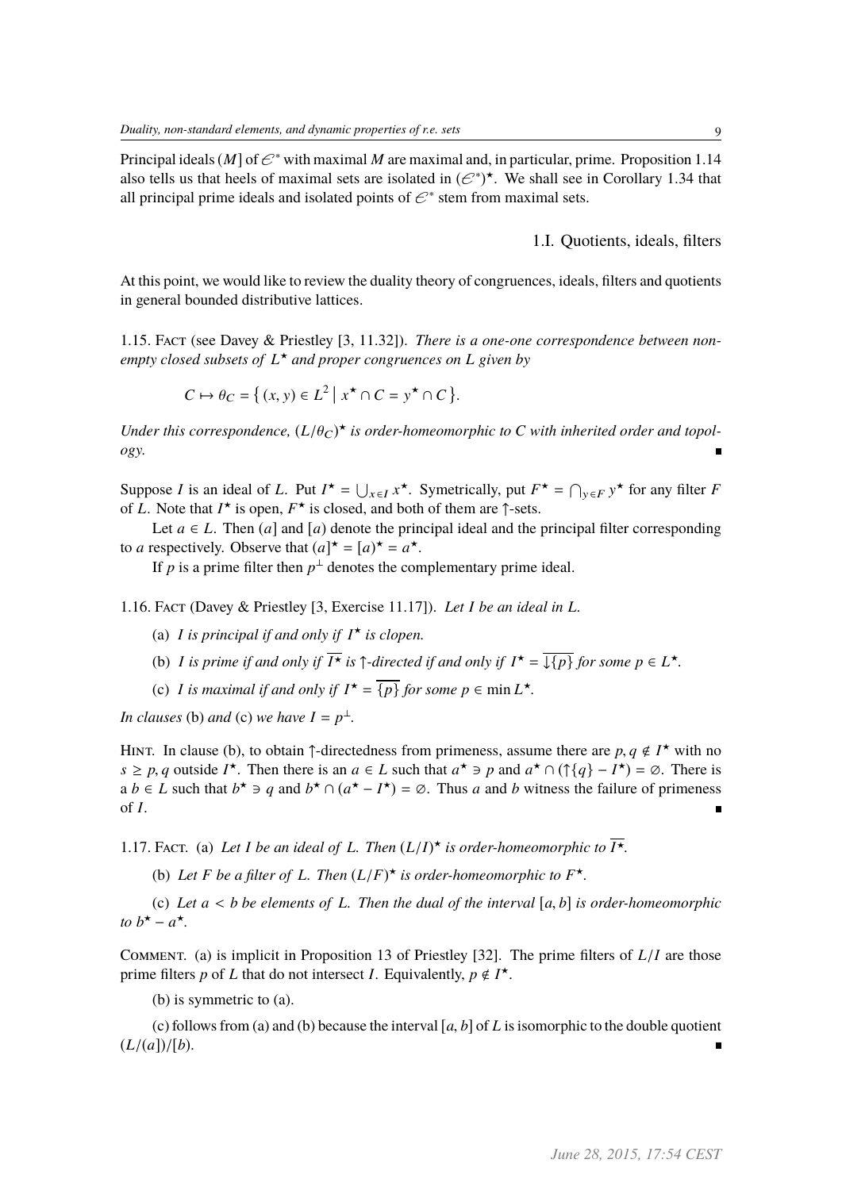Principal ideals $(M]$ of $\mathcal{E}^*$ with maximal $M$ are maximal and, in particular, prime. Proposition 1.14 also tells us that heels of maximal sets are isolated in $(\mathcal{E}^*)^\star$. We shall see in Corollary 1.34 that all principal prime ideals and isolated points of $\mathcal{E}^*$ stem from maximal sets.

## 1.I. Quotients, ideals, filters

At this point, we would like to review the duality theory of congruences, ideals, filters and quotients in general bounded distributive lattices.

1.15. Fact (see Davey & Priestley [3, 11.32]). *There is a one-one correspondence between non-empty closed subsets of $L^\star$ and proper congruences on $L$ given by*

$$C \mapsto \theta_C = \{ (x, y) \in L^2 \mid x^\star \cap C = y^\star \cap C \}.$$

*Under this correspondence, $(L/\theta_C)^\star$ is order-homeomorphic to $C$ with inherited order and topology.* ∎

Suppose $I$ is an ideal of $L$. Put $I^\star = \bigcup_{x \in I} x^\star$. Symetrically, put $F^\star = \bigcap_{y \in F} y^\star$ for any filter $F$ of $L$. Note that $I^\star$ is open, $F^\star$ is closed, and both of them are $\uparrow$-sets.

Let $a \in L$. Then $(a]$ and $[a)$ denote the principal ideal and the principal filter corresponding to $a$ respectively. Observe that $(a]^\star = [a)^\star = a^\star$.

If $p$ is a prime filter then $p^\perp$ denotes the complementary prime ideal.

1.16. Fact (Davey & Priestley [3, Exercise 11.17]). *Let $I$ be an ideal in $L$.*

(a) *$I$ is principal if and only if $I^\star$ is clopen.*

(b) *$I$ is prime if and only if $\overline{I^\star}$ is $\uparrow$-directed if and only if $I^\star = \overline{\downarrow\{p\}}$ for some $p \in L^\star$.*

(c) *$I$ is maximal if and only if $I^\star = \overline{\{p\}}$ for some $p \in \min L^\star$.*

*In clauses* (b) *and* (c) *we have $I = p^\perp$.*

Hint. In clause (b), to obtain $\uparrow$-directedness from primeness, assume there are $p, q \notin I^\star$ with no $s \geq p, q$ outside $I^\star$. Then there is an $a \in L$ such that $a^\star \ni p$ and $a^\star \cap (\uparrow\{q\} - I^\star) = \varnothing$. There is a $b \in L$ such that $b^\star \ni q$ and $b^\star \cap (a^\star - I^\star) = \varnothing$. Thus $a$ and $b$ witness the failure of primeness of $I$. ∎

1.17. Fact. (a) *Let $I$ be an ideal of $L$. Then $(L/I)^\star$ is order-homeomorphic to $\overline{I^\star}$.*

(b) *Let $F$ be a filter of $L$. Then $(L/F)^\star$ is order-homeomorphic to $F^\star$.*

(c) *Let $a < b$ be elements of $L$. Then the dual of the interval $[a, b]$ is order-homeomorphic to $b^\star - a^\star$.*

Comment. (a) is implicit in Proposition 13 of Priestley [32]. The prime filters of $L/I$ are those prime filters $p$ of $L$ that do not intersect $I$. Equivalently, $p \notin I^\star$.

(b) is symmetric to (a).

(c) follows from (a) and (b) because the interval $[a, b]$ of $L$ is isomorphic to the double quotient $(L/(a])/[b)$. ∎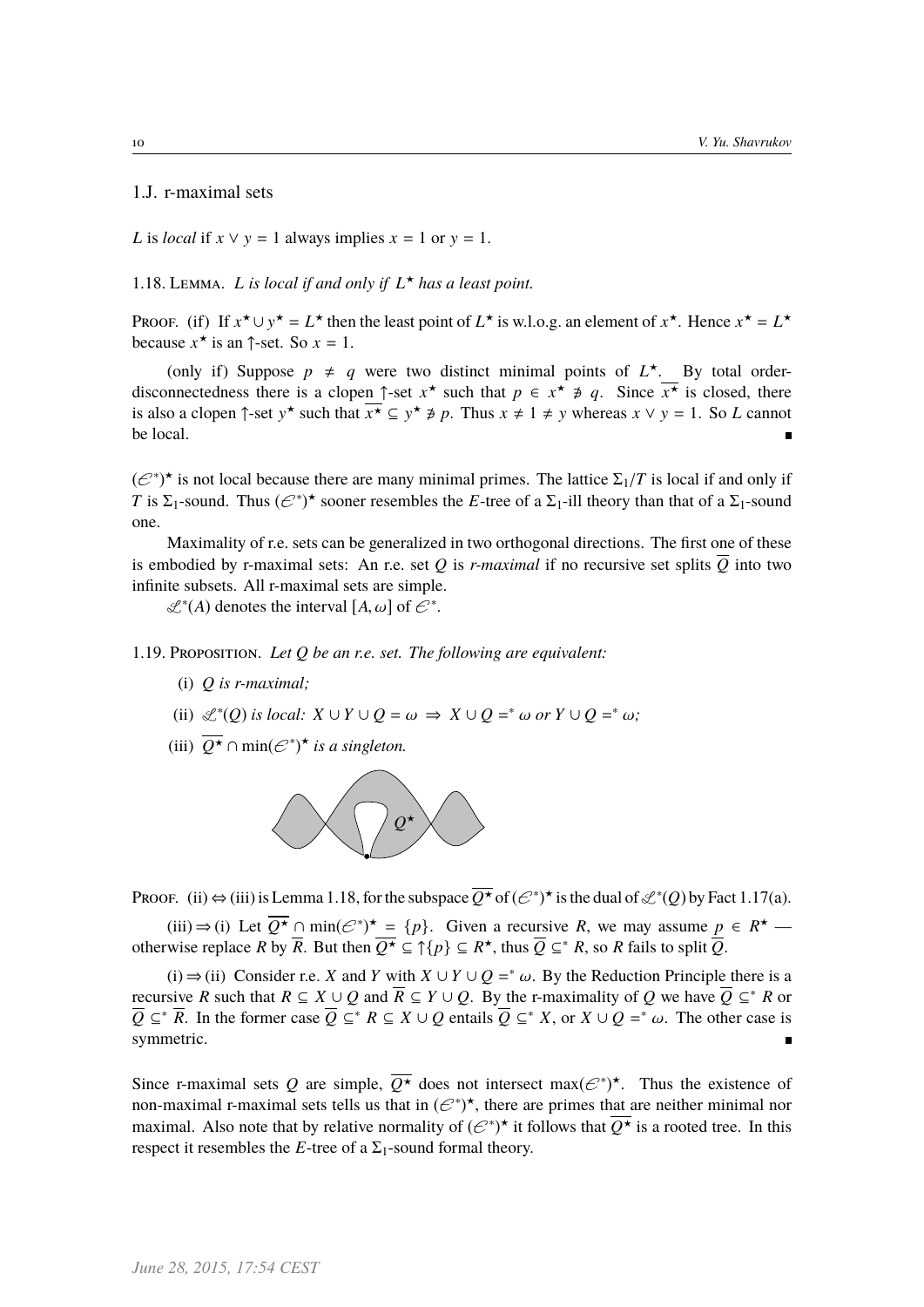## 1.J. r-maximal sets

$L$ is *local* if $x \vee y = 1$ always implies $x = 1$ or $y = 1$.

1.18. Lemma. *$L$ is local if and only if $L^\star$ has a least point.*

Proof. (if) If $x^\star \cup y^\star = L^\star$ then the least point of $L^\star$ is w.l.o.g. an element of $x^\star$. Hence $x^\star = L^\star$ because $x^\star$ is an $\uparrow$-set. So $x = 1$.

(only if) Suppose $p \neq q$ were two distinct minimal points of $L^\star$. By total order-disconnectedness there is a clopen $\uparrow$-set $x^\star$ such that $p \in x^\star \not\ni q$. Since $\overline{x^\star}$ is closed, there is also a clopen $\uparrow$-set $y^\star$ such that $\overline{x^\star} \subseteq y^\star \not\ni p$. Thus $x \neq 1 \neq y$ whereas $x \vee y = 1$. So $L$ cannot be local. ∎

$(\mathscr{E}^*)^\star$ is not local because there are many minimal primes. The lattice $\Sigma_1/T$ is local if and only if $T$ is $\Sigma_1$-sound. Thus $(\mathscr{E}^*)^\star$ sooner resembles the $E$-tree of a $\Sigma_1$-ill theory than that of a $\Sigma_1$-sound one.

Maximality of r.e. sets can be generalized in two orthogonal directions. The first one of these is embodied by r-maximal sets: An r.e. set $Q$ is *r-maximal* if no recursive set splits $\overline{Q}$ into two infinite subsets. All r-maximal sets are simple.

$\mathscr{L}^*(A)$ denotes the interval $[A, \omega]$ of $\mathscr{E}^*$.

1.19. Proposition. *Let $Q$ be an r.e. set. The following are equivalent:*

(i) *$Q$ is r-maximal;*

(ii) *$\mathscr{L}^*(Q)$ is local: $X \cup Y \cup Q = \omega \Rightarrow X \cup Q =^* \omega$ or $Y \cup Q =^* \omega$;*

(iii) *$\overline{Q^\star} \cap \min(\mathscr{E}^*)^\star$ is a singleton.*

Proof. (ii) $\Leftrightarrow$ (iii) is Lemma 1.18, for the subspace $\overline{Q^\star}$ of $(\mathscr{E}^*)^\star$ is the dual of $\mathscr{L}^*(Q)$ by Fact 1.17(a).

(iii) $\Rightarrow$ (i) Let $\overline{Q^\star} \cap \min(\mathscr{E}^*)^\star = \{p\}$. Given a recursive $R$, we may assume $p \in R^\star$ — otherwise replace $R$ by $\overline{R}$. But then $\overline{Q^\star} \subseteq \uparrow\{p\} \subseteq R^\star$, thus $\overline{Q} \subseteq^* R$, so $R$ fails to split $\overline{Q}$.

(i) $\Rightarrow$ (ii) Consider r.e. $X$ and $Y$ with $X \cup Y \cup Q =^* \omega$. By the Reduction Principle there is a recursive $R$ such that $R \subseteq X \cup Q$ and $\overline{R} \subseteq Y \cup Q$. By the r-maximality of $Q$ we have $\overline{Q} \subseteq^* R$ or $\overline{Q} \subseteq^* \overline{R}$. In the former case $\overline{Q} \subseteq^* R \subseteq X \cup Q$ entails $\overline{Q} \subseteq^* X$, or $X \cup Q =^* \omega$. The other case is symmetric. ∎

Since r-maximal sets $Q$ are simple, $\overline{Q^\star}$ does not intersect $\max(\mathscr{E}^*)^\star$. Thus the existence of non-maximal r-maximal sets tells us that in $(\mathscr{E}^*)^\star$, there are primes that are neither minimal nor maximal. Also note that by relative normality of $(\mathscr{E}^*)^\star$ it follows that $\overline{Q^\star}$ is a rooted tree. In this respect it resembles the $E$-tree of a $\Sigma_1$-sound formal theory.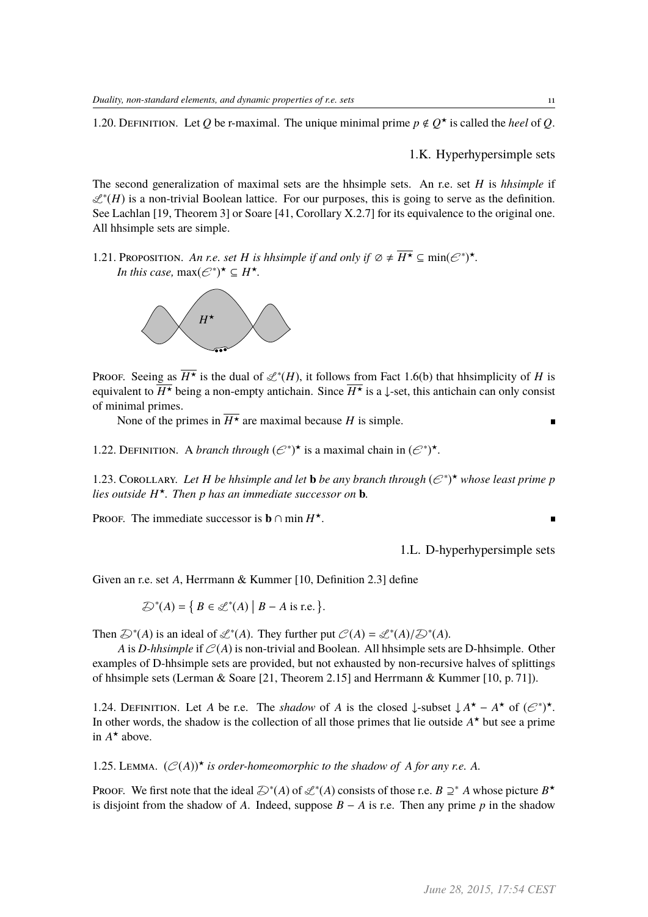1.20. Definition. Let $Q$ be r-maximal. The unique minimal prime $p \notin Q^\star$ is called the *heel* of $Q$.

## 1.K. Hyperhypersimple sets

The second generalization of maximal sets are the hhsimple sets. An r.e. set $H$ is *hhsimple* if $\mathscr{L}^*(H)$ is a non-trivial Boolean lattice. For our purposes, this is going to serve as the definition. See Lachlan [19, Theorem 3] or Soare [41, Corollary X.2.7] for its equivalence to the original one. All hhsimple sets are simple.

1.21. Proposition. *An r.e. set $H$ is hhsimple if and only if $\varnothing \neq \overline{H^\star} \subseteq \min(\mathscr{E}^*)^\star$. In this case, $\max(\mathscr{E}^*)^\star \subseteq H^\star$.*

Proof. Seeing as $\overline{H^\star}$ is the dual of $\mathscr{L}^*(H)$, it follows from Fact 1.6(b) that hhsimplicity of $H$ is equivalent to $\overline{H^\star}$ being a non-empty antichain. Since $\overline{H^\star}$ is a $\downarrow$-set, this antichain can only consist of minimal primes.

None of the primes in $\overline{H^\star}$ are maximal because $H$ is simple. ∎

1.22. Definition. A *branch through* $(\mathscr{E}^*)^\star$ is a maximal chain in $(\mathscr{E}^*)^\star$.

1.23. Corollary. *Let $H$ be hhsimple and let $\mathbf{b}$ be any branch through $(\mathscr{E}^*)^\star$ whose least prime $p$ lies outside $H^\star$. Then $p$ has an immediate successor on $\mathbf{b}$.*

Proof. The immediate successor is $\mathbf{b} \cap \min H^\star$. ∎

## 1.L. D-hyperhypersimple sets

Given an r.e. set $A$, Herrmann & Kummer [10, Definition 2.3] define

$$\mathscr{D}^*(A) = \{\, B \in \mathscr{L}^*(A) \mid B - A \text{ is r.e.} \,\}.$$

Then $\mathscr{D}^*(A)$ is an ideal of $\mathscr{L}^*(A)$. They further put $\mathscr{C}(A) = \mathscr{L}^*(A)/\mathscr{D}^*(A)$.

$A$ is *D-hhsimple* if $\mathscr{C}(A)$ is non-trivial and Boolean. All hhsimple sets are D-hhsimple. Other examples of D-hhsimple sets are provided, but not exhausted by non-recursive halves of splittings of hhsimple sets (Lerman & Soare [21, Theorem 2.15] and Herrmann & Kummer [10, p. 71]).

1.24. Definition. Let $A$ be r.e. The *shadow* of $A$ is the closed $\downarrow$-subset $\downarrow A^\star - A^\star$ of $(\mathscr{E}^*)^\star$. In other words, the shadow is the collection of all those primes that lie outside $A^\star$ but see a prime in $A^\star$ above.

1.25. Lemma. *$(\mathscr{C}(A))^\star$ is order-homeomorphic to the shadow of $A$ for any r.e. $A$.*

Proof. We first note that the ideal $\mathscr{D}^*(A)$ of $\mathscr{L}^*(A)$ consists of those r.e. $B \supseteq^* A$ whose picture $B^\star$ is disjoint from the shadow of $A$. Indeed, suppose $B - A$ is r.e. Then any prime $p$ in the shadow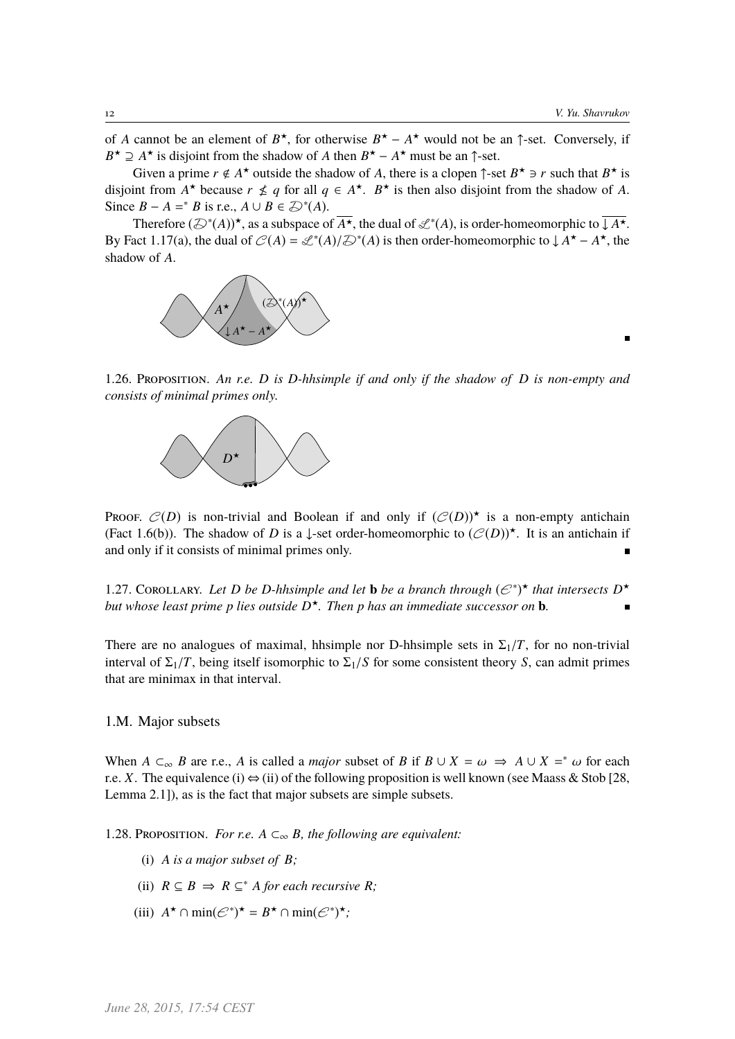of $A$ cannot be an element of $B^\star$, for otherwise $B^\star - A^\star$ would not be an $\uparrow$-set. Conversely, if $B^\star \supseteq A^\star$ is disjoint from the shadow of $A$ then $B^\star - A^\star$ must be an $\uparrow$-set.

Given a prime $r \notin A^\star$ outside the shadow of $A$, there is a clopen $\uparrow$-set $B^\star \ni r$ such that $B^\star$ is disjoint from $A^\star$ because $r \not\leq q$ for all $q \in A^\star$. $B^\star$ is then also disjoint from the shadow of $A$. Since $B - A =^* B$ is r.e., $A \cup B \in \mathscr{D}^*(A)$.

Therefore $(\mathscr{D}^*(A))^\star$, as a subspace of $\overline{A^\star}$, the dual of $\mathscr{L}^*(A)$, is order-homeomorphic to $\overline{\downarrow A^\star}$. By Fact 1.17(a), the dual of $\mathscr{C}(A) = \mathscr{L}^*(A)/\mathscr{D}^*(A)$ is then order-homeomorphic to $\downarrow A^\star - A^\star$, the shadow of $A$. ∎

1.26. Proposition. *An r.e. $D$ is D-hhsimple if and only if the shadow of $D$ is non-empty and consists of minimal primes only.*

Proof. $\mathscr{C}(D)$ is non-trivial and Boolean if and only if $(\mathscr{C}(D))^\star$ is a non-empty antichain (Fact 1.6(b)). The shadow of $D$ is a $\downarrow$-set order-homeomorphic to $(\mathscr{C}(D))^\star$. It is an antichain if and only if it consists of minimal primes only. ∎

1.27. Corollary. *Let $D$ be D-hhsimple and let $\mathbf{b}$ be a branch through $(\mathscr{E}^*)^\star$ that intersects $D^\star$ but whose least prime $p$ lies outside $D^\star$. Then $p$ has an immediate successor on $\mathbf{b}$.* ∎

There are no analogues of maximal, hhsimple nor D-hhsimple sets in $\Sigma_1/T$, for no non-trivial interval of $\Sigma_1/T$, being itself isomorphic to $\Sigma_1/S$ for some consistent theory $S$, can admit primes that are minimax in that interval.

## 1.M. Major subsets

When $A \subset_\infty B$ are r.e., $A$ is called a *major* subset of $B$ if $B \cup X = \omega \Rightarrow A \cup X =^* \omega$ for each r.e. $X$. The equivalence (i) ⇔ (ii) of the following proposition is well known (see Maass & Stob [28, Lemma 2.1]), as is the fact that major subsets are simple subsets.

1.28. Proposition. *For r.e. $A \subset_\infty B$, the following are equivalent:*

(i) *$A$ is a major subset of $B$;*

(ii) *$R \subseteq B \Rightarrow R \subseteq^* A$ for each recursive $R$;*

(iii) *$A^\star \cap \min(\mathscr{E}^*)^\star = B^\star \cap \min(\mathscr{E}^*)^\star$;*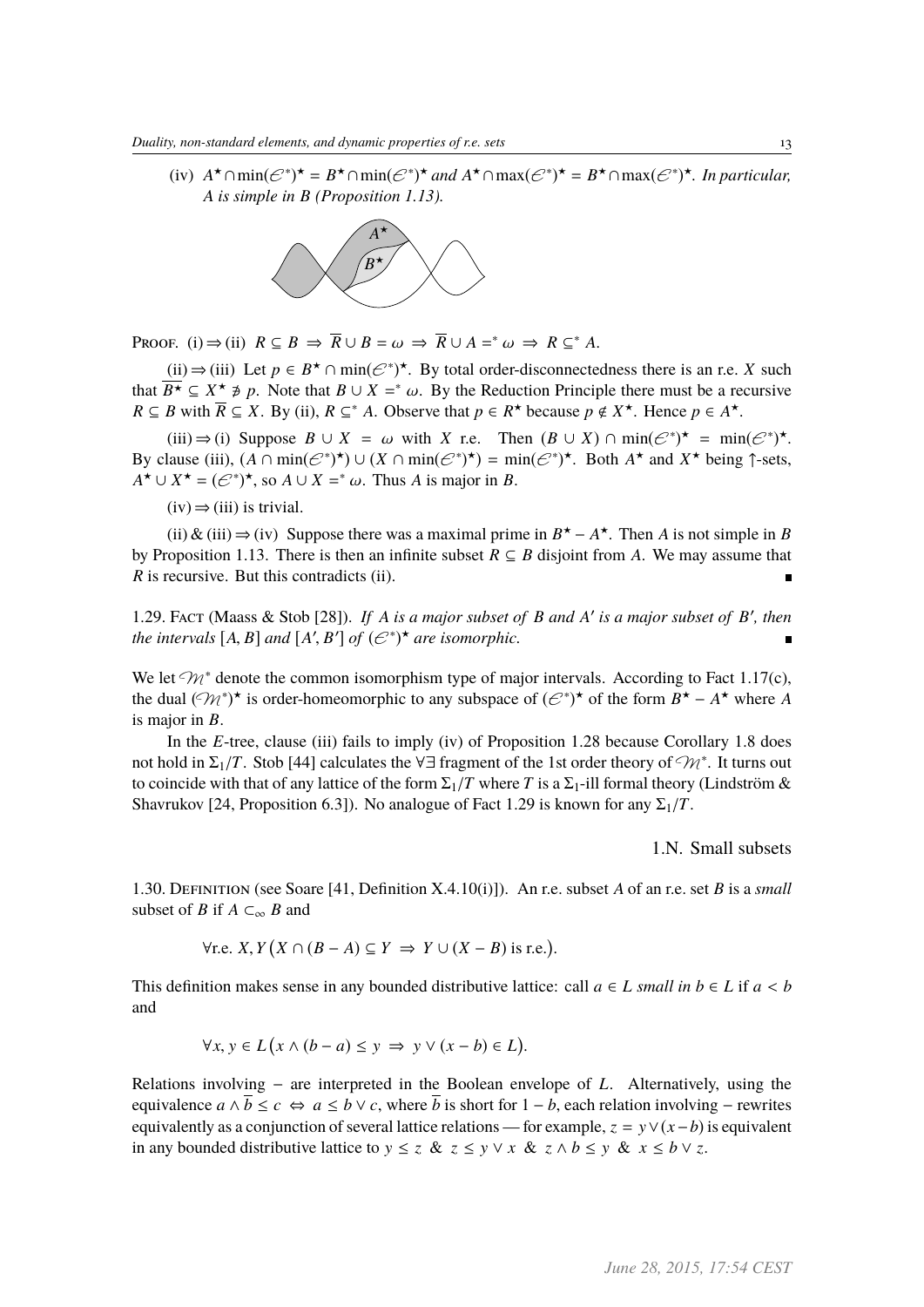(iv) $A^\star \cap \min(\mathcal{E}^*)^\star = B^\star \cap \min(\mathcal{E}^*)^\star$ *and* $A^\star \cap \max(\mathcal{E}^*)^\star = B^\star \cap \max(\mathcal{E}^*)^\star$. *In particular, $A$ is simple in $B$ (Proposition 1.13).*

Proof. (i) ⇒ (ii) $R \subseteq B \Rightarrow \overline{R} \cup B = \omega \Rightarrow \overline{R} \cup A =^* \omega \Rightarrow R \subseteq^* A$.

(ii) ⇒ (iii) Let $p \in B^\star \cap \min(\mathcal{E}^*)^\star$. By total order-disconnectedness there is an r.e. $X$ such that $\overline{B^\star} \subseteq X^\star \not\ni p$. Note that $B \cup X =^* \omega$. By the Reduction Principle there must be a recursive $R \subseteq B$ with $\overline{R} \subseteq X$. By (ii), $R \subseteq^* A$. Observe that $p \in R^\star$ because $p \notin X^\star$. Hence $p \in A^\star$.

(iii) ⇒ (i) Suppose $B \cup X = \omega$ with $X$ r.e. Then $(B \cup X) \cap \min(\mathcal{E}^*)^\star = \min(\mathcal{E}^*)^\star$. By clause (iii), $(A \cap \min(\mathcal{E}^*)^\star) \cup (X \cap \min(\mathcal{E}^*)^\star) = \min(\mathcal{E}^*)^\star$. Both $A^\star$ and $X^\star$ being ↑-sets, $A^\star \cup X^\star = (\mathcal{E}^*)^\star$, so $A \cup X =^* \omega$. Thus $A$ is major in $B$.

(iv) ⇒ (iii) is trivial.

(ii) & (iii) ⇒ (iv) Suppose there was a maximal prime in $B^\star - A^\star$. Then $A$ is not simple in $B$ by Proposition 1.13. There is then an infinite subset $R \subseteq B$ disjoint from $A$. We may assume that $R$ is recursive. But this contradicts (ii). ∎

1.29. Fact (Maass & Stob [28]). *If $A$ is a major subset of $B$ and $A'$ is a major subset of $B'$, then the intervals $[A, B]$ and $[A', B']$ of $(\mathcal{E}^*)^\star$ are isomorphic.* ∎

We let $\mathcal{M}^*$ denote the common isomorphism type of major intervals. According to Fact 1.17(c), the dual $(\mathcal{M}^*)^\star$ is order-homeomorphic to any subspace of $(\mathcal{E}^*)^\star$ of the form $B^\star - A^\star$ where $A$ is major in $B$.

In the $E$-tree, clause (iii) fails to imply (iv) of Proposition 1.28 because Corollary 1.8 does not hold in $\Sigma_1/T$. Stob [44] calculates the ∀∃ fragment of the 1st order theory of $\mathcal{M}^*$. It turns out to coincide with that of any lattice of the form $\Sigma_1/T$ where $T$ is a $\Sigma_1$-ill formal theory (Lindström & Shavrukov [24, Proposition 6.3]). No analogue of Fact 1.29 is known for any $\Sigma_1/T$.

## 1.N. Small subsets

1.30. Definition (see Soare [41, Definition X.4.10(i)]). An r.e. subset $A$ of an r.e. set $B$ is a *small* subset of $B$ if $A \subset_\infty B$ and

$$\forall \text{r.e. } X, Y \big(X \cap (B - A) \subseteq Y \Rightarrow Y \cup (X - B) \text{ is r.e.}\big).$$

This definition makes sense in any bounded distributive lattice: call $a \in L$ *small in* $b \in L$ if $a < b$ and

$$\forall x, y \in L \big(x \wedge (b - a) \leq y \Rightarrow y \vee (x - b) \in L\big).$$

Relations involving $-$ are interpreted in the Boolean envelope of $L$. Alternatively, using the equivalence $a \wedge \overline{b} \leq c \Leftrightarrow a \leq b \vee c$, where $\overline{b}$ is short for $1 - b$, each relation involving $-$ rewrites equivalently as a conjunction of several lattice relations — for example, $z = y \vee (x - b)$ is equivalent in any bounded distributive lattice to $y \leq z$ & $z \leq y \vee x$ & $z \wedge b \leq y$ & $x \leq b \vee z$.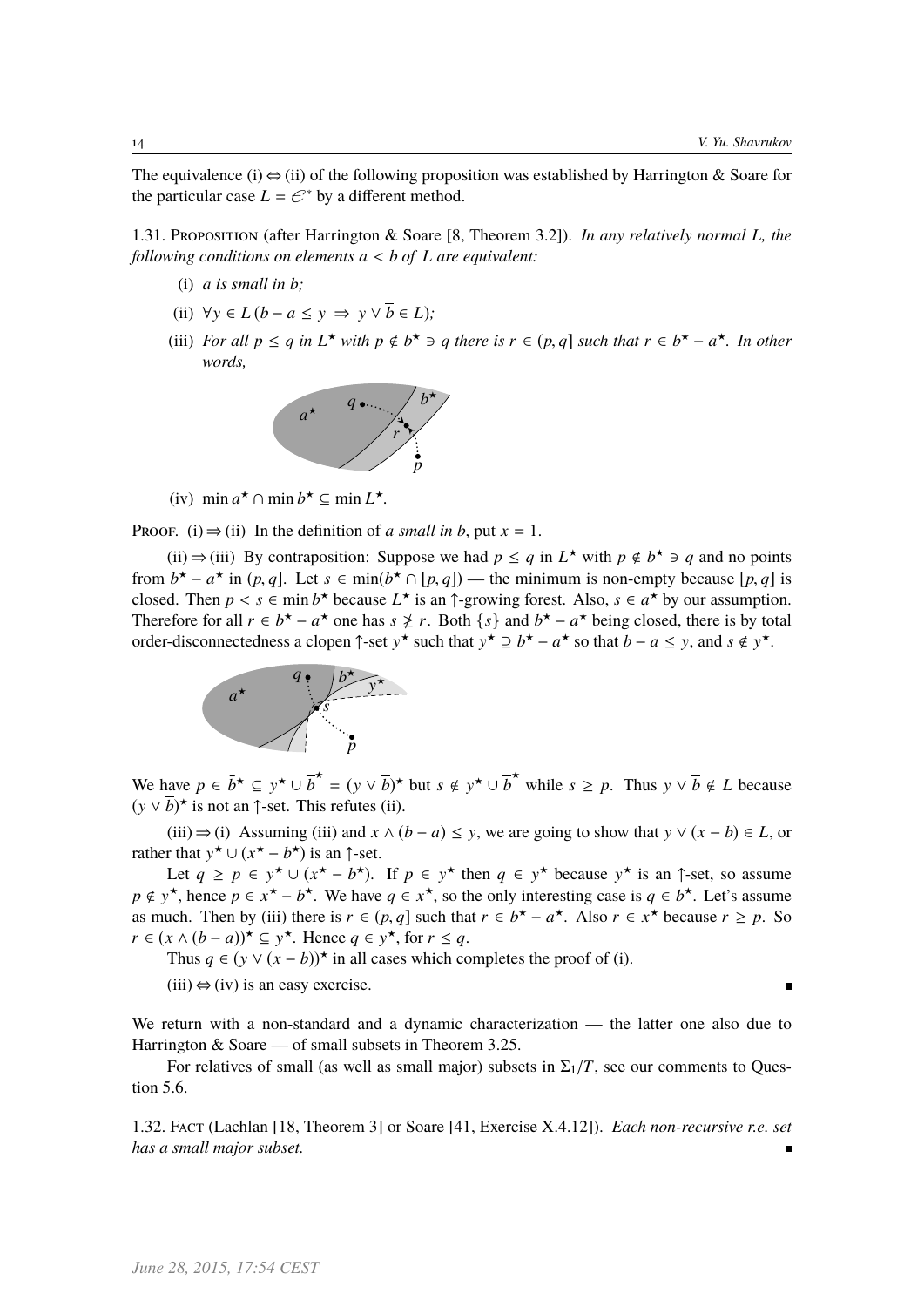The equivalence (i) ⇔ (ii) of the following proposition was established by Harrington & Soare for the particular case $L = \mathcal{E}^*$ by a different method.

1.31. Proposition (after Harrington & Soare [8, Theorem 3.2]). *In any relatively normal $L$, the following conditions on elements $a < b$ of $L$ are equivalent:*

(i) *$a$ is small in $b$;*

(ii) $\forall y \in L\,(b - a \leq y \;\Rightarrow\; y \vee \overline{b} \in L)$*;*

(iii) *For all $p \leq q$ in $L^\star$ with $p \notin b^\star \ni q$ there is $r \in (p, q]$ such that $r \in b^\star - a^\star$. In other words,*

(iv) $\min a^\star \cap \min b^\star \subseteq \min L^\star$.

Proof. (i) ⇒ (ii) In the definition of *a small in b*, put $x = 1$.

(ii) ⇒ (iii) By contraposition: Suppose we had $p \leq q$ in $L^\star$ with $p \notin b^\star \ni q$ and no points from $b^\star - a^\star$ in $(p, q]$. Let $s \in \min(b^\star \cap [p, q])$ — the minimum is non-empty because $[p, q]$ is closed. Then $p < s \in \min b^\star$ because $L^\star$ is an ↑-growing forest. Also, $s \in a^\star$ by our assumption. Therefore for all $r \in b^\star - a^\star$ one has $s \ngeq r$. Both $\{s\}$ and $b^\star - a^\star$ being closed, there is by total order-disconnectedness a clopen ↑-set $y^\star$ such that $y^\star \supseteq b^\star - a^\star$ so that $b - a \leq y$, and $s \notin y^\star$.

We have $p \in \overline{b}^\star \subseteq y^\star \cup \overline{b}^\star = (y \vee \overline{b})^\star$ but $s \notin y^\star \cup \overline{b}^\star$ while $s \geq p$. Thus $y \vee \overline{b} \notin L$ because $(y \vee \overline{b})^\star$ is not an ↑-set. This refutes (ii).

(iii) ⇒ (i) Assuming (iii) and $x \wedge (b - a) \leq y$, we are going to show that $y \vee (x - b) \in L$, or rather that $y^\star \cup (x^\star - b^\star)$ is an ↑-set.

Let $q \geq p \in y^\star \cup (x^\star - b^\star)$. If $p \in y^\star$ then $q \in y^\star$ because $y^\star$ is an ↑-set, so assume $p \notin y^\star$, hence $p \in x^\star - b^\star$. We have $q \in x^\star$, so the only interesting case is $q \in b^\star$. Let's assume as much. Then by (iii) there is $r \in (p, q]$ such that $r \in b^\star - a^\star$. Also $r \in x^\star$ because $r \geq p$. So $r \in (x \wedge (b - a))^\star \subseteq y^\star$. Hence $q \in y^\star$, for $r \leq q$.

Thus $q \in (y \vee (x - b))^\star$ in all cases which completes the proof of (i).

(iii) ⇔ (iv) is an easy exercise. ∎

We return with a non-standard and a dynamic characterization — the latter one also due to Harrington & Soare — of small subsets in Theorem 3.25.

For relatives of small (as well as small major) subsets in $\Sigma_1/T$, see our comments to Question 5.6.

1.32. Fact (Lachlan [18, Theorem 3] or Soare [41, Exercise X.4.12]). *Each non-recursive r.e. set has a small major subset.* ∎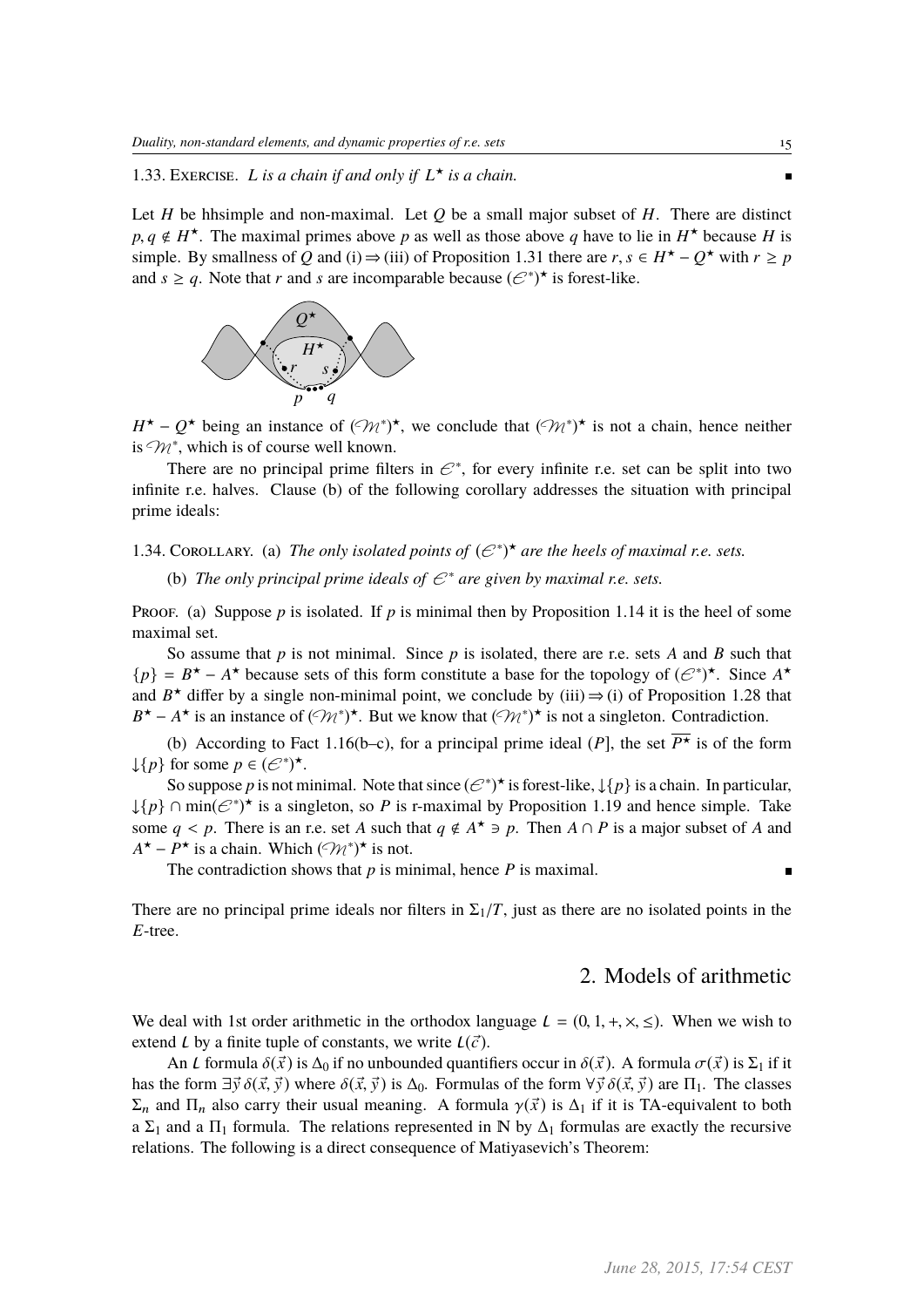1.33. Exercise. *$L$ is a chain if and only if $L^\star$ is a chain.* ∎

Let $H$ be hhsimple and non-maximal. Let $Q$ be a small major subset of $H$. There are distinct $p, q \notin H^\star$. The maximal primes above $p$ as well as those above $q$ have to lie in $H^\star$ because $H$ is simple. By smallness of $Q$ and (i) ⇒ (iii) of Proposition 1.31 there are $r, s \in H^\star - Q^\star$ with $r \geq p$ and $s \geq q$. Note that $r$ and $s$ are incomparable because $(\mathcal{E}^*)^\star$ is forest-like.

$H^\star - Q^\star$ being an instance of $(\mathcal{M}^*)^\star$, we conclude that $(\mathcal{M}^*)^\star$ is not a chain, hence neither is $\mathcal{M}^*$, which is of course well known.

There are no principal prime filters in $\mathcal{E}^*$, for every infinite r.e. set can be split into two infinite r.e. halves. Clause (b) of the following corollary addresses the situation with principal prime ideals:

1.34. Corollary. (a) *The only isolated points of $(\mathcal{E}^*)^\star$ are the heels of maximal r.e. sets.*

(b) *The only principal prime ideals of $\mathcal{E}^*$ are given by maximal r.e. sets.*

Proof. (a) Suppose $p$ is isolated. If $p$ is minimal then by Proposition 1.14 it is the heel of some maximal set.

So assume that $p$ is not minimal. Since $p$ is isolated, there are r.e. sets $A$ and $B$ such that $\{p\} = B^\star - A^\star$ because sets of this form constitute a base for the topology of $(\mathcal{E}^*)^\star$. Since $A^\star$ and $B^\star$ differ by a single non-minimal point, we conclude by (iii) ⇒ (i) of Proposition 1.28 that $B^\star - A^\star$ is an instance of $(\mathcal{M}^*)^\star$. But we know that $(\mathcal{M}^*)^\star$ is not a singleton. Contradiction.

(b) According to Fact 1.16(b–c), for a principal prime ideal $(P]$, the set $\overline{P^\star}$ is of the form $\downarrow\{p\}$ for some $p \in (\mathcal{E}^*)^\star$.

So suppose $p$ is not minimal. Note that since $(\mathcal{E}^*)^\star$ is forest-like, $\downarrow\{p\}$ is a chain. In particular, $\downarrow\{p\} \cap \min(\mathcal{E}^*)^\star$ is a singleton, so $P$ is r-maximal by Proposition 1.19 and hence simple. Take some $q < p$. There is an r.e. set $A$ such that $q \notin A^\star \ni p$. Then $A \cap P$ is a major subset of $A$ and $A^\star - P^\star$ is a chain. Which $(\mathcal{M}^*)^\star$ is not.

The contradiction shows that $p$ is minimal, hence $P$ is maximal. ∎

There are no principal prime ideals nor filters in $\Sigma_1/T$, just as there are no isolated points in the $E$-tree.

## 2. Models of arithmetic

We deal with 1st order arithmetic in the orthodox language $L = (0, 1, +, \times, \leq)$. When we wish to extend $L$ by a finite tuple of constants, we write $L(\vec{c})$.

An $L$ formula $\delta(\vec{x})$ is $\Delta_0$ if no unbounded quantifiers occur in $\delta(\vec{x})$. A formula $\sigma(\vec{x})$ is $\Sigma_1$ if it has the form $\exists \vec{y}\, \delta(\vec{x}, \vec{y})$ where $\delta(\vec{x}, \vec{y})$ is $\Delta_0$. Formulas of the form $\forall \vec{y}\, \delta(\vec{x}, \vec{y})$ are $\Pi_1$. The classes $\Sigma_n$ and $\Pi_n$ also carry their usual meaning. A formula $\gamma(\vec{x})$ is $\Delta_1$ if it is TA-equivalent to both a $\Sigma_1$ and a $\Pi_1$ formula. The relations represented in $\mathbb{N}$ by $\Delta_1$ formulas are exactly the recursive relations. The following is a direct consequence of Matiyasevich's Theorem: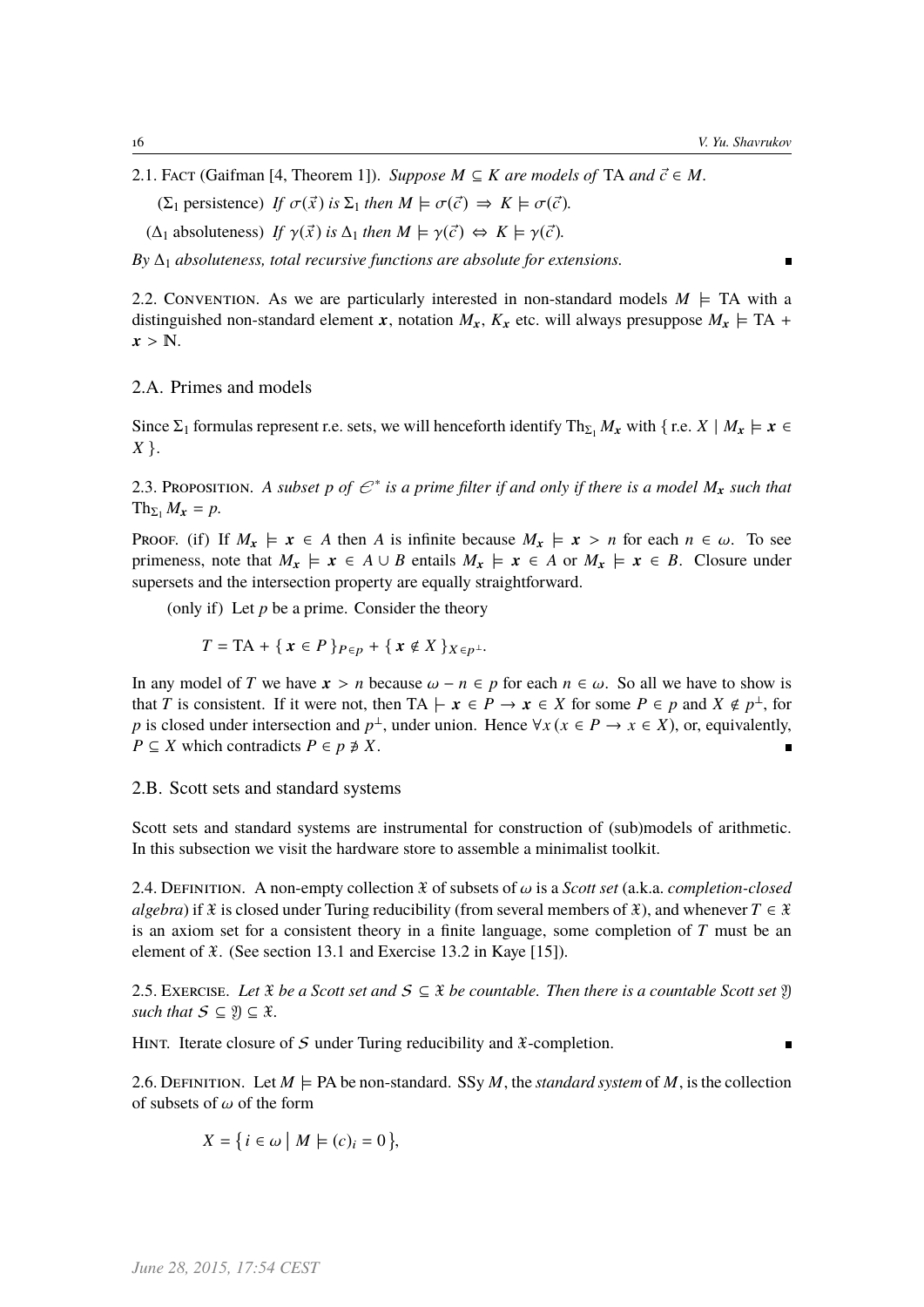2.1. Fact (Gaifman [4, Theorem 1]). *Suppose $M \subseteq K$ are models of* TA *and $\vec{c} \in M$.*

($\Sigma_1$ persistence) *If $\sigma(\vec{x})$ is $\Sigma_1$ then $M \models \sigma(\vec{c}) \Rightarrow K \models \sigma(\vec{c})$.*

($\Delta_1$ absoluteness) *If $\gamma(\vec{x})$ is $\Delta_1$ then $M \models \gamma(\vec{c}) \Leftrightarrow K \models \gamma(\vec{c})$.*

*By $\Delta_1$ absoluteness, total recursive functions are absolute for extensions.* ∎

2.2. Convention. As we are particularly interested in non-standard models $M \models$ TA with a distinguished non-standard element $\boldsymbol{x}$, notation $M_{\boldsymbol{x}}$, $K_{\boldsymbol{x}}$ etc. will always presuppose $M_{\boldsymbol{x}} \models \text{TA} + \boldsymbol{x} > \mathbb{N}$.

## 2.A. Primes and models

Since $\Sigma_1$ formulas represent r.e. sets, we will henceforth identify $\text{Th}_{\Sigma_1} M_{\boldsymbol{x}}$ with $\{\text{ r.e. } X \mid M_{\boldsymbol{x}} \models \boldsymbol{x} \in X\}$.

2.3. Proposition. *A subset $p$ of $\mathscr{E}^*$ is a prime filter if and only if there is a model $M_{\boldsymbol{x}}$ such that $\text{Th}_{\Sigma_1} M_{\boldsymbol{x}} = p$.*

Proof. (if) If $M_{\boldsymbol{x}} \models \boldsymbol{x} \in A$ then $A$ is infinite because $M_{\boldsymbol{x}} \models \boldsymbol{x} > n$ for each $n \in \omega$. To see primeness, note that $M_{\boldsymbol{x}} \models \boldsymbol{x} \in A \cup B$ entails $M_{\boldsymbol{x}} \models \boldsymbol{x} \in A$ or $M_{\boldsymbol{x}} \models \boldsymbol{x} \in B$. Closure under supersets and the intersection property are equally straightforward.

(only if) Let $p$ be a prime. Consider the theory

$$T = \text{TA} + \{\, \boldsymbol{x} \in P \,\}_{P \in p} + \{\, \boldsymbol{x} \notin X \,\}_{X \in p^\perp}.$$

In any model of $T$ we have $\boldsymbol{x} > n$ because $\omega - n \in p$ for each $n \in \omega$. So all we have to show is that $T$ is consistent. If it were not, then $\text{TA} \vdash \boldsymbol{x} \in P \to \boldsymbol{x} \in X$ for some $P \in p$ and $X \notin p^\perp$, for $p$ is closed under intersection and $p^\perp$, under union. Hence $\forall x\,(x \in P \to x \in X)$, or, equivalently, $P \subseteq X$ which contradicts $P \in p \not\ni X$. ∎

## 2.B. Scott sets and standard systems

Scott sets and standard systems are instrumental for construction of (sub)models of arithmetic. In this subsection we visit the hardware store to assemble a minimalist toolkit.

2.4. Definition. A non-empty collection $\mathfrak{X}$ of subsets of $\omega$ is a *Scott set* (a.k.a. *completion-closed algebra*) if $\mathfrak{X}$ is closed under Turing reducibility (from several members of $\mathfrak{X}$), and whenever $T \in \mathfrak{X}$ is an axiom set for a consistent theory in a finite language, some completion of $T$ must be an element of $\mathfrak{X}$. (See section 13.1 and Exercise 13.2 in Kaye [15]).

2.5. Exercise. *Let $\mathfrak{X}$ be a Scott set and $\mathcal{S} \subseteq \mathfrak{X}$ be countable. Then there is a countable Scott set $\mathfrak{Y}$ such that $\mathcal{S} \subseteq \mathfrak{Y} \subseteq \mathfrak{X}$.*

Hint. Iterate closure of $\mathcal{S}$ under Turing reducibility and $\mathfrak{X}$-completion. ∎

2.6. Definition. Let $M \models$ PA be non-standard. SSy $M$, the *standard system* of $M$, is the collection of subsets of $\omega$ of the form

$$X = \{\, i \in \omega \mid M \models (c)_i = 0 \,\},$$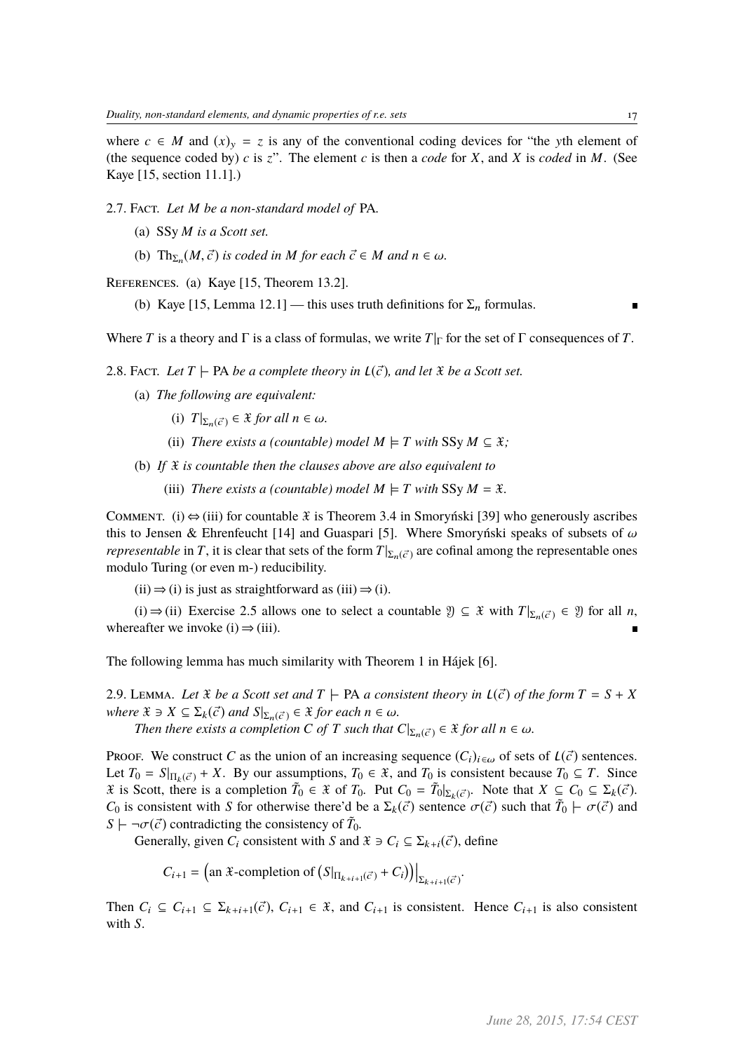where $c \in M$ and $(x)_y = z$ is any of the conventional coding devices for "the $y$th element of (the sequence coded by) $c$ is $z$". The element $c$ is then a *code* for $X$, and $X$ is *coded* in $M$. (See Kaye [15, section 11.1].)

2.7. Fact. *Let $M$ be a non-standard model of* PA.

(a) SSy $M$ *is a Scott set.*

(b) $\mathrm{Th}_{\Sigma_n}(M, \vec{c})$ *is coded in $M$ for each $\vec{c} \in M$ and $n \in \omega$.*

References. (a) Kaye [15, Theorem 13.2].

(b) Kaye [15, Lemma 12.1] — this uses truth definitions for $\Sigma_n$ formulas. ∎

Where $T$ is a theory and $\Gamma$ is a class of formulas, we write $T|_\Gamma$ for the set of $\Gamma$ consequences of $T$.

2.8. Fact. *Let $T \vdash$ PA be a complete theory in $L(\vec{c})$, and let $\mathfrak{X}$ be a Scott set.*

(a) *The following are equivalent:*

(i) $T|_{\Sigma_n(\vec{c})} \in \mathfrak{X}$ *for all $n \in \omega$.*

(ii) *There exists a (countable) model $M \models T$ with* SSy $M \subseteq \mathfrak{X}$*;*

(b) *If $\mathfrak{X}$ is countable then the clauses above are also equivalent to*

(iii) *There exists a (countable) model $M \models T$ with* SSy $M = \mathfrak{X}$.

Comment. (i) ⇔ (iii) for countable $\mathfrak{X}$ is Theorem 3.4 in Smoryński [39] who generously ascribes this to Jensen & Ehrenfeucht [14] and Guaspari [5]. Where Smoryński speaks of subsets of $\omega$ *representable* in $T$, it is clear that sets of the form $T|_{\Sigma_n(\vec{c})}$ are cofinal among the representable ones modulo Turing (or even m-) reducibility.

(ii) ⇒ (i) is just as straightforward as (iii) ⇒ (i).

(i) ⇒ (ii) Exercise 2.5 allows one to select a countable $\mathfrak{Y} \subseteq \mathfrak{X}$ with $T|_{\Sigma_n(\vec{c})} \in \mathfrak{Y}$ for all $n$, whereafter we invoke (i) ⇒ (iii). ∎

The following lemma has much similarity with Theorem 1 in Hájek [6].

2.9. Lemma. *Let $\mathfrak{X}$ be a Scott set and $T \vdash$ PA a consistent theory in $L(\vec{c})$ of the form $T = S + X$ where $\mathfrak{X} \ni X \subseteq \Sigma_k(\vec{c})$ and $S|_{\Sigma_n(\vec{c})} \in \mathfrak{X}$ for each $n \in \omega$.*

*Then there exists a completion $C$ of $T$ such that $C|_{\Sigma_n(\vec{c})} \in \mathfrak{X}$ for all $n \in \omega$.*

Proof. We construct $C$ as the union of an increasing sequence $(C_i)_{i \in \omega}$ of sets of $L(\vec{c})$ sentences. Let $T_0 = S|_{\Pi_k(\vec{c})} + X$. By our assumptions, $T_0 \in \mathfrak{X}$, and $T_0$ is consistent because $T_0 \subseteq T$. Since $\mathfrak{X}$ is Scott, there is a completion $\tilde{T}_0 \in \mathfrak{X}$ of $T_0$. Put $C_0 = \tilde{T}_0|_{\Sigma_k(\vec{c})}$. Note that $X \subseteq C_0 \subseteq \Sigma_k(\vec{c})$. $C_0$ is consistent with $S$ for otherwise there'd be a $\Sigma_k(\vec{c})$ sentence $\sigma(\vec{c})$ such that $\tilde{T}_0 \vdash \sigma(\vec{c})$ and $S \vdash \neg\sigma(\vec{c})$ contradicting the consistency of $\tilde{T}_0$.

Generally, given $C_i$ consistent with $S$ and $\mathfrak{X} \ni C_i \subseteq \Sigma_{k+i}(\vec{c})$, define

$$C_{i+1} = \left(\text{an } \mathfrak{X}\text{-completion of } \left(S|_{\Pi_{k+i+1}(\vec{c})} + C_i\right)\right)\Big|_{\Sigma_{k+i+1}(\vec{c})}.$$

Then $C_i \subseteq C_{i+1} \subseteq \Sigma_{k+i+1}(\vec{c})$, $C_{i+1} \in \mathfrak{X}$, and $C_{i+1}$ is consistent. Hence $C_{i+1}$ is also consistent with $S$.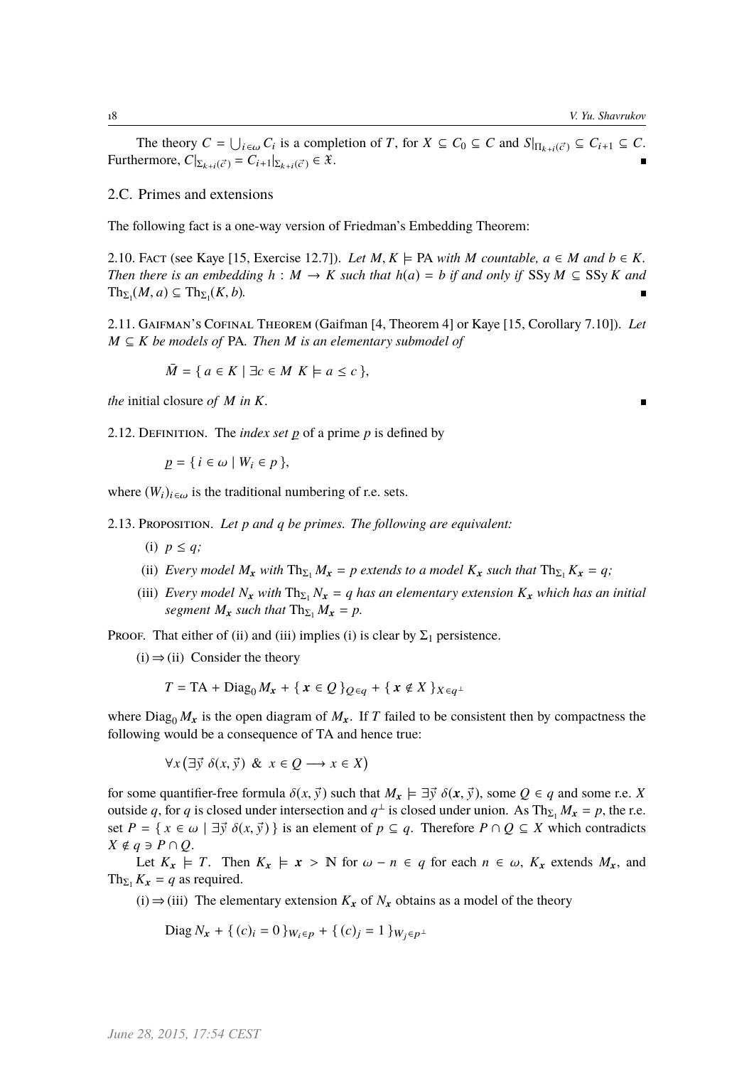The theory $C = \bigcup_{i\in\omega} C_i$ is a completion of $T$, for $X \subseteq C_0 \subseteq C$ and $S|_{\Pi_{k+i}(\vec{c})} \subseteq C_{i+1} \subseteq C$. Furthermore, $C|_{\Sigma_{k+i}(\vec{c})} = C_{i+1}|_{\Sigma_{k+i}(\vec{c})} \in \mathfrak{X}$. ∎

## 2.C. Primes and extensions

The following fact is a one-way version of Friedman's Embedding Theorem:

2.10. Fact (see Kaye [15, Exercise 12.7]). *Let $M, K \models \mathrm{PA}$ with $M$ countable, $a \in M$ and $b \in K$. Then there is an embedding $h : M \to K$ such that $h(a) = b$ if and only if $\mathrm{SSy}\, M \subseteq \mathrm{SSy}\, K$ and $\mathrm{Th}_{\Sigma_1}(M, a) \subseteq \mathrm{Th}_{\Sigma_1}(K, b)$.* ∎

2.11. Gaifman's Cofinal Theorem (Gaifman [4, Theorem 4] or Kaye [15, Corollary 7.10]). *Let $M \subseteq K$ be models of PA. Then $M$ is an elementary submodel of*

$$\bar{M} = \{\, a \in K \mid \exists c \in M \;\; K \models a \leq c \,\},$$

*the* initial closure *of $M$ in $K$.* ∎

2.12. Definition. The *index set $\underline{p}$* of a prime $p$ is defined by

$$\underline{p} = \{\, i \in \omega \mid W_i \in p \,\},$$

where $(W_i)_{i\in\omega}$ is the traditional numbering of r.e. sets.

2.13. Proposition. *Let $p$ and $q$ be primes. The following are equivalent:*

(i) *$p \leq q$;*

(ii) *Every model $M_{\boldsymbol{x}}$ with $\mathrm{Th}_{\Sigma_1} M_{\boldsymbol{x}} = p$ extends to a model $K_{\boldsymbol{x}}$ such that $\mathrm{Th}_{\Sigma_1} K_{\boldsymbol{x}} = q$;*

(iii) *Every model $N_{\boldsymbol{x}}$ with $\mathrm{Th}_{\Sigma_1} N_{\boldsymbol{x}} = q$ has an elementary extension $K_{\boldsymbol{x}}$ which has an initial segment $M_{\boldsymbol{x}}$ such that $\mathrm{Th}_{\Sigma_1} M_{\boldsymbol{x}} = p$.*

Proof. That either of (ii) and (iii) implies (i) is clear by $\Sigma_1$ persistence.

(i) ⇒ (ii) Consider the theory

$$T = \mathrm{TA} + \mathrm{Diag}_0 M_{\boldsymbol{x}} + \{\, \boldsymbol{x} \in Q \,\}_{Q\in q} + \{\, \boldsymbol{x} \notin X \,\}_{X\in q^{\perp}}$$

where $\mathrm{Diag}_0 M_{\boldsymbol{x}}$ is the open diagram of $M_{\boldsymbol{x}}$. If $T$ failed to be consistent then by compactness the following would be a consequence of TA and hence true:

$$\forall x \big(\exists \vec{y}\ \delta(x, \vec{y}) \ \&\ x \in Q \longrightarrow x \in X\big)$$

for some quantifier-free formula $\delta(x, \vec{y})$ such that $M_{\boldsymbol{x}} \models \exists \vec{y}\ \delta(\boldsymbol{x}, \vec{y})$, some $Q \in q$ and some r.e. $X$ outside $q$, for $q$ is closed under intersection and $q^{\perp}$ is closed under union. As $\mathrm{Th}_{\Sigma_1} M_{\boldsymbol{x}} = p$, the r.e. set $P = \{\, x \in \omega \mid \exists \vec{y}\ \delta(x, \vec{y}) \,\}$ is an element of $p \subseteq q$. Therefore $P \cap Q \subseteq X$ which contradicts $X \notin q \ni P \cap Q$.

Let $K_{\boldsymbol{x}} \models T$. Then $K_{\boldsymbol{x}} \models \boldsymbol{x} > \mathbb{N}$ for $\omega - n \in q$ for each $n \in \omega$, $K_{\boldsymbol{x}}$ extends $M_{\boldsymbol{x}}$, and $\mathrm{Th}_{\Sigma_1} K_{\boldsymbol{x}} = q$ as required.

(i) ⇒ (iii) The elementary extension $K_{\boldsymbol{x}}$ of $N_{\boldsymbol{x}}$ obtains as a model of the theory

$$\mathrm{Diag}\, N_{\boldsymbol{x}} + \{\, (c)_i = 0 \,\}_{W_i \in p} + \{\, (c)_j = 1 \,\}_{W_j \in p^{\perp}}$$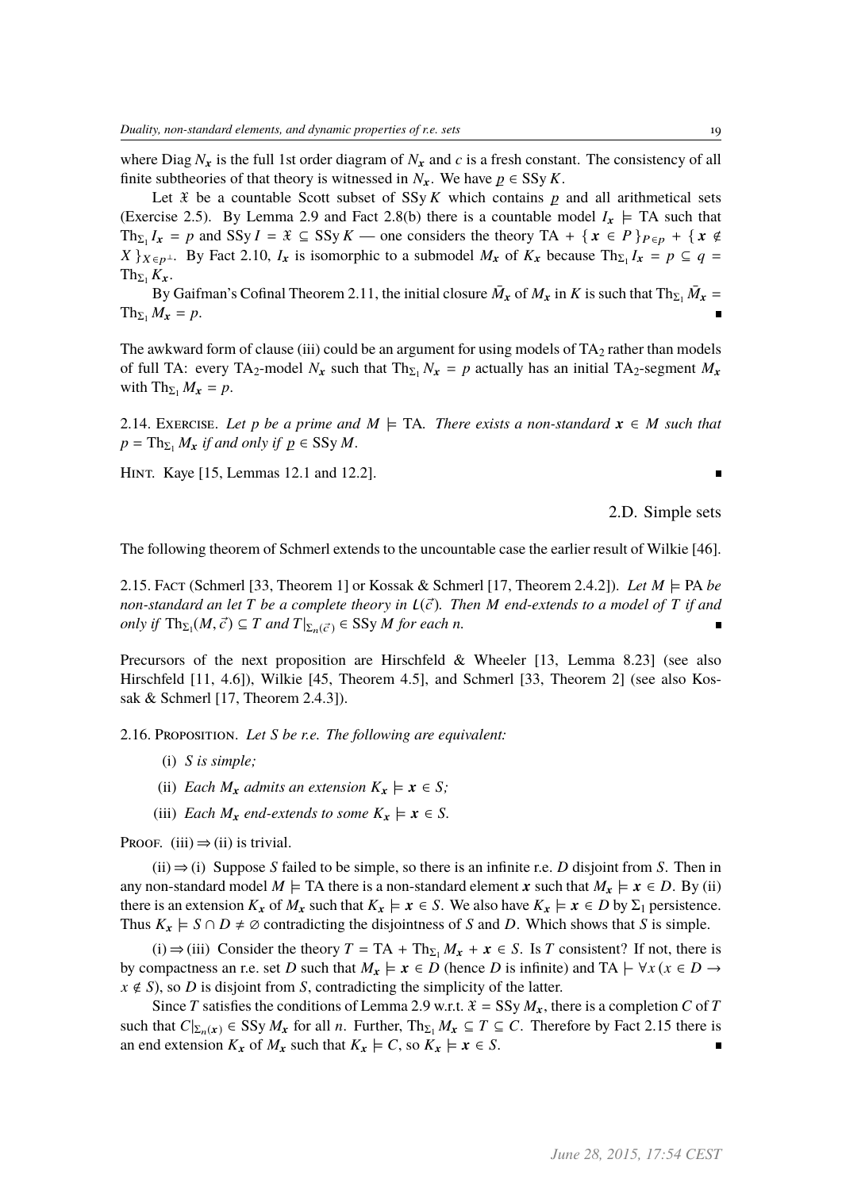where $\operatorname{Diag} N_{\boldsymbol{x}}$ is the full 1st order diagram of $N_{\boldsymbol{x}}$ and $c$ is a fresh constant. The consistency of all finite subtheories of that theory is witnessed in $N_{\boldsymbol{x}}$. We have $\underline{p} \in \operatorname{SSy} K$.

Let $\mathfrak{X}$ be a countable Scott subset of $\operatorname{SSy} K$ which contains $\underline{p}$ and all arithmetical sets (Exercise 2.5). By Lemma 2.9 and Fact 2.8(b) there is a countable model $I_{\boldsymbol{x}} \models \mathrm{TA}$ such that $\mathrm{Th}_{\Sigma_1} I_{\boldsymbol{x}} = p$ and $\operatorname{SSy} I = \mathfrak{X} \subseteq \operatorname{SSy} K$ — one considers the theory $\mathrm{TA} + \{\, \boldsymbol{x} \in P \,\}_{P \in p} + \{\, \boldsymbol{x} \notin X \,\}_{X \in p^{\perp}}$. By Fact 2.10, $I_{\boldsymbol{x}}$ is isomorphic to a submodel $M_{\boldsymbol{x}}$ of $K_{\boldsymbol{x}}$ because $\mathrm{Th}_{\Sigma_1} I_{\boldsymbol{x}} = p \subseteq q = \mathrm{Th}_{\Sigma_1} K_{\boldsymbol{x}}$.

By Gaifman's Cofinal Theorem 2.11, the initial closure $\bar{M}_{\boldsymbol{x}}$ of $M_{\boldsymbol{x}}$ in $K$ is such that $\mathrm{Th}_{\Sigma_1} \bar{M}_{\boldsymbol{x}} = \mathrm{Th}_{\Sigma_1} M_{\boldsymbol{x}} = p$. ∎

The awkward form of clause (iii) could be an argument for using models of $\mathrm{TA}_2$ rather than models of full TA: every $\mathrm{TA}_2$-model $N_{\boldsymbol{x}}$ such that $\mathrm{Th}_{\Sigma_1} N_{\boldsymbol{x}} = p$ actually has an initial $\mathrm{TA}_2$-segment $M_{\boldsymbol{x}}$ with $\mathrm{Th}_{\Sigma_1} M_{\boldsymbol{x}} = p$.

2.14. Exercise. *Let $p$ be a prime and $M \models \mathrm{TA}$. There exists a non-standard $\boldsymbol{x} \in M$ such that $p = \mathrm{Th}_{\Sigma_1} M_{\boldsymbol{x}}$ if and only if $\underline{p} \in \operatorname{SSy} M$.*

Hint. Kaye [15, Lemmas 12.1 and 12.2]. ∎

## 2.D. Simple sets

The following theorem of Schmerl extends to the uncountable case the earlier result of Wilkie [46].

2.15. Fact (Schmerl [33, Theorem 1] or Kossak & Schmerl [17, Theorem 2.4.2]). *Let $M \models \mathrm{PA}$ be non-standard an let $T$ be a complete theory in $L(\vec{c})$. Then $M$ end-extends to a model of $T$ if and only if $\mathrm{Th}_{\Sigma_1}(M, \vec{c}) \subseteq T$ and $T|_{\Sigma_n(\vec{c})} \in \operatorname{SSy} M$ for each $n$.* ∎

Precursors of the next proposition are Hirschfeld & Wheeler [13, Lemma 8.23] (see also Hirschfeld [11, 4.6]), Wilkie [45, Theorem 4.5], and Schmerl [33, Theorem 2] (see also Kossak & Schmerl [17, Theorem 2.4.3]).

2.16. Proposition. *Let $S$ be r.e. The following are equivalent:*

(i) *$S$ is simple;*

(ii) *Each $M_{\boldsymbol{x}}$ admits an extension $K_{\boldsymbol{x}} \models \boldsymbol{x} \in S$;*

(iii) *Each $M_{\boldsymbol{x}}$ end-extends to some $K_{\boldsymbol{x}} \models \boldsymbol{x} \in S$.*

Proof. (iii) ⇒ (ii) is trivial.

(ii) ⇒ (i) Suppose $S$ failed to be simple, so there is an infinite r.e. $D$ disjoint from $S$. Then in any non-standard model $M \models \mathrm{TA}$ there is a non-standard element $\boldsymbol{x}$ such that $M_{\boldsymbol{x}} \models \boldsymbol{x} \in D$. By (ii) there is an extension $K_{\boldsymbol{x}}$ of $M_{\boldsymbol{x}}$ such that $K_{\boldsymbol{x}} \models \boldsymbol{x} \in S$. We also have $K_{\boldsymbol{x}} \models \boldsymbol{x} \in D$ by $\Sigma_1$ persistence. Thus $K_{\boldsymbol{x}} \models S \cap D \neq \emptyset$ contradicting the disjointness of $S$ and $D$. Which shows that $S$ is simple.

(i) ⇒ (iii) Consider the theory $T = \mathrm{TA} + \mathrm{Th}_{\Sigma_1} M_{\boldsymbol{x}} + \boldsymbol{x} \in S$. Is $T$ consistent? If not, there is by compactness an r.e. set $D$ such that $M_{\boldsymbol{x}} \models \boldsymbol{x} \in D$ (hence $D$ is infinite) and $\mathrm{TA} \vdash \forall x\, (x \in D \to x \notin S)$, so $D$ is disjoint from $S$, contradicting the simplicity of the latter.

Since $T$ satisfies the conditions of Lemma 2.9 w.r.t. $\mathfrak{X} = \operatorname{SSy} M_{\boldsymbol{x}}$, there is a completion $C$ of $T$ such that $C|_{\Sigma_n(\boldsymbol{x})} \in \operatorname{SSy} M_{\boldsymbol{x}}$ for all $n$. Further, $\mathrm{Th}_{\Sigma_1} M_{\boldsymbol{x}} \subseteq T \subseteq C$. Therefore by Fact 2.15 there is an end extension $K_{\boldsymbol{x}}$ of $M_{\boldsymbol{x}}$ such that $K_{\boldsymbol{x}} \models C$, so $K_{\boldsymbol{x}} \models \boldsymbol{x} \in S$. ∎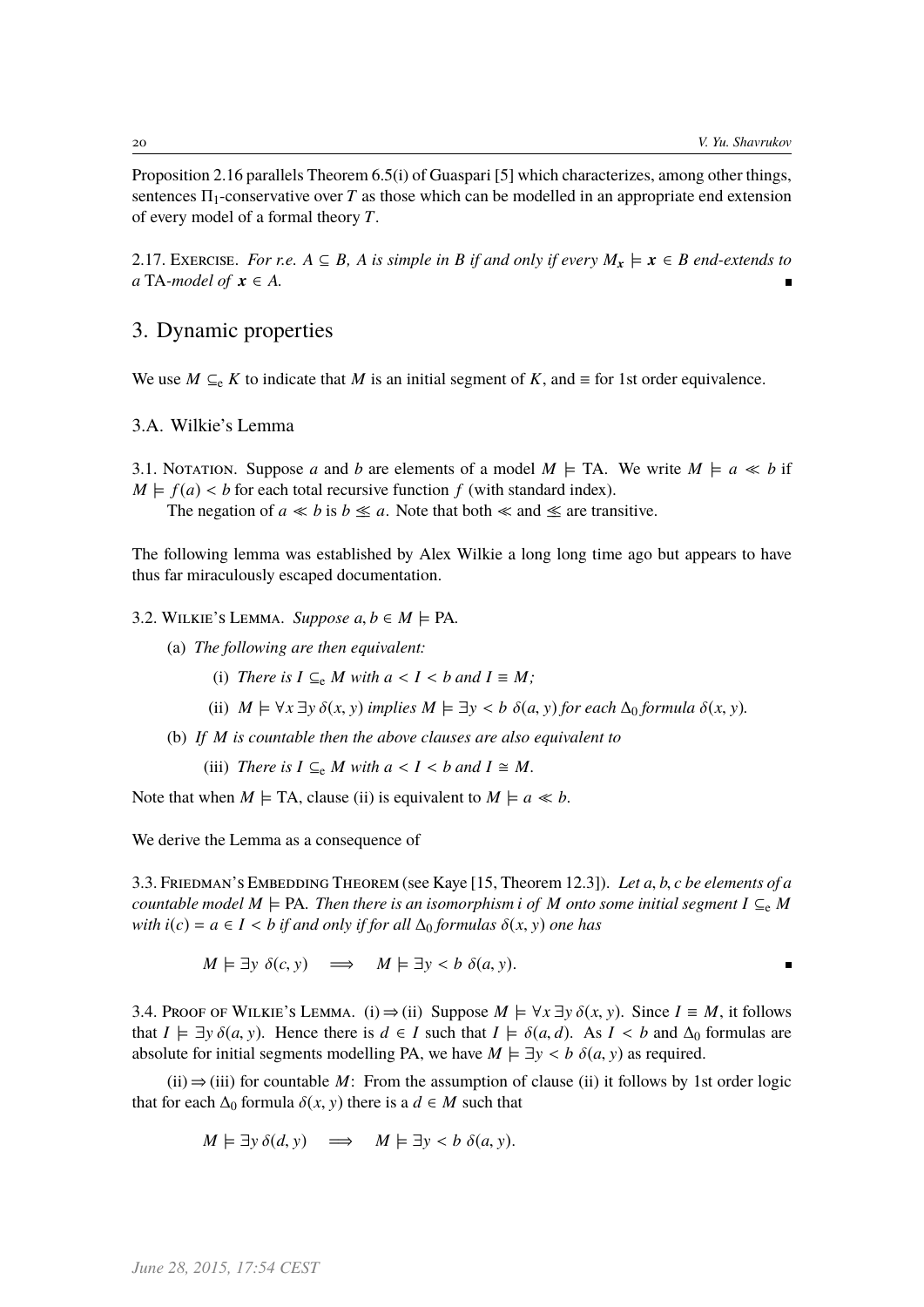Proposition 2.16 parallels Theorem 6.5(i) of Guaspari [5] which characterizes, among other things, sentences $\Pi_1$-conservative over $T$ as those which can be modelled in an appropriate end extension of every model of a formal theory $T$.

2.17. Exercise. *For r.e. $A \subseteq B$, $A$ is simple in $B$ if and only if every $M_{\boldsymbol{x}} \models \boldsymbol{x} \in B$ end-extends to a* TA*-model of $\boldsymbol{x} \in A$.* ∎

# 3. Dynamic properties

We use $M \subseteq_e K$ to indicate that $M$ is an initial segment of $K$, and $\equiv$ for 1st order equivalence.

## 3.A. Wilkie's Lemma

3.1. Notation. Suppose $a$ and $b$ are elements of a model $M \models$ TA. We write $M \models a \ll b$ if $M \models f(a) < b$ for each total recursive function $f$ (with standard index).

The negation of $a \ll b$ is $b \lesssim a$. Note that both $\ll$ and $\lesssim$ are transitive.

The following lemma was established by Alex Wilkie a long long time ago but appears to have thus far miraculously escaped documentation.

3.2. Wilkie's Lemma. *Suppose $a, b \in M \models$ PA.*

(a) *The following are then equivalent:*

  (i) *There is $I \subseteq_e M$ with $a < I < b$ and $I \equiv M$;*

  (ii) *$M \models \forall x\, \exists y\, \delta(x, y)$ implies $M \models \exists y < b\ \delta(a, y)$ for each $\Delta_0$ formula $\delta(x, y)$.*

(b) *If $M$ is countable then the above clauses are also equivalent to*

  (iii) *There is $I \subseteq_e M$ with $a < I < b$ and $I \cong M$.*

Note that when $M \models$ TA, clause (ii) is equivalent to $M \models a \ll b$.

We derive the Lemma as a consequence of

3.3. Friedman's Embedding Theorem (see Kaye [15, Theorem 12.3]). *Let $a, b, c$ be elements of a countable model $M \models$ PA. Then there is an isomorphism $i$ of $M$ onto some initial segment $I \subseteq_e M$ with $i(c) = a \in I < b$ if and only if for all $\Delta_0$ formulas $\delta(x, y)$ one has*

$$M \models \exists y\ \delta(c, y) \quad \Longrightarrow \quad M \models \exists y < b\ \delta(a, y).$$ ∎

3.4. Proof of Wilkie's Lemma. (i) $\Rightarrow$ (ii) Suppose $M \models \forall x\, \exists y\, \delta(x, y)$. Since $I \equiv M$, it follows that $I \models \exists y\, \delta(a, y)$. Hence there is $d \in I$ such that $I \models \delta(a, d)$. As $I < b$ and $\Delta_0$ formulas are absolute for initial segments modelling PA, we have $M \models \exists y < b\ \delta(a, y)$ as required.

(ii) $\Rightarrow$ (iii) for countable $M$: From the assumption of clause (ii) it follows by 1st order logic that for each $\Delta_0$ formula $\delta(x, y)$ there is a $d \in M$ such that

$$M \models \exists y\, \delta(d, y) \quad \Longrightarrow \quad M \models \exists y < b\ \delta(a, y).$$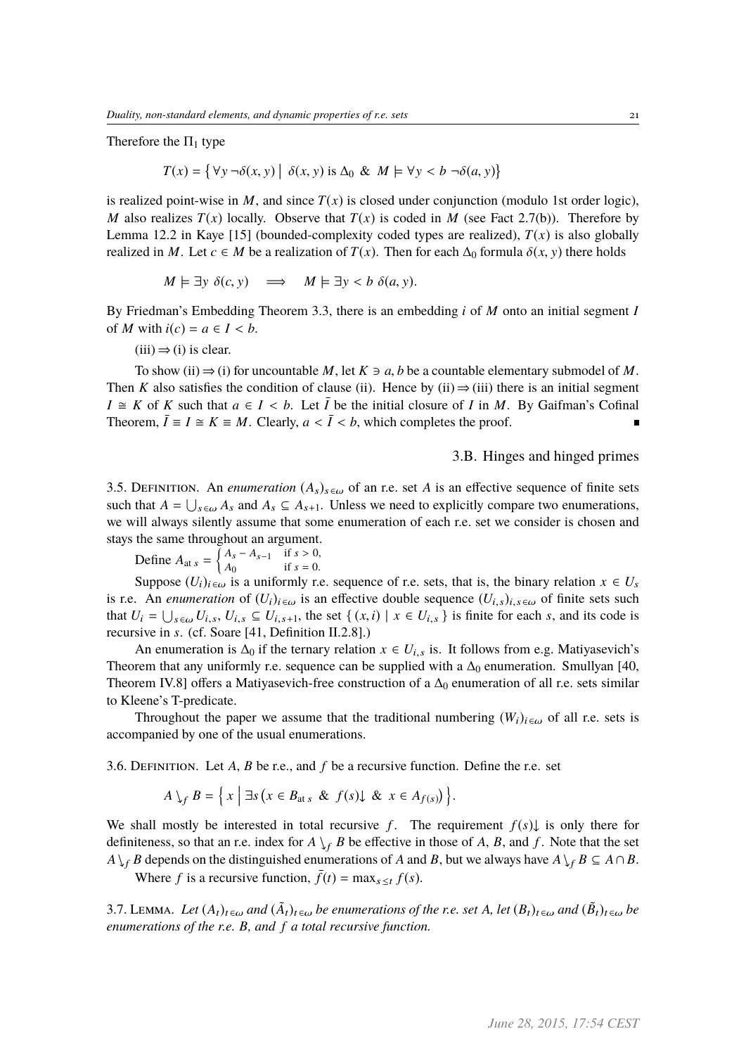Therefore the $\Pi_1$ type

$$T(x) = \{\, \forall y\, \neg\delta(x, y) \mid \delta(x, y) \text{ is } \Delta_0 \;\&\; M \models \forall y < b\, \neg\delta(a, y) \}$$

is realized point-wise in $M$, and since $T(x)$ is closed under conjunction (modulo 1st order logic), $M$ also realizes $T(x)$ locally. Observe that $T(x)$ is coded in $M$ (see Fact 2.7(b)). Therefore by Lemma 12.2 in Kaye [15] (bounded-complexity coded types are realized), $T(x)$ is also globally realized in $M$. Let $c \in M$ be a realization of $T(x)$. Then for each $\Delta_0$ formula $\delta(x, y)$ there holds

$$M \models \exists y\ \delta(c, y) \quad \Longrightarrow \quad M \models \exists y < b\ \delta(a, y).$$

By Friedman's Embedding Theorem 3.3, there is an embedding $i$ of $M$ onto an initial segment $I$ of $M$ with $i(c) = a \in I < b$.

(iii) $\Rightarrow$ (i) is clear.

To show (ii) $\Rightarrow$ (i) for uncountable $M$, let $K \ni a, b$ be a countable elementary submodel of $M$. Then $K$ also satisfies the condition of clause (ii). Hence by (ii) $\Rightarrow$ (iii) there is an initial segment $I \cong K$ of $K$ such that $a \in I < b$. Let $\bar{I}$ be the initial closure of $I$ in $M$. By Gaifman's Cofinal Theorem, $\bar{I} \equiv I \cong K \equiv M$. Clearly, $a < \bar{I} < b$, which completes the proof. ∎

### 3.B. Hinges and hinged primes

3.5. Definition. An *enumeration* $(A_s)_{s\in\omega}$ of an r.e. set $A$ is an effective sequence of finite sets such that $A = \bigcup_{s\in\omega} A_s$ and $A_s \subseteq A_{s+1}$. Unless we need to explicitly compare two enumerations, we will always silently assume that some enumeration of each r.e. set we consider is chosen and stays the same throughout an argument.

Define $A_{\text{at } s} = \begin{cases} A_s - A_{s-1} & \text{if } s > 0, \\ A_0 & \text{if } s = 0. \end{cases}$

Suppose $(U_i)_{i\in\omega}$ is a uniformly r.e. sequence of r.e. sets, that is, the binary relation $x \in U_s$ is r.e. An *enumeration* of $(U_i)_{i\in\omega}$ is an effective double sequence $(U_{i,s})_{i,s\in\omega}$ of finite sets such that $U_i = \bigcup_{s\in\omega} U_{i,s}$, $U_{i,s} \subseteq U_{i,s+1}$, the set $\{\, (x, i) \mid x \in U_{i,s} \,\}$ is finite for each $s$, and its code is recursive in $s$. (cf. Soare [41, Definition II.2.8].)

An enumeration is $\Delta_0$ if the ternary relation $x \in U_{i,s}$ is. It follows from e.g. Matiyasevich's Theorem that any uniformly r.e. sequence can be supplied with a $\Delta_0$ enumeration. Smullyan [40, Theorem IV.8] offers a Matiyasevich-free construction of a $\Delta_0$ enumeration of all r.e. sets similar to Kleene's T-predicate.

Throughout the paper we assume that the traditional numbering $(W_i)_{i\in\omega}$ of all r.e. sets is accompanied by one of the usual enumerations.

3.6. Definition. Let $A$, $B$ be r.e., and $f$ be a recursive function. Define the r.e. set

$$A \searrow_f B = \Big\{\, x \;\Big|\; \exists s \big( x \in B_{\text{at } s} \;\&\; f(s){\downarrow} \;\&\; x \in A_{f(s)} \big) \Big\}.$$

We shall mostly be interested in total recursive $f$. The requirement $f(s){\downarrow}$ is only there for definiteness, so that an r.e. index for $A \searrow_f B$ be effective in those of $A$, $B$, and $f$. Note that the set $A \searrow_f B$ depends on the distinguished enumerations of $A$ and $B$, but we always have $A \searrow_f B \subseteq A \cap B$.

Where $f$ is a recursive function, $\bar{f}(t) = \max_{s\le t} f(s)$.

3.7. Lemma. *Let $(A_t)_{t\in\omega}$ and $(\tilde{A}_t)_{t\in\omega}$ be enumerations of the r.e. set $A$, let $(B_t)_{t\in\omega}$ and $(\tilde{B}_t)_{t\in\omega}$ be enumerations of the r.e. $B$, and $f$ a total recursive function.*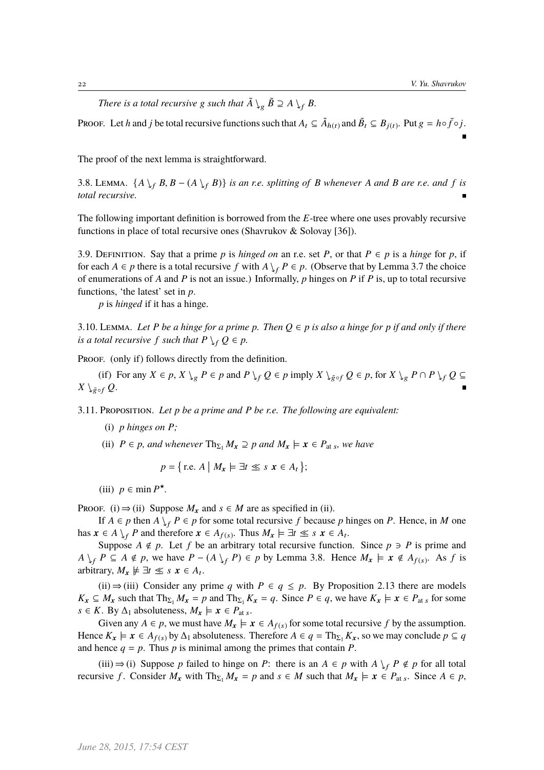*There is a total recursive $g$ such that $\tilde{A} \searrow_g \tilde{B} \supseteq A \searrow_f B$.*

Proof. Let $h$ and $j$ be total recursive functions such that $A_t \subseteq \tilde{A}_{h(t)}$ and $\tilde{B}_t \subseteq B_{j(t)}$. Put $g = h \circ \bar{f} \circ j$. ∎

The proof of the next lemma is straightforward.

3.8. Lemma. *$\{A \searrow_f B, B - (A \searrow_f B)\}$ is an r.e. splitting of $B$ whenever $A$ and $B$ are r.e. and $f$ is total recursive.* ∎

The following important definition is borrowed from the $E$-tree where one uses provably recursive functions in place of total recursive ones (Shavrukov & Solovay [36]).

3.9. Definition. Say that a prime $p$ is *hinged on* an r.e. set $P$, or that $P \in p$ is a *hinge* for $p$, if for each $A \in p$ there is a total recursive $f$ with $A \searrow_f P \in p$. (Observe that by Lemma 3.7 the choice of enumerations of $A$ and $P$ is not an issue.) Informally, $p$ hinges on $P$ if $P$ is, up to total recursive functions, 'the latest' set in $p$.

$p$ is *hinged* if it has a hinge.

3.10. Lemma. *Let $P$ be a hinge for a prime $p$. Then $Q \in p$ is also a hinge for $p$ if and only if there is a total recursive $f$ such that $P \searrow_f Q \in p$.*

Proof. (only if) follows directly from the definition.

(if) For any $X \in p$, $X \searrow_g P \in p$ and $P \searrow_f Q \in p$ imply $X \searrow_{\bar{g} \circ f} Q \in p$, for $X \searrow_g P \cap P \searrow_f Q \subseteq X \searrow_{\bar{g} \circ f} Q$. ∎

3.11. Proposition. *Let $p$ be a prime and $P$ be r.e. The following are equivalent:*

(i) *$p$ hinges on $P$;*

(ii) *$P \in p$, and whenever $\mathrm{Th}_{\Sigma_1} M_{\boldsymbol{x}} \supseteq p$ and $M_{\boldsymbol{x}} \models \boldsymbol{x} \in P_{\mathrm{at}\, s}$, we have*

$$p = \{\, \text{r.e. } A \mid M_{\boldsymbol{x}} \models \exists t \lessapprox s \;\; \boldsymbol{x} \in A_t \,\};$$

(iii) *$p \in \min P^\star$.*

Proof. (i) ⇒ (ii) Suppose $M_{\boldsymbol{x}}$ and $s \in M$ are as specified in (ii).

If $A \in p$ then $A \searrow_f P \in p$ for some total recursive $f$ because $p$ hinges on $P$. Hence, in $M$ one has $\boldsymbol{x} \in A \searrow_f P$ and therefore $\boldsymbol{x} \in A_{f(s)}$. Thus $M_{\boldsymbol{x}} \models \exists t \lessapprox s \;\; \boldsymbol{x} \in A_t$.

Suppose $A \notin p$. Let $f$ be an arbitrary total recursive function. Since $p \ni P$ is prime and $A \searrow_f P \subseteq A \notin p$, we have $P - (A \searrow_f P) \in p$ by Lemma 3.8. Hence $M_{\boldsymbol{x}} \models \boldsymbol{x} \notin A_{f(s)}$. As $f$ is arbitrary, $M_{\boldsymbol{x}} \not\models \exists t \lessapprox s \;\; \boldsymbol{x} \in A_t$.

(ii) ⇒ (iii) Consider any prime $q$ with $P \in q \leq p$. By Proposition 2.13 there are models $K_{\boldsymbol{x}} \subseteq M_{\boldsymbol{x}}$ such that $\mathrm{Th}_{\Sigma_1} M_{\boldsymbol{x}} = p$ and $\mathrm{Th}_{\Sigma_1} K_{\boldsymbol{x}} = q$. Since $P \in q$, we have $K_{\boldsymbol{x}} \models \boldsymbol{x} \in P_{\mathrm{at}\, s}$ for some $s \in K$. By $\Delta_1$ absoluteness, $M_{\boldsymbol{x}} \models \boldsymbol{x} \in P_{\mathrm{at}\, s}$.

Given any $A \in p$, we must have $M_{\boldsymbol{x}} \models \boldsymbol{x} \in A_{f(s)}$ for some total recursive $f$ by the assumption. Hence $K_{\boldsymbol{x}} \models \boldsymbol{x} \in A_{f(s)}$ by $\Delta_1$ absoluteness. Therefore $A \in q = \mathrm{Th}_{\Sigma_1} K_{\boldsymbol{x}}$, so we may conclude $p \subseteq q$ and hence $q = p$. Thus $p$ is minimal among the primes that contain $P$.

(iii) ⇒ (i) Suppose $p$ failed to hinge on $P$: there is an $A \in p$ with $A \searrow_f P \notin p$ for all total recursive $f$. Consider $M_{\boldsymbol{x}}$ with $\mathrm{Th}_{\Sigma_1} M_{\boldsymbol{x}} = p$ and $s \in M$ such that $M_{\boldsymbol{x}} \models \boldsymbol{x} \in P_{\mathrm{at}\, s}$. Since $A \in p$,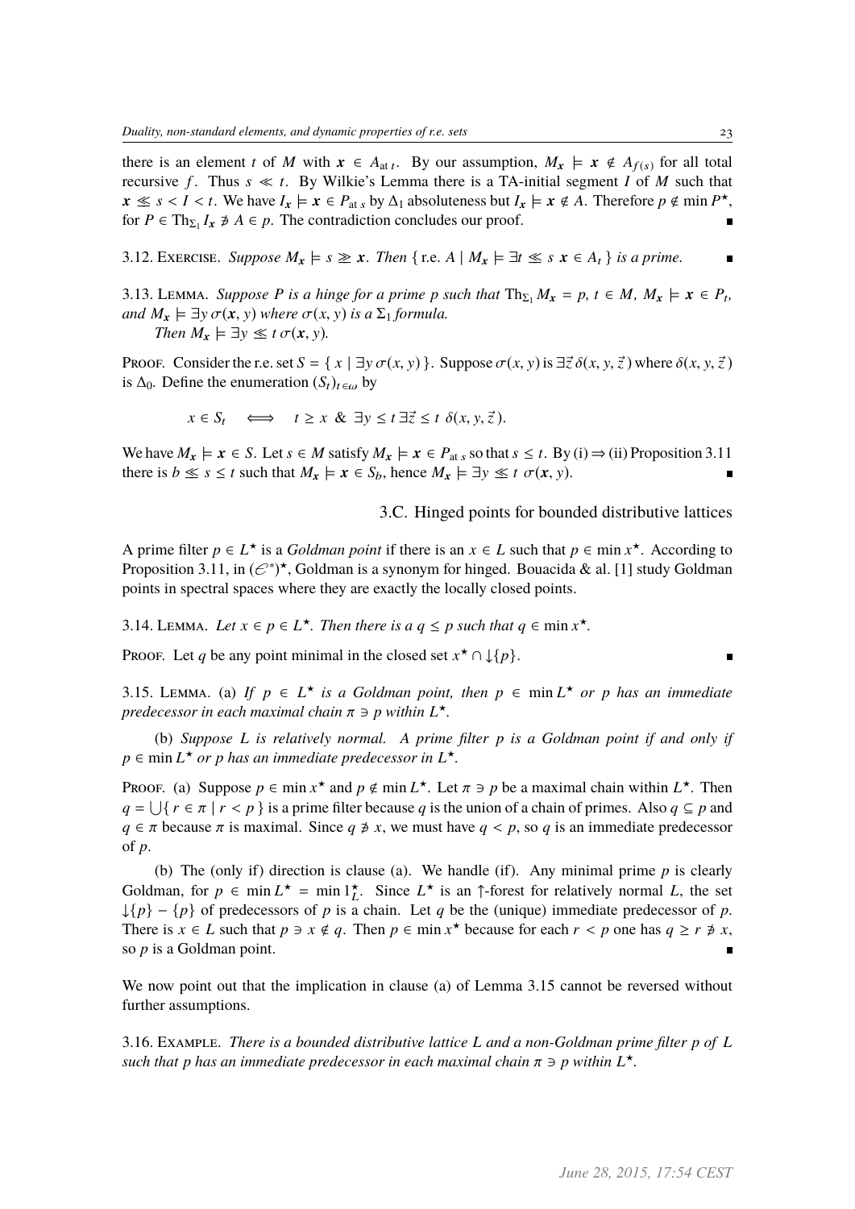there is an element $t$ of $M$ with $\boldsymbol{x} \in A_{\mathrm{at}\,t}$. By our assumption, $M_{\boldsymbol{x}} \models \boldsymbol{x} \notin A_{f(s)}$ for all total recursive $f$. Thus $s \ll t$. By Wilkie's Lemma there is a TA-initial segment $I$ of $M$ such that $\boldsymbol{x} \lessapprox s < I < t$. We have $I_{\boldsymbol{x}} \models \boldsymbol{x} \in P_{\mathrm{at}\,s}$ by $\Delta_1$ absoluteness but $I_{\boldsymbol{x}} \models \boldsymbol{x} \notin A$. Therefore $p \notin \min P^{\star}$, for $P \in \mathrm{Th}_{\Sigma_1} I_{\boldsymbol{x}} \not\ni A \in p$. The contradiction concludes our proof. ∎

3.12. Exercise. *Suppose $M_{\boldsymbol{x}} \models s \gtrapprox \boldsymbol{x}$. Then $\{\text{r.e. } A \mid M_{\boldsymbol{x}} \models \exists t \lessapprox s\ \boldsymbol{x} \in A_t\}$ is a prime.* ∎

3.13. Lemma. *Suppose $P$ is a hinge for a prime $p$ such that $\mathrm{Th}_{\Sigma_1} M_{\boldsymbol{x}} = p$, $t \in M$, $M_{\boldsymbol{x}} \models \boldsymbol{x} \in P_t$, and $M_{\boldsymbol{x}} \models \exists y\, \sigma(\boldsymbol{x}, y)$ where $\sigma(x, y)$ is a $\Sigma_1$ formula.*

*Then $M_{\boldsymbol{x}} \models \exists y \lessapprox t\, \sigma(\boldsymbol{x}, y)$.*

Proof. Consider the r.e. set $S = \{ x \mid \exists y\, \sigma(x, y) \}$. Suppose $\sigma(x, y)$ is $\exists \vec{z}\, \delta(x, y, \vec{z})$ where $\delta(x, y, \vec{z})$ is $\Delta_0$. Define the enumeration $(S_t)_{t \in \omega}$ by

$$x \in S_t \iff t \geq x \ \&\ \exists y \leq t\, \exists \vec{z} \leq t\ \delta(x, y, \vec{z}).$$

We have $M_{\boldsymbol{x}} \models \boldsymbol{x} \in S$. Let $s \in M$ satisfy $M_{\boldsymbol{x}} \models \boldsymbol{x} \in P_{\mathrm{at}\,s}$ so that $s \leq t$. By (i) ⇒ (ii) Proposition 3.11 there is $b \lessapprox s \leq t$ such that $M_{\boldsymbol{x}} \models \boldsymbol{x} \in S_b$, hence $M_{\boldsymbol{x}} \models \exists y \lessapprox t\ \sigma(\boldsymbol{x}, y)$. ∎

## 3.C. Hinged points for bounded distributive lattices

A prime filter $p \in L^{\star}$ is a *Goldman point* if there is an $x \in L$ such that $p \in \min x^{\star}$. According to Proposition 3.11, in $(\mathscr{E}^{*})^{\star}$, Goldman is a synonym for hinged. Bouacida & al. [1] study Goldman points in spectral spaces where they are exactly the locally closed points.

3.14. Lemma. *Let $x \in p \in L^{\star}$. Then there is a $q \leq p$ such that $q \in \min x^{\star}$.*

Proof. Let $q$ be any point minimal in the closed set $x^{\star} \cap \downarrow\{p\}$. ∎

3.15. Lemma. (a) *If $p \in L^{\star}$ is a Goldman point, then $p \in \min L^{\star}$ or $p$ has an immediate predecessor in each maximal chain $\pi \ni p$ within $L^{\star}$.*

(b) *Suppose $L$ is relatively normal. A prime filter $p$ is a Goldman point if and only if $p \in \min L^{\star}$ or $p$ has an immediate predecessor in $L^{\star}$.*

Proof. (a) Suppose $p \in \min x^{\star}$ and $p \notin \min L^{\star}$. Let $\pi \ni p$ be a maximal chain within $L^{\star}$. Then $q = \bigcup\{ r \in \pi \mid r < p \}$ is a prime filter because $q$ is the union of a chain of primes. Also $q \subseteq p$ and $q \in \pi$ because $\pi$ is maximal. Since $q \not\ni x$, we must have $q < p$, so $q$ is an immediate predecessor of $p$.

(b) The (only if) direction is clause (a). We handle (if). Any minimal prime $p$ is clearly Goldman, for $p \in \min L^{\star} = \min 1_L^{\star}$. Since $L^{\star}$ is an $\uparrow$-forest for relatively normal $L$, the set $\downarrow\{p\} - \{p\}$ of predecessors of $p$ is a chain. Let $q$ be the (unique) immediate predecessor of $p$. There is $x \in L$ such that $p \ni x \notin q$. Then $p \in \min x^{\star}$ because for each $r < p$ one has $q \geq r \not\ni x$, so $p$ is a Goldman point. ∎

We now point out that the implication in clause (a) of Lemma 3.15 cannot be reversed without further assumptions.

3.16. Example. *There is a bounded distributive lattice $L$ and a non-Goldman prime filter $p$ of $L$ such that $p$ has an immediate predecessor in each maximal chain $\pi \ni p$ within $L^{\star}$.*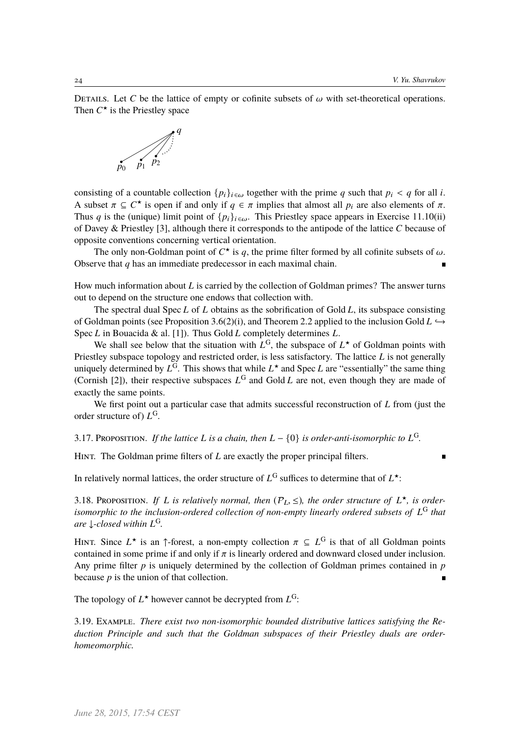Details. Let $C$ be the lattice of empty or cofinite subsets of $\omega$ with set-theoretical operations. Then $C^\star$ is the Priestley space

consisting of a countable collection $\{p_i\}_{i\in\omega}$ together with the prime $q$ such that $p_i < q$ for all $i$. A subset $\pi \subseteq C^\star$ is open if and only if $q \in \pi$ implies that almost all $p_i$ are also elements of $\pi$. Thus $q$ is the (unique) limit point of $\{p_i\}_{i\in\omega}$. This Priestley space appears in Exercise 11.10(ii) of Davey & Priestley [3], although there it corresponds to the antipode of the lattice $C$ because of opposite conventions concerning vertical orientation.

The only non-Goldman point of $C^\star$ is $q$, the prime filter formed by all cofinite subsets of $\omega$. Observe that $q$ has an immediate predecessor in each maximal chain. ∎

How much information about $L$ is carried by the collection of Goldman primes? The answer turns out to depend on the structure one endows that collection with.

The spectral dual Spec $L$ of $L$ obtains as the sobrification of Gold $L$, its subspace consisting of Goldman points (see Proposition 3.6(2)(i), and Theorem 2.2 applied to the inclusion Gold $L \hookrightarrow$ Spec $L$ in Bouacida & al. [1]). Thus Gold $L$ completely determines $L$.

We shall see below that the situation with $L^{\mathrm{G}}$, the subspace of $L^\star$ of Goldman points with Priestley subspace topology and restricted order, is less satisfactory. The lattice $L$ is not generally uniquely determined by $L^{\mathrm{G}}$. This shows that while $L^\star$ and Spec $L$ are "essentially" the same thing (Cornish [2]), their respective subspaces $L^{\mathrm{G}}$ and Gold $L$ are not, even though they are made of exactly the same points.

We first point out a particular case that admits successful reconstruction of $L$ from (just the order structure of) $L^{\mathrm{G}}$.

3.17. Proposition. *If the lattice $L$ is a chain, then $L - \{0\}$ is order-anti-isomorphic to $L^{\mathrm{G}}$.*

Hint. The Goldman prime filters of $L$ are exactly the proper principal filters. ∎

In relatively normal lattices, the order structure of $L^{\mathrm{G}}$ suffices to determine that of $L^\star$:

3.18. Proposition. *If $L$ is relatively normal, then $(\mathcal{P}_L, \leq)$, the order structure of $L^\star$, is order-isomorphic to the inclusion-ordered collection of non-empty linearly ordered subsets of $L^{\mathrm{G}}$ that are $\downarrow$-closed within $L^{\mathrm{G}}$.*

Hint. Since $L^\star$ is an $\uparrow$-forest, a non-empty collection $\pi \subseteq L^{\mathrm{G}}$ is that of all Goldman points contained in some prime if and only if $\pi$ is linearly ordered and downward closed under inclusion. Any prime filter $p$ is uniquely determined by the collection of Goldman primes contained in $p$ because $p$ is the union of that collection. ∎

The topology of $L^\star$ however cannot be decrypted from $L^{\mathrm{G}}$:

3.19. Example. *There exist two non-isomorphic bounded distributive lattices satisfying the Reduction Principle and such that the Goldman subspaces of their Priestley duals are order-homeomorphic.*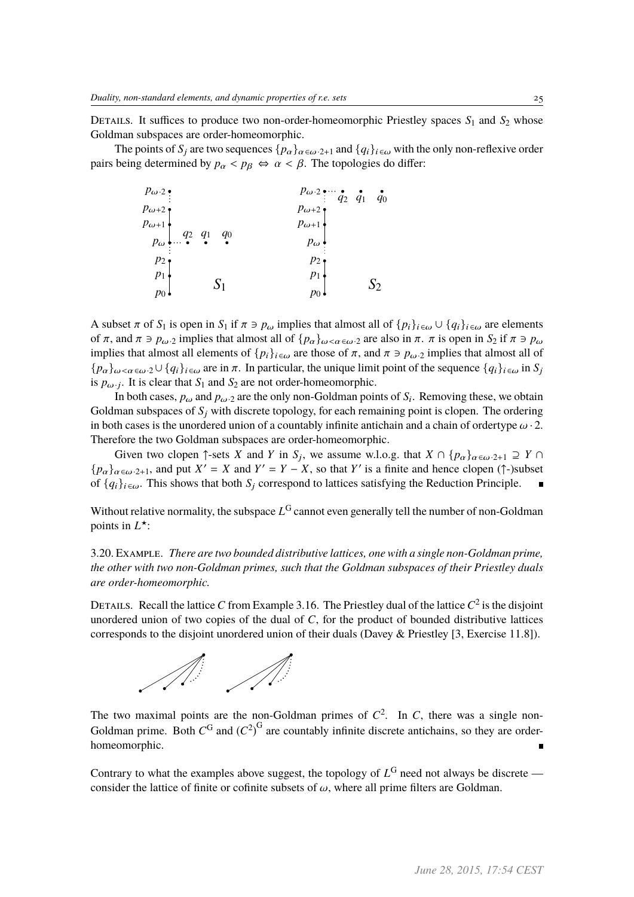DETAILS. It suffices to produce two non-order-homeomorphic Priestley spaces $S_1$ and $S_2$ whose Goldman subspaces are order-homeomorphic.

The points of $S_j$ are two sequences $\{p_\alpha\}_{\alpha\in\omega\cdot 2+1}$ and $\{q_i\}_{i\in\omega}$ with the only non-reflexive order pairs being determined by $p_\alpha < p_\beta \Leftrightarrow \alpha < \beta$. The topologies do differ:

A subset $\pi$ of $S_1$ is open in $S_1$ if $\pi \ni p_\omega$ implies that almost all of $\{p_i\}_{i\in\omega} \cup \{q_i\}_{i\in\omega}$ are elements of $\pi$, and $\pi \ni p_{\omega\cdot 2}$ implies that almost all of $\{p_\alpha\}_{\omega<\alpha\in\omega\cdot 2}$ are also in $\pi$. $\pi$ is open in $S_2$ if $\pi \ni p_\omega$ implies that almost all elements of $\{p_i\}_{i\in\omega}$ are those of $\pi$, and $\pi \ni p_{\omega\cdot 2}$ implies that almost all of $\{p_\alpha\}_{\omega<\alpha\in\omega\cdot 2} \cup \{q_i\}_{i\in\omega}$ are in $\pi$. In particular, the unique limit point of the sequence $\{q_i\}_{i\in\omega}$ in $S_j$ is $p_{\omega\cdot j}$. It is clear that $S_1$ and $S_2$ are not order-homeomorphic.

In both cases, $p_\omega$ and $p_{\omega\cdot 2}$ are the only non-Goldman points of $S_i$. Removing these, we obtain Goldman subspaces of $S_j$ with discrete topology, for each remaining point is clopen. The ordering in both cases is the unordered union of a countably infinite antichain and a chain of ordertype $\omega \cdot 2$. Therefore the two Goldman subspaces are order-homeomorphic.

Given two clopen $\uparrow$-sets $X$ and $Y$ in $S_j$, we assume w.l.o.g. that $X \cap \{p_\alpha\}_{\alpha\in\omega\cdot 2+1} \supseteq Y \cap \{p_\alpha\}_{\alpha\in\omega\cdot 2+1}$, and put $X' = X$ and $Y' = Y - X$, so that $Y'$ is a finite and hence clopen ($\uparrow$-)subset of $\{q_i\}_{i\in\omega}$. This shows that both $S_j$ correspond to lattices satisfying the Reduction Principle. ∎

Without relative normality, the subspace $L^{\mathrm{G}}$ cannot even generally tell the number of non-Goldman points in $L^\star$:

3.20. EXAMPLE. *There are two bounded distributive lattices, one with a single non-Goldman prime, the other with two non-Goldman primes, such that the Goldman subspaces of their Priestley duals are order-homeomorphic.*

DETAILS. Recall the lattice $C$ from Example 3.16. The Priestley dual of the lattice $C^2$ is the disjoint unordered union of two copies of the dual of $C$, for the product of bounded distributive lattices corresponds to the disjoint unordered union of their duals (Davey & Priestley [3, Exercise 11.8]).

The two maximal points are the non-Goldman primes of $C^2$. In $C$, there was a single non-Goldman prime. Both $C^{\mathrm{G}}$ and $(C^2)^{\mathrm{G}}$ are countably infinite discrete antichains, so they are order-homeomorphic. ∎

Contrary to what the examples above suggest, the topology of $L^{\mathrm{G}}$ need not always be discrete — consider the lattice of finite or cofinite subsets of $\omega$, where all prime filters are Goldman.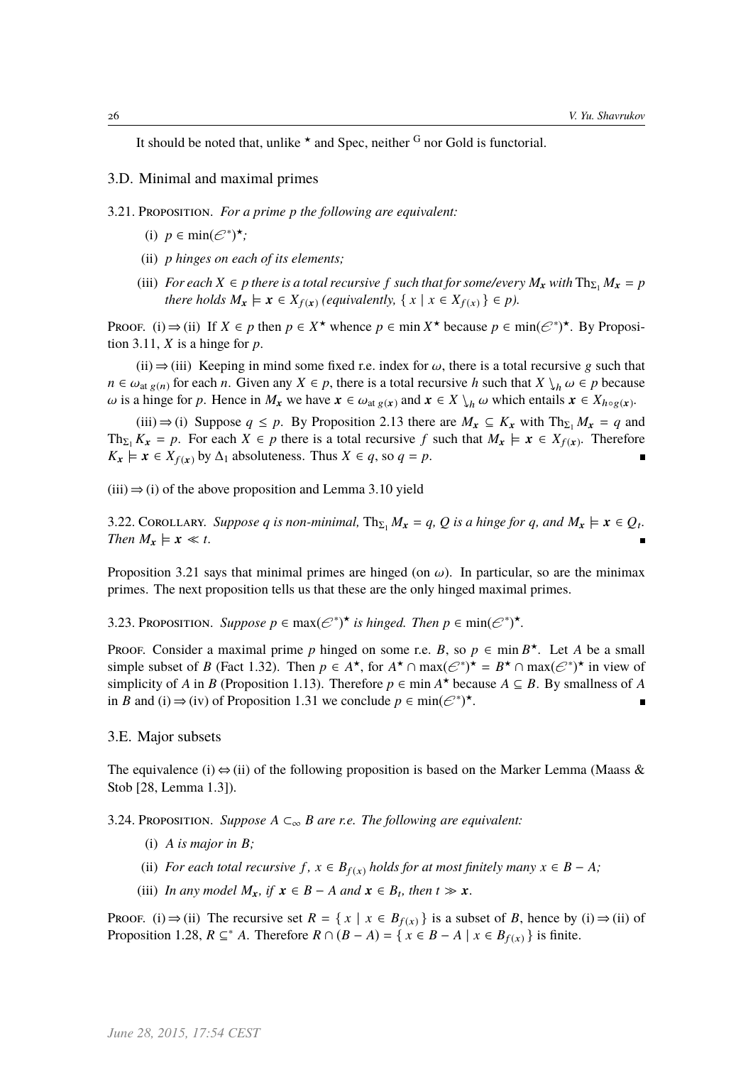It should be noted that, unlike $^\star$ and Spec, neither $^{\mathrm{G}}$ nor Gold is functorial.

### 3.D. Minimal and maximal primes

3.21. Proposition. *For a prime $p$ the following are equivalent:*

(i) $p \in \min(\mathscr{E}^*)^\star$;

(ii) *$p$ hinges on each of its elements;*

(iii) *For each $X \in p$ there is a total recursive $f$ such that for some/every $M_{\boldsymbol{x}}$ with $\mathrm{Th}_{\Sigma_1} M_{\boldsymbol{x}} = p$ there holds $M_{\boldsymbol{x}} \models \boldsymbol{x} \in X_{f(\boldsymbol{x})}$ (equivalently, $\{\, x \mid x \in X_{f(x)} \,\} \in p$).*

Proof. (i)$\Rightarrow$(ii) If $X \in p$ then $p \in X^\star$ whence $p \in \min X^\star$ because $p \in \min(\mathscr{E}^*)^\star$. By Proposition 3.11, $X$ is a hinge for $p$.

(ii)$\Rightarrow$(iii) Keeping in mind some fixed r.e. index for $\omega$, there is a total recursive $g$ such that $n \in \omega_{\mathrm{at}\, g(n)}$ for each $n$. Given any $X \in p$, there is a total recursive $h$ such that $X \searrow_h \omega \in p$ because $\omega$ is a hinge for $p$. Hence in $M_{\boldsymbol{x}}$ we have $\boldsymbol{x} \in \omega_{\mathrm{at}\, g(\boldsymbol{x})}$ and $\boldsymbol{x} \in X \searrow_h \omega$ which entails $\boldsymbol{x} \in X_{h \circ g(\boldsymbol{x})}$.

(iii)$\Rightarrow$(i) Suppose $q \leq p$. By Proposition 2.13 there are $M_{\boldsymbol{x}} \subseteq K_{\boldsymbol{x}}$ with $\mathrm{Th}_{\Sigma_1} M_{\boldsymbol{x}} = q$ and $\mathrm{Th}_{\Sigma_1} K_{\boldsymbol{x}} = p$. For each $X \in p$ there is a total recursive $f$ such that $M_{\boldsymbol{x}} \models \boldsymbol{x} \in X_{f(\boldsymbol{x})}$. Therefore $K_{\boldsymbol{x}} \models \boldsymbol{x} \in X_{f(\boldsymbol{x})}$ by $\Delta_1$ absoluteness. Thus $X \in q$, so $q = p$. ∎

(iii)$\Rightarrow$(i) of the above proposition and Lemma 3.10 yield

3.22. Corollary. *Suppose $q$ is non-minimal, $\mathrm{Th}_{\Sigma_1} M_{\boldsymbol{x}} = q$, $Q$ is a hinge for $q$, and $M_{\boldsymbol{x}} \models \boldsymbol{x} \in Q_t$. Then $M_{\boldsymbol{x}} \models \boldsymbol{x} \ll t$.* ∎

Proposition 3.21 says that minimal primes are hinged (on $\omega$). In particular, so are the minimax primes. The next proposition tells us that these are the only hinged maximal primes.

3.23. Proposition. *Suppose $p \in \max(\mathscr{E}^*)^\star$ is hinged. Then $p \in \min(\mathscr{E}^*)^\star$.*

Proof. Consider a maximal prime $p$ hinged on some r.e. $B$, so $p \in \min B^\star$. Let $A$ be a small simple subset of $B$ (Fact 1.32). Then $p \in A^\star$, for $A^\star \cap \max(\mathscr{E}^*)^\star = B^\star \cap \max(\mathscr{E}^*)^\star$ in view of simplicity of $A$ in $B$ (Proposition 1.13). Therefore $p \in \min A^\star$ because $A \subseteq B$. By smallness of $A$ in $B$ and (i)$\Rightarrow$(iv) of Proposition 1.31 we conclude $p \in \min(\mathscr{E}^*)^\star$. ∎

### 3.E. Major subsets

The equivalence (i)$\Leftrightarrow$(ii) of the following proposition is based on the Marker Lemma (Maass & Stob [28, Lemma 1.3]).

3.24. Proposition. *Suppose $A \subset_\infty B$ are r.e. The following are equivalent:*

(i) *$A$ is major in $B$;*

(ii) *For each total recursive $f$, $x \in B_{f(x)}$ holds for at most finitely many $x \in B - A$;*

(iii) *In any model $M_{\boldsymbol{x}}$, if $\boldsymbol{x} \in B - A$ and $\boldsymbol{x} \in B_t$, then $t \gg \boldsymbol{x}$.*

Proof. (i)$\Rightarrow$(ii) The recursive set $R = \{\, x \mid x \in B_{f(x)} \,\}$ is a subset of $B$, hence by (i)$\Rightarrow$(ii) of Proposition 1.28, $R \subseteq^* A$. Therefore $R \cap (B - A) = \{\, x \in B - A \mid x \in B_{f(x)} \,\}$ is finite.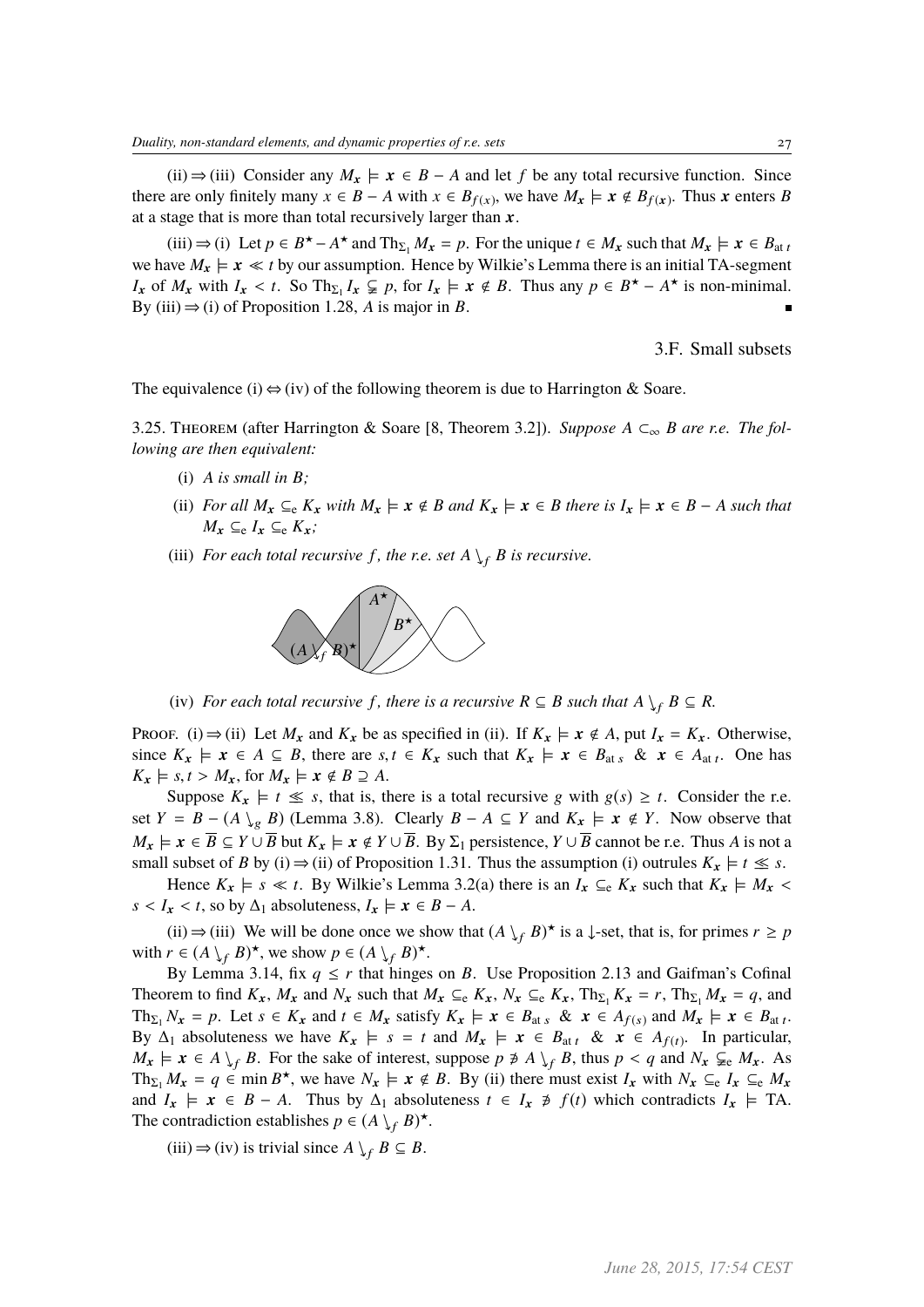(ii) ⇒ (iii) Consider any $M_{\boldsymbol{x}} \models \boldsymbol{x} \in B - A$ and let $f$ be any total recursive function. Since there are only finitely many $x \in B - A$ with $x \in B_{f(x)}$, we have $M_{\boldsymbol{x}} \models \boldsymbol{x} \notin B_{f(\boldsymbol{x})}$. Thus $\boldsymbol{x}$ enters $B$ at a stage that is more than total recursively larger than $\boldsymbol{x}$.

(iii) ⇒ (i) Let $p \in B^\star - A^\star$ and $\mathrm{Th}_{\Sigma_1} M_{\boldsymbol{x}} = p$. For the unique $t \in M_{\boldsymbol{x}}$ such that $M_{\boldsymbol{x}} \models \boldsymbol{x} \in B_{\mathrm{at}\, t}$ we have $M_{\boldsymbol{x}} \models \boldsymbol{x} \ll t$ by our assumption. Hence by Wilkie's Lemma there is an initial TA-segment $I_{\boldsymbol{x}}$ of $M_{\boldsymbol{x}}$ with $I_{\boldsymbol{x}} < t$. So $\mathrm{Th}_{\Sigma_1} I_{\boldsymbol{x}} \subsetneq p$, for $I_{\boldsymbol{x}} \models \boldsymbol{x} \notin B$. Thus any $p \in B^\star - A^\star$ is non-minimal. By (iii) ⇒ (i) of Proposition 1.28, $A$ is major in $B$. ∎

## 3.F. Small subsets

The equivalence (i) ⇔ (iv) of the following theorem is due to Harrington & Soare.

3.25. Theorem (after Harrington & Soare [8, Theorem 3.2]). *Suppose $A \subset_\infty B$ are r.e. The following are then equivalent:*

(i) *$A$ is small in $B$;*

(ii) *For all $M_{\boldsymbol{x}} \subseteq_{\mathrm{e}} K_{\boldsymbol{x}}$ with $M_{\boldsymbol{x}} \models \boldsymbol{x} \notin B$ and $K_{\boldsymbol{x}} \models \boldsymbol{x} \in B$ there is $I_{\boldsymbol{x}} \models \boldsymbol{x} \in B - A$ such that $M_{\boldsymbol{x}} \subseteq_{\mathrm{e}} I_{\boldsymbol{x}} \subseteq_{\mathrm{e}} K_{\boldsymbol{x}}$;*

(iii) *For each total recursive $f$, the r.e. set $A \searrow_f B$ is recursive.*

(iv) *For each total recursive $f$, there is a recursive $R \subseteq B$ such that $A \searrow_f B \subseteq R$.*

Proof. (i) ⇒ (ii) Let $M_{\boldsymbol{x}}$ and $K_{\boldsymbol{x}}$ be as specified in (ii). If $K_{\boldsymbol{x}} \models \boldsymbol{x} \notin A$, put $I_{\boldsymbol{x}} = K_{\boldsymbol{x}}$. Otherwise, since $K_{\boldsymbol{x}} \models \boldsymbol{x} \in A \subseteq B$, there are $s, t \in K_{\boldsymbol{x}}$ such that $K_{\boldsymbol{x}} \models \boldsymbol{x} \in B_{\mathrm{at}\, s}\ \&\ \boldsymbol{x} \in A_{\mathrm{at}\, t}$. One has $K_{\boldsymbol{x}} \models s, t > M_{\boldsymbol{x}}$, for $M_{\boldsymbol{x}} \models \boldsymbol{x} \notin B \supseteq A$.

Suppose $K_{\boldsymbol{x}} \models t \lll s$, that is, there is a total recursive $g$ with $g(s) \geq t$. Consider the r.e. set $Y = B - (A \searrow_g B)$ (Lemma 3.8). Clearly $B - A \subseteq Y$ and $K_{\boldsymbol{x}} \models \boldsymbol{x} \notin Y$. Now observe that $M_{\boldsymbol{x}} \models \boldsymbol{x} \in \overline{B} \subseteq Y \cup \overline{B}$ but $K_{\boldsymbol{x}} \models \boldsymbol{x} \notin Y \cup \overline{B}$. By $\Sigma_1$ persistence, $Y \cup \overline{B}$ cannot be r.e. Thus $A$ is not a small subset of $B$ by (i) ⇒ (ii) of Proposition 1.31. Thus the assumption (i) outrules $K_{\boldsymbol{x}} \models t \lll s$.

Hence $K_{\boldsymbol{x}} \models s \ll t$. By Wilkie's Lemma 3.2(a) there is an $I_{\boldsymbol{x}} \subseteq_{\mathrm{e}} K_{\boldsymbol{x}}$ such that $K_{\boldsymbol{x}} \models M_{\boldsymbol{x}} < s < I_{\boldsymbol{x}} < t$, so by $\Delta_1$ absoluteness, $I_{\boldsymbol{x}} \models \boldsymbol{x} \in B - A$.

(ii) ⇒ (iii) We will be done once we show that $(A \searrow_f B)^\star$ is a $\downarrow$-set, that is, for primes $r \geq p$ with $r \in (A \searrow_f B)^\star$, we show $p \in (A \searrow_f B)^\star$.

By Lemma 3.14, fix $q \leq r$ that hinges on $B$. Use Proposition 2.13 and Gaifman's Cofinal Theorem to find $K_{\boldsymbol{x}}$, $M_{\boldsymbol{x}}$ and $N_{\boldsymbol{x}}$ such that $M_{\boldsymbol{x}} \subseteq_{\mathrm{e}} K_{\boldsymbol{x}}$, $N_{\boldsymbol{x}} \subseteq_{\mathrm{e}} K_{\boldsymbol{x}}$, $\mathrm{Th}_{\Sigma_1} K_{\boldsymbol{x}} = r$, $\mathrm{Th}_{\Sigma_1} M_{\boldsymbol{x}} = q$, and $\mathrm{Th}_{\Sigma_1} N_{\boldsymbol{x}} = p$. Let $s \in K_{\boldsymbol{x}}$ and $t \in M_{\boldsymbol{x}}$ satisfy $K_{\boldsymbol{x}} \models \boldsymbol{x} \in B_{\mathrm{at}\, s}\ \&\ \boldsymbol{x} \in A_{f(s)}$ and $M_{\boldsymbol{x}} \models \boldsymbol{x} \in B_{\mathrm{at}\, t}$. By $\Delta_1$ absoluteness we have $K_{\boldsymbol{x}} \models s = t$ and $M_{\boldsymbol{x}} \models \boldsymbol{x} \in B_{\mathrm{at}\, t}\ \&\ \boldsymbol{x} \in A_{f(t)}$. In particular, $M_{\boldsymbol{x}} \models \boldsymbol{x} \in A \searrow_f B$. For the sake of interest, suppose $p \not\ni A \searrow_f B$, thus $p < q$ and $N_{\boldsymbol{x}} \subsetneq_{\mathrm{e}} M_{\boldsymbol{x}}$. As $\mathrm{Th}_{\Sigma_1} M_{\boldsymbol{x}} = q \in \min B^\star$, we have $N_{\boldsymbol{x}} \models \boldsymbol{x} \notin B$. By (ii) there must exist $I_{\boldsymbol{x}}$ with $N_{\boldsymbol{x}} \subseteq_{\mathrm{e}} I_{\boldsymbol{x}} \subseteq_{\mathrm{e}} M_{\boldsymbol{x}}$ and $I_{\boldsymbol{x}} \models \boldsymbol{x} \in B - A$. Thus by $\Delta_1$ absoluteness $t \in I_{\boldsymbol{x}} \not\ni f(t)$ which contradicts $I_{\boldsymbol{x}} \models \mathrm{TA}$. The contradiction establishes $p \in (A \searrow_f B)^\star$.

(iii) ⇒ (iv) is trivial since $A \searrow_f B \subseteq B$.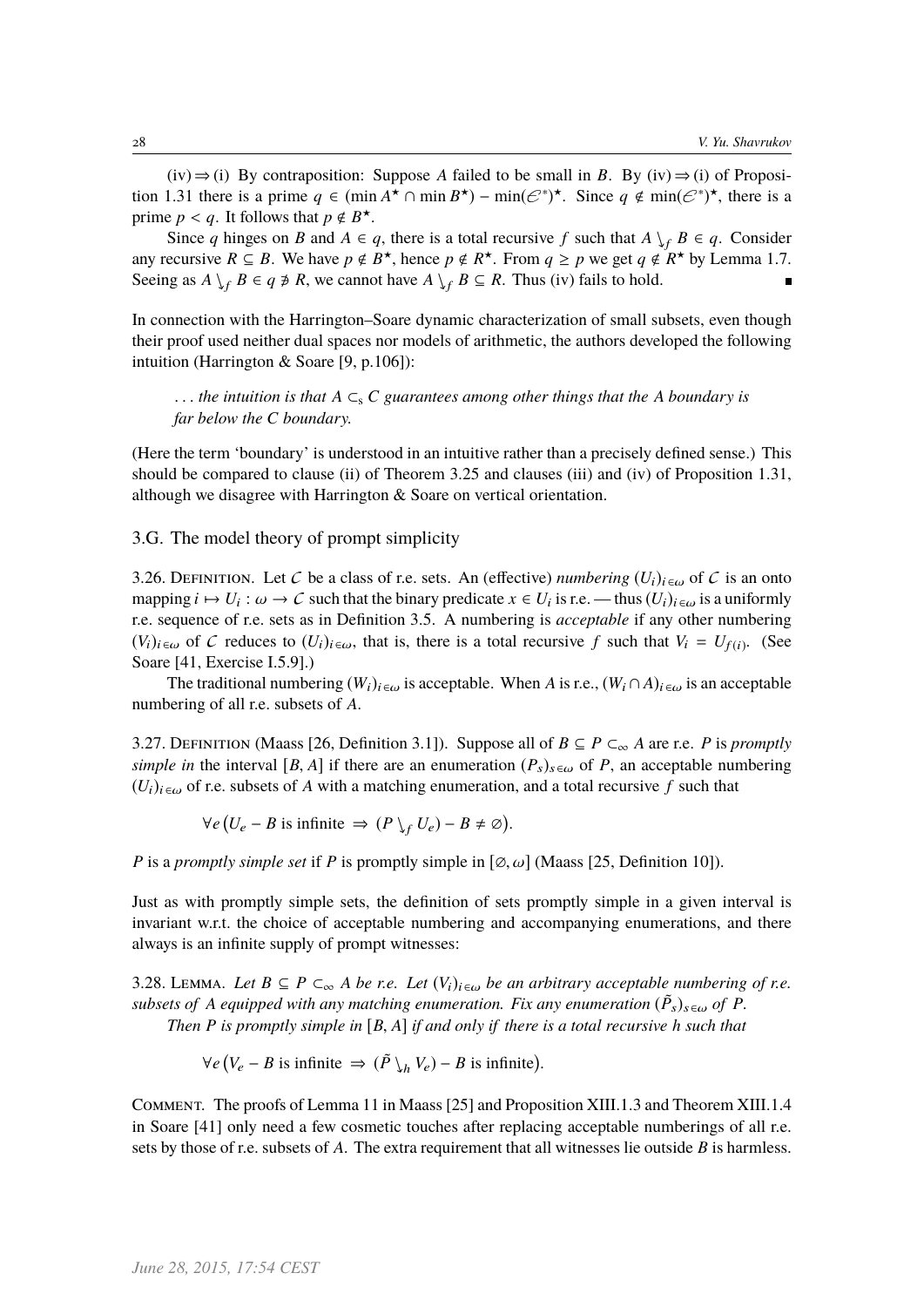(iv) ⇒ (i) By contraposition: Suppose $A$ failed to be small in $B$. By (iv) ⇒ (i) of Proposition 1.31 there is a prime $q \in (\min A^\star \cap \min B^\star) - \min(\mathscr{E}^*)^\star$. Since $q \notin \min(\mathscr{E}^*)^\star$, there is a prime $p < q$. It follows that $p \notin B^\star$.

Since $q$ hinges on $B$ and $A \in q$, there is a total recursive $f$ such that $A \searrow_f B \in q$. Consider any recursive $R \subseteq B$. We have $p \notin B^\star$, hence $p \notin R^\star$. From $q \geq p$ we get $q \notin R^\star$ by Lemma 1.7. Seeing as $A \searrow_f B \in q \not\ni R$, we cannot have $A \searrow_f B \subseteq R$. Thus (iv) fails to hold. ∎

In connection with the Harrington–Soare dynamic characterization of small subsets, even though their proof used neither dual spaces nor models of arithmetic, the authors developed the following intuition (Harrington & Soare [9, p.106]):

> ... *the intuition is that $A \subset_s C$ guarantees among other things that the A boundary is far below the C boundary.*

(Here the term 'boundary' is understood in an intuitive rather than a precisely defined sense.) This should be compared to clause (ii) of Theorem 3.25 and clauses (iii) and (iv) of Proposition 1.31, although we disagree with Harrington & Soare on vertical orientation.

## 3.G. The model theory of prompt simplicity

3.26. Definition. Let $\mathcal{C}$ be a class of r.e. sets. An (effective) *numbering* $(U_i)_{i\in\omega}$ of $\mathcal{C}$ is an onto mapping $i \mapsto U_i : \omega \to \mathcal{C}$ such that the binary predicate $x \in U_i$ is r.e. — thus $(U_i)_{i\in\omega}$ is a uniformly r.e. sequence of r.e. sets as in Definition 3.5. A numbering is *acceptable* if any other numbering $(V_i)_{i\in\omega}$ of $\mathcal{C}$ reduces to $(U_i)_{i\in\omega}$, that is, there is a total recursive $f$ such that $V_i = U_{f(i)}$. (See Soare [41, Exercise I.5.9].)

The traditional numbering $(W_i)_{i\in\omega}$ is acceptable. When $A$ is r.e., $(W_i \cap A)_{i\in\omega}$ is an acceptable numbering of all r.e. subsets of $A$.

3.27. Definition (Maass [26, Definition 3.1]). Suppose all of $B \subseteq P \subset_\infty A$ are r.e. $P$ is *promptly simple in* the interval $[B, A]$ if there are an enumeration $(P_s)_{s\in\omega}$ of $P$, an acceptable numbering $(U_i)_{i\in\omega}$ of r.e. subsets of $A$ with a matching enumeration, and a total recursive $f$ such that

$$\forall e\big(U_e - B \text{ is infinite } \Rightarrow\ (P \searrow_f U_e) - B \neq \varnothing\big).$$

$P$ is a *promptly simple set* if $P$ is promptly simple in $[\varnothing, \omega]$ (Maass [25, Definition 10]).

Just as with promptly simple sets, the definition of sets promptly simple in a given interval is invariant w.r.t. the choice of acceptable numbering and accompanying enumerations, and there always is an infinite supply of prompt witnesses:

3.28. Lemma. *Let $B \subseteq P \subset_\infty A$ be r.e. Let $(V_i)_{i\in\omega}$ be an arbitrary acceptable numbering of r.e. subsets of $A$ equipped with any matching enumeration. Fix any enumeration $(\tilde{P}_s)_{s\in\omega}$ of $P$.*

*Then $P$ is promptly simple in $[B, A]$ if and only if there is a total recursive $h$ such that*

$$\forall e\big(V_e - B \text{ is infinite } \Rightarrow\ (\tilde{P} \searrow_h V_e) - B \text{ is infinite}\big).$$

Comment. The proofs of Lemma 11 in Maass [25] and Proposition XIII.1.3 and Theorem XIII.1.4 in Soare [41] only need a few cosmetic touches after replacing acceptable numberings of all r.e. sets by those of r.e. subsets of $A$. The extra requirement that all witnesses lie outside $B$ is harmless.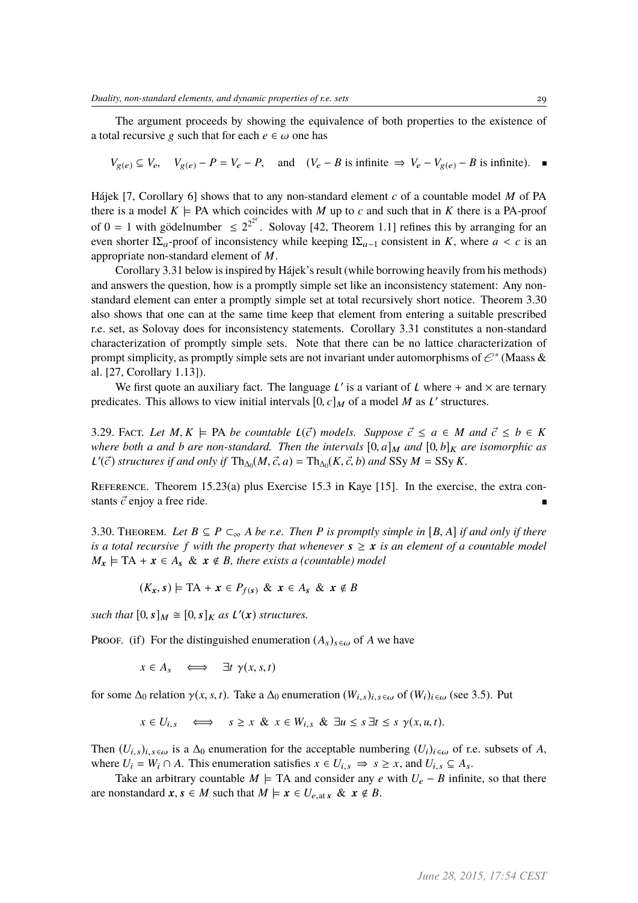The argument proceeds by showing the equivalence of both properties to the existence of a total recursive $g$ such that for each $e \in \omega$ one has

$$V_{g(e)} \subseteq V_e, \quad V_{g(e)} - P = V_e - P, \quad \text{and} \quad (V_e - B \text{ is infinite} \Rightarrow V_e - V_{g(e)} - B \text{ is infinite}). \quad \blacksquare$$

Hájek [7, Corollary 6] shows that to any non-standard element $c$ of a countable model $M$ of PA there is a model $K \models \mathrm{PA}$ which coincides with $M$ up to $c$ and such that in $K$ there is a PA-proof of $0 = 1$ with gödelnumber $\leq 2^{2^{2^c}}$. Solovay [42, Theorem 1.1] refines this by arranging for an even shorter $\mathrm{I}\Sigma_a$-proof of inconsistency while keeping $\mathrm{I}\Sigma_{a-1}$ consistent in $K$, where $a < c$ is an appropriate non-standard element of $M$.

Corollary 3.31 below is inspired by Hájek's result (while borrowing heavily from his methods) and answers the question, how is a promptly simple set like an inconsistency statement: Any non-standard element can enter a promptly simple set at total recursively short notice. Theorem 3.30 also shows that one can at the same time keep that element from entering a suitable prescribed r.e. set, as Solovay does for inconsistency statements. Corollary 3.31 constitutes a non-standard characterization of promptly simple sets. Note that there can be no lattice characterization of prompt simplicity, as promptly simple sets are not invariant under automorphisms of $\mathscr{E}^*$ (Maass & al. [27, Corollary 1.13]).

We first quote an auxiliary fact. The language $L'$ is a variant of $L$ where $+$ and $\times$ are ternary predicates. This allows to view initial intervals $[0, c]_M$ of a model $M$ as $L'$ structures.

3.29. Fact. *Let $M, K \models \mathrm{PA}$ be countable $L(\vec{c})$ models. Suppose $\vec{c} \leq a \in M$ and $\vec{c} \leq b \in K$ where both $a$ and $b$ are non-standard. Then the intervals $[0, a]_M$ and $[0, b]_K$ are isomorphic as $L'(\vec{c})$ structures if and only if $\mathrm{Th}_{\Delta_0}(M, \vec{c}, a) = \mathrm{Th}_{\Delta_0}(K, \vec{c}, b)$ and $\mathrm{SSy}\, M = \mathrm{SSy}\, K$.*

Reference. Theorem 15.23(a) plus Exercise 15.3 in Kaye [15]. In the exercise, the extra constants $\vec{c}$ enjoy a free ride. $\blacksquare$

3.30. Theorem. *Let $B \subseteq P \subset_\infty A$ be r.e. Then $P$ is promptly simple in $[B, A]$ if and only if there is a total recursive $f$ with the property that whenever $\boldsymbol{s} \geq \boldsymbol{x}$ is an element of a countable model $M_{\boldsymbol{x}} \models \mathrm{TA} + \boldsymbol{x} \in A_{\boldsymbol{s}}\ \&\ \boldsymbol{x} \notin B$, there exists a (countable) model*

$$(K_{\boldsymbol{x}}, \boldsymbol{s}) \models \mathrm{TA} + \boldsymbol{x} \in P_{f(\boldsymbol{s})}\ \&\ \boldsymbol{x} \in A_{\boldsymbol{s}}\ \&\ \boldsymbol{x} \notin B$$

*such that $[0, \boldsymbol{s}]_M \cong [0, \boldsymbol{s}]_K$ as $L'(\boldsymbol{x})$ structures.*

Proof. (if) For the distinguished enumeration $(A_s)_{s \in \omega}$ of $A$ we have

$$x \in A_s \iff \exists t\ \gamma(x, s, t)$$

for some $\Delta_0$ relation $\gamma(x, s, t)$. Take a $\Delta_0$ enumeration $(W_{i,s})_{i,s \in \omega}$ of $(W_i)_{i \in \omega}$ (see 3.5). Put

$$x \in U_{i,s} \iff s \geq x\ \&\ x \in W_{i,s}\ \&\ \exists u \leq s\, \exists t \leq s\ \gamma(x, u, t).$$

Then $(U_{i,s})_{i,s \in \omega}$ is a $\Delta_0$ enumeration for the acceptable numbering $(U_i)_{i \in \omega}$ of r.e. subsets of $A$, where $U_i = W_i \cap A$. This enumeration satisfies $x \in U_{i,s} \Rightarrow s \geq x$, and $U_{i,s} \subseteq A_s$.

Take an arbitrary countable $M \models \mathrm{TA}$ and consider any $e$ with $U_e - B$ infinite, so that there are nonstandard $\boldsymbol{x}, \boldsymbol{s} \in M$ such that $M \models \boldsymbol{x} \in U_{e,\mathrm{at}\,\boldsymbol{s}}\ \&\ \boldsymbol{x} \notin B$.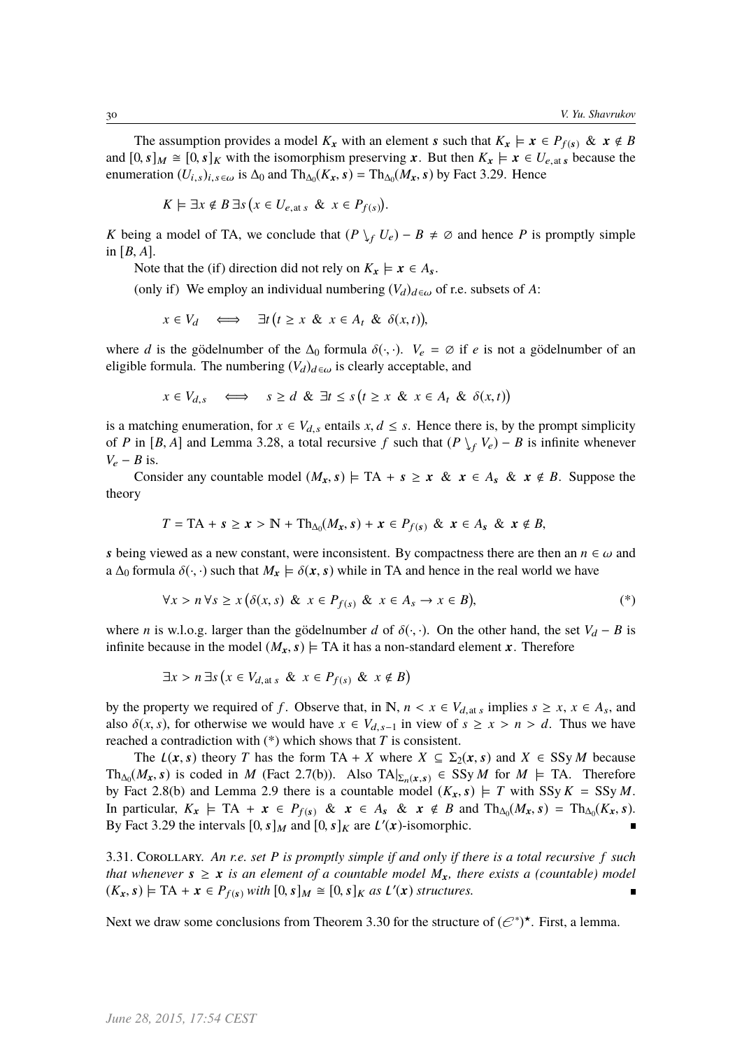The assumption provides a model $K_{\boldsymbol{x}}$ with an element $\boldsymbol{s}$ such that $K_{\boldsymbol{x}} \models \boldsymbol{x} \in P_{f(\boldsymbol{s})}$ & $\boldsymbol{x} \notin B$ and $[0,\boldsymbol{s}]_M \cong [0,\boldsymbol{s}]_K$ with the isomorphism preserving $\boldsymbol{x}$. But then $K_{\boldsymbol{x}} \models \boldsymbol{x} \in U_{e,\text{at}\,\boldsymbol{s}}$ because the enumeration $(U_{i,s})_{i,s\in\omega}$ is $\Delta_0$ and $\mathrm{Th}_{\Delta_0}(K_{\boldsymbol{x}},\boldsymbol{s}) = \mathrm{Th}_{\Delta_0}(M_{\boldsymbol{x}},\boldsymbol{s})$ by Fact 3.29. Hence

$$K \models \exists x \notin B\, \exists s\, \big(x \in U_{e,\text{at}\, s} \;\&\; x \in P_{f(s)}\big).$$

$K$ being a model of TA, we conclude that $(P \searrow_f U_e) - B \neq \varnothing$ and hence $P$ is promptly simple in $[B,A]$.

Note that the (if) direction did not rely on $K_{\boldsymbol{x}} \models \boldsymbol{x} \in A_{\boldsymbol{s}}$.

(only if) We employ an individual numbering $(V_d)_{d\in\omega}$ of r.e. subsets of $A$:

$$x \in V_d \quad\Longleftrightarrow\quad \exists t\, \big(t \geq x \;\&\; x \in A_t \;\&\; \delta(x,t)\big),$$

where $d$ is the gödelnumber of the $\Delta_0$ formula $\delta(\cdot,\cdot)$. $V_e = \varnothing$ if $e$ is not a gödelnumber of an eligible formula. The numbering $(V_d)_{d\in\omega}$ is clearly acceptable, and

$$x \in V_{d,s} \quad\Longleftrightarrow\quad s \geq d \;\&\; \exists t \leq s\, \big(t \geq x \;\&\; x \in A_t \;\&\; \delta(x,t)\big)$$

is a matching enumeration, for $x \in V_{d,s}$ entails $x, d \leq s$. Hence there is, by the prompt simplicity of $P$ in $[B,A]$ and Lemma 3.28, a total recursive $f$ such that $(P \searrow_f V_e) - B$ is infinite whenever $V_e - B$ is.

Consider any countable model $(M_{\boldsymbol{x}},\boldsymbol{s}) \models \mathrm{TA} + \boldsymbol{s} \geq \boldsymbol{x} \;\&\; \boldsymbol{x} \in A_{\boldsymbol{s}} \;\&\; \boldsymbol{x} \notin B$. Suppose the theory

$$T = \mathrm{TA} + \boldsymbol{s} \geq \boldsymbol{x} > \mathbb{N} + \mathrm{Th}_{\Delta_0}(M_{\boldsymbol{x}},\boldsymbol{s}) + \boldsymbol{x} \in P_{f(\boldsymbol{s})} \;\&\; \boldsymbol{x} \in A_{\boldsymbol{s}} \;\&\; \boldsymbol{x} \notin B,$$

$\boldsymbol{s}$ being viewed as a new constant, were inconsistent. By compactness there are then an $n \in \omega$ and a $\Delta_0$ formula $\delta(\cdot,\cdot)$ such that $M_{\boldsymbol{x}} \models \delta(\boldsymbol{x},\boldsymbol{s})$ while in TA and hence in the real world we have

$$\forall x > n\, \forall s \geq x\, \big(\delta(x,s) \;\&\; x \in P_{f(s)} \;\&\; x \in A_s \to x \in B\big), \tag{*}$$

where $n$ is w.l.o.g. larger than the gödelnumber $d$ of $\delta(\cdot,\cdot)$. On the other hand, the set $V_d - B$ is infinite because in the model $(M_{\boldsymbol{x}},\boldsymbol{s}) \models \mathrm{TA}$ it has a non-standard element $\boldsymbol{x}$. Therefore

$$\exists x > n\, \exists s\, \big(x \in V_{d,\text{at}\, s} \;\&\; x \in P_{f(s)} \;\&\; x \notin B\big)$$

by the property we required of $f$. Observe that, in $\mathbb{N}$, $n < x \in V_{d,\text{at}\,s}$ implies $s \geq x$, $x \in A_s$, and also $\delta(x,s)$, for otherwise we would have $x \in V_{d,s-1}$ in view of $s \geq x > n > d$. Thus we have reached a contradiction with (*) which shows that $T$ is consistent.

The $\mathcal{L}(\boldsymbol{x},\boldsymbol{s})$ theory $T$ has the form $\mathrm{TA} + X$ where $X \subseteq \Sigma_2(\boldsymbol{x},\boldsymbol{s})$ and $X \in \mathrm{SSy}\, M$ because $\mathrm{Th}_{\Delta_0}(M_{\boldsymbol{x}},\boldsymbol{s})$ is coded in $M$ (Fact 2.7(b)). Also $\mathrm{TA}|_{\Sigma_n(\boldsymbol{x},\boldsymbol{s})} \in \mathrm{SSy}\, M$ for $M \models \mathrm{TA}$. Therefore by Fact 2.8(b) and Lemma 2.9 there is a countable model $(K_{\boldsymbol{x}},\boldsymbol{s}) \models T$ with $\mathrm{SSy}\, K = \mathrm{SSy}\, M$. In particular, $K_{\boldsymbol{x}} \models \mathrm{TA} + \boldsymbol{x} \in P_{f(\boldsymbol{s})} \;\&\; \boldsymbol{x} \in A_{\boldsymbol{s}} \;\&\; \boldsymbol{x} \notin B$ and $\mathrm{Th}_{\Delta_0}(M_{\boldsymbol{x}},\boldsymbol{s}) = \mathrm{Th}_{\Delta_0}(K_{\boldsymbol{x}},\boldsymbol{s})$. By Fact 3.29 the intervals $[0,\boldsymbol{s}]_M$ and $[0,\boldsymbol{s}]_K$ are $\mathcal{L}'(\boldsymbol{x})$-isomorphic. ∎

3.31. Corollary. *An r.e. set $P$ is promptly simple if and only if there is a total recursive $f$ such that whenever $\boldsymbol{s} \geq \boldsymbol{x}$ is an element of a countable model $M_{\boldsymbol{x}}$, there exists a (countable) model $(K_{\boldsymbol{x}},\boldsymbol{s}) \models \mathrm{TA} + \boldsymbol{x} \in P_{f(\boldsymbol{s})}$ with $[0,\boldsymbol{s}]_M \cong [0,\boldsymbol{s}]_K$ as $\mathcal{L}'(\boldsymbol{x})$ structures.* ∎

Next we draw some conclusions from Theorem 3.30 for the structure of $(\mathscr{E}^*)^\star$. First, a lemma.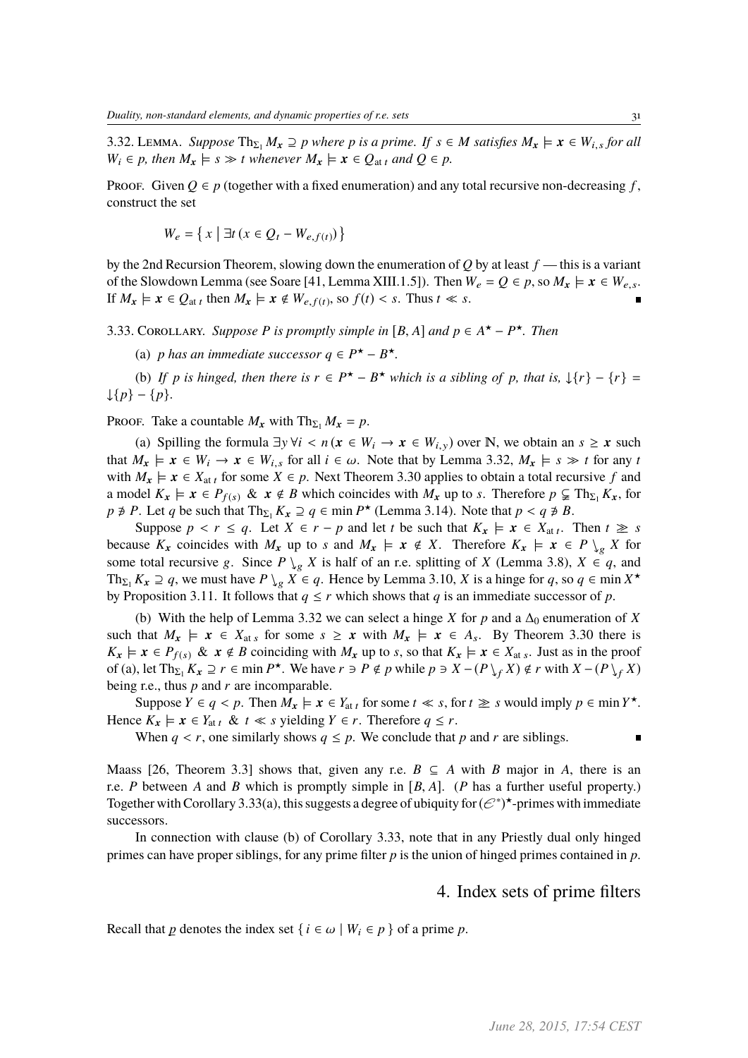3.32. Lemma. *Suppose* $\mathrm{Th}_{\Sigma_1} M_{\boldsymbol{x}} \supseteq p$ *where* $p$ *is a prime. If* $s \in M$ *satisfies* $M_{\boldsymbol{x}} \models \boldsymbol{x} \in W_{i,s}$ *for all* $W_i \in p$*, then* $M_{\boldsymbol{x}} \models s \gg t$ *whenever* $M_{\boldsymbol{x}} \models \boldsymbol{x} \in Q_{\mathrm{at}\ t}$ *and* $Q \in p$.

Proof. Given $Q \in p$ (together with a fixed enumeration) and any total recursive non-decreasing $f$, construct the set

$$W_e = \{ x \mid \exists t\, (x \in Q_t - W_{e,f(t)}) \}$$

by the 2nd Recursion Theorem, slowing down the enumeration of $Q$ by at least $f$ — this is a variant of the Slowdown Lemma (see Soare [41, Lemma XIII.1.5]). Then $W_e = Q \in p$, so $M_{\boldsymbol{x}} \models \boldsymbol{x} \in W_{e,s}$. If $M_{\boldsymbol{x}} \models \boldsymbol{x} \in Q_{\mathrm{at}\ t}$ then $M_{\boldsymbol{x}} \models \boldsymbol{x} \notin W_{e,f(t)}$, so $f(t) < s$. Thus $t \ll s$. ∎

3.33. Corollary. *Suppose* $P$ *is promptly simple in* $[B, A]$ *and* $p \in A^\star - P^\star$*. Then*

(a) *$p$ has an immediate successor $q \in P^\star - B^\star$.*

(b) *If $p$ is hinged, then there is $r \in P^\star - B^\star$ which is a sibling of $p$, that is, $\downarrow\{r\} - \{r\} = \downarrow\{p\} - \{p\}$.*

Proof. Take a countable $M_{\boldsymbol{x}}$ with $\mathrm{Th}_{\Sigma_1} M_{\boldsymbol{x}} = p$.

(a) Spilling the formula $\exists y\, \forall i < n\, (\boldsymbol{x} \in W_i \to \boldsymbol{x} \in W_{i,y})$ over $\mathbb{N}$, we obtain an $s \geq \boldsymbol{x}$ such that $M_{\boldsymbol{x}} \models \boldsymbol{x} \in W_i \to \boldsymbol{x} \in W_{i,s}$ for all $i \in \omega$. Note that by Lemma 3.32, $M_{\boldsymbol{x}} \models s \gg t$ for any $t$ with $M_{\boldsymbol{x}} \models \boldsymbol{x} \in X_{\mathrm{at}\ t}$ for some $X \in p$. Next Theorem 3.30 applies to obtain a total recursive $f$ and a model $K_{\boldsymbol{x}} \models \boldsymbol{x} \in P_{f(s)}\ \&\ \boldsymbol{x} \notin B$ which coincides with $M_{\boldsymbol{x}}$ up to $s$. Therefore $p \subsetneq \mathrm{Th}_{\Sigma_1} K_{\boldsymbol{x}}$, for $p \not\ni P$. Let $q$ be such that $\mathrm{Th}_{\Sigma_1} K_{\boldsymbol{x}} \supseteq q \in \min P^\star$ (Lemma 3.14). Note that $p < q \not\ni B$.

Suppose $p < r \leq q$. Let $X \in r - p$ and let $t$ be such that $K_{\boldsymbol{x}} \models \boldsymbol{x} \in X_{\mathrm{at}\ t}$. Then $t \gtrsim s$ because $K_{\boldsymbol{x}}$ coincides with $M_{\boldsymbol{x}}$ up to $s$ and $M_{\boldsymbol{x}} \models \boldsymbol{x} \notin X$. Therefore $K_{\boldsymbol{x}} \models \boldsymbol{x} \in P \searrow_g X$ for some total recursive $g$. Since $P \searrow_g X$ is half of an r.e. splitting of $X$ (Lemma 3.8), $X \in q$, and $\mathrm{Th}_{\Sigma_1} K_{\boldsymbol{x}} \supseteq q$, we must have $P \searrow_g X \in q$. Hence by Lemma 3.10, $X$ is a hinge for $q$, so $q \in \min X^\star$ by Proposition 3.11. It follows that $q \leq r$ which shows that $q$ is an immediate successor of $p$.

(b) With the help of Lemma 3.32 we can select a hinge $X$ for $p$ and a $\Delta_0$ enumeration of $X$ such that $M_{\boldsymbol{x}} \models \boldsymbol{x} \in X_{\mathrm{at}\ s}$ for some $s \geq \boldsymbol{x}$ with $M_{\boldsymbol{x}} \models \boldsymbol{x} \in A_s$. By Theorem 3.30 there is $K_{\boldsymbol{x}} \models \boldsymbol{x} \in P_{f(s)}\ \&\ \boldsymbol{x} \notin B$ coinciding with $M_{\boldsymbol{x}}$ up to $s$, so that $K_{\boldsymbol{x}} \models \boldsymbol{x} \in X_{\mathrm{at}\ s}$. Just as in the proof of (a), let $\mathrm{Th}_{\Sigma_1} K_{\boldsymbol{x}} \supseteq r \in \min P^\star$. We have $r \ni P \notin p$ while $p \ni X - (P \searrow_f X) \notin r$ with $X - (P \searrow_f X)$ being r.e., thus $p$ and $r$ are incomparable.

Suppose $Y \in q < p$. Then $M_{\boldsymbol{x}} \models \boldsymbol{x} \in Y_{\mathrm{at}\ t}$ for some $t \ll s$, for $t \gtrsim s$ would imply $p \in \min Y^\star$. Hence $K_{\boldsymbol{x}} \models \boldsymbol{x} \in Y_{\mathrm{at}\ t}\ \&\ t \ll s$ yielding $Y \in r$. Therefore $q \leq r$.

When $q < r$, one similarly shows $q \leq p$. We conclude that $p$ and $r$ are siblings. ∎

Maass [26, Theorem 3.3] shows that, given any r.e. $B \subseteq A$ with $B$ major in $A$, there is an r.e. $P$ between $A$ and $B$ which is promptly simple in $[B, A]$. ($P$ has a further useful property.) Together with Corollary 3.33(a), this suggests a degree of ubiquity for $(\mathcal{E}^*)^\star$-primes with immediate successors.

In connection with clause (b) of Corollary 3.33, note that in any Priestly dual only hinged primes can have proper siblings, for any prime filter $p$ is the union of hinged primes contained in $p$.

# 4. Index sets of prime filters

Recall that $\underline{p}$ denotes the index set $\{ i \in \omega \mid W_i \in p \}$ of a prime $p$.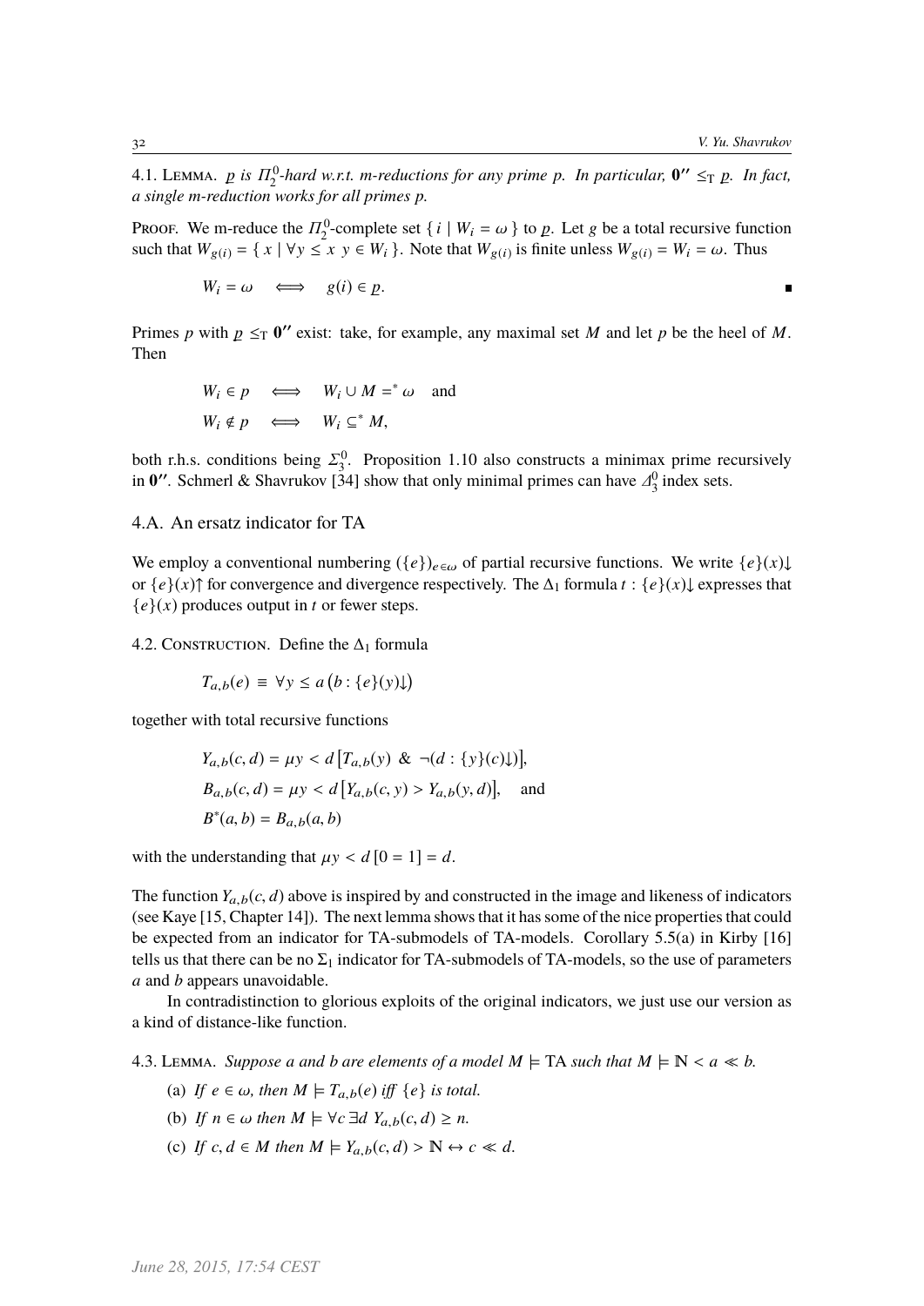4.1. Lemma. *$\underline{p}$ is $\Pi^0_2$-hard w.r.t. m-reductions for any prime $p$. In particular, $\mathbf{0''} \leq_{\mathrm{T}} \underline{p}$. In fact, a single m-reduction works for all primes $p$.*

Proof. We m-reduce the $\Pi^0_2$-complete set $\{ i \mid W_i = \omega \}$ to $\underline{p}$. Let $g$ be a total recursive function such that $W_{g(i)} = \{ x \mid \forall y \leq x \ y \in W_i \}$. Note that $W_{g(i)}$ is finite unless $W_{g(i)} = W_i = \omega$. Thus

$$W_i = \omega \quad \Longleftrightarrow \quad g(i) \in \underline{p}.$$

■

Primes $p$ with $\underline{p} \leq_{\mathrm{T}} \mathbf{0''}$ exist: take, for example, any maximal set $M$ and let $p$ be the heel of $M$. Then

$$W_i \in p \quad \Longleftrightarrow \quad W_i \cup M =^* \omega \quad \text{and}$$
$$W_i \notin p \quad \Longleftrightarrow \quad W_i \subseteq^* M,$$

both r.h.s. conditions being $\Sigma^0_3$. Proposition 1.10 also constructs a minimax prime recursively in $\mathbf{0''}$. Schmerl & Shavrukov [34] show that only minimal primes can have $\Delta^0_3$ index sets.

## 4.A. An ersatz indicator for TA

We employ a conventional numbering $(\{e\})_{e\in\omega}$ of partial recursive functions. We write $\{e\}(x)\!\downarrow$ or $\{e\}(x)\!\uparrow$ for convergence and divergence respectively. The $\Delta_1$ formula $t : \{e\}(x)\!\downarrow$ expresses that $\{e\}(x)$ produces output in $t$ or fewer steps.

4.2. Construction. Define the $\Delta_1$ formula

$$T_{a,b}(e) \equiv \forall y \leq a \left(b : \{e\}(y)\!\downarrow\right)$$

together with total recursive functions

$$Y_{a,b}(c, d) = \mu y < d \left[T_{a,b}(y) \ \& \ \neg(d : \{y\}(c)\!\downarrow)\right],$$
$$B_{a,b}(c, d) = \mu y < d \left[Y_{a,b}(c, y) > Y_{a,b}(y, d)\right], \quad \text{and}$$
$$B^*(a, b) = B_{a,b}(a, b)$$

with the understanding that $\mu y < d\,[0 = 1] = d$.

The function $Y_{a,b}(c, d)$ above is inspired by and constructed in the image and likeness of indicators (see Kaye [15, Chapter 14]). The next lemma shows that it has some of the nice properties that could be expected from an indicator for TA-submodels of TA-models. Corollary 5.5(a) in Kirby [16] tells us that there can be no $\Sigma_1$ indicator for TA-submodels of TA-models, so the use of parameters $a$ and $b$ appears unavoidable.

In contradistinction to glorious exploits of the original indicators, we just use our version as a kind of distance-like function.

4.3. Lemma. *Suppose $a$ and $b$ are elements of a model $M \models \mathrm{TA}$ such that $M \models \mathbb{N} < a \ll b$.*

(a) *If $e \in \omega$, then $M \models T_{a,b}(e)$ iff $\{e\}$ is total.*

(b) *If $n \in \omega$ then $M \models \forall c \, \exists d \ Y_{a,b}(c, d) \geq n$.*

(c) *If $c, d \in M$ then $M \models Y_{a,b}(c, d) > \mathbb{N} \leftrightarrow c \ll d$.*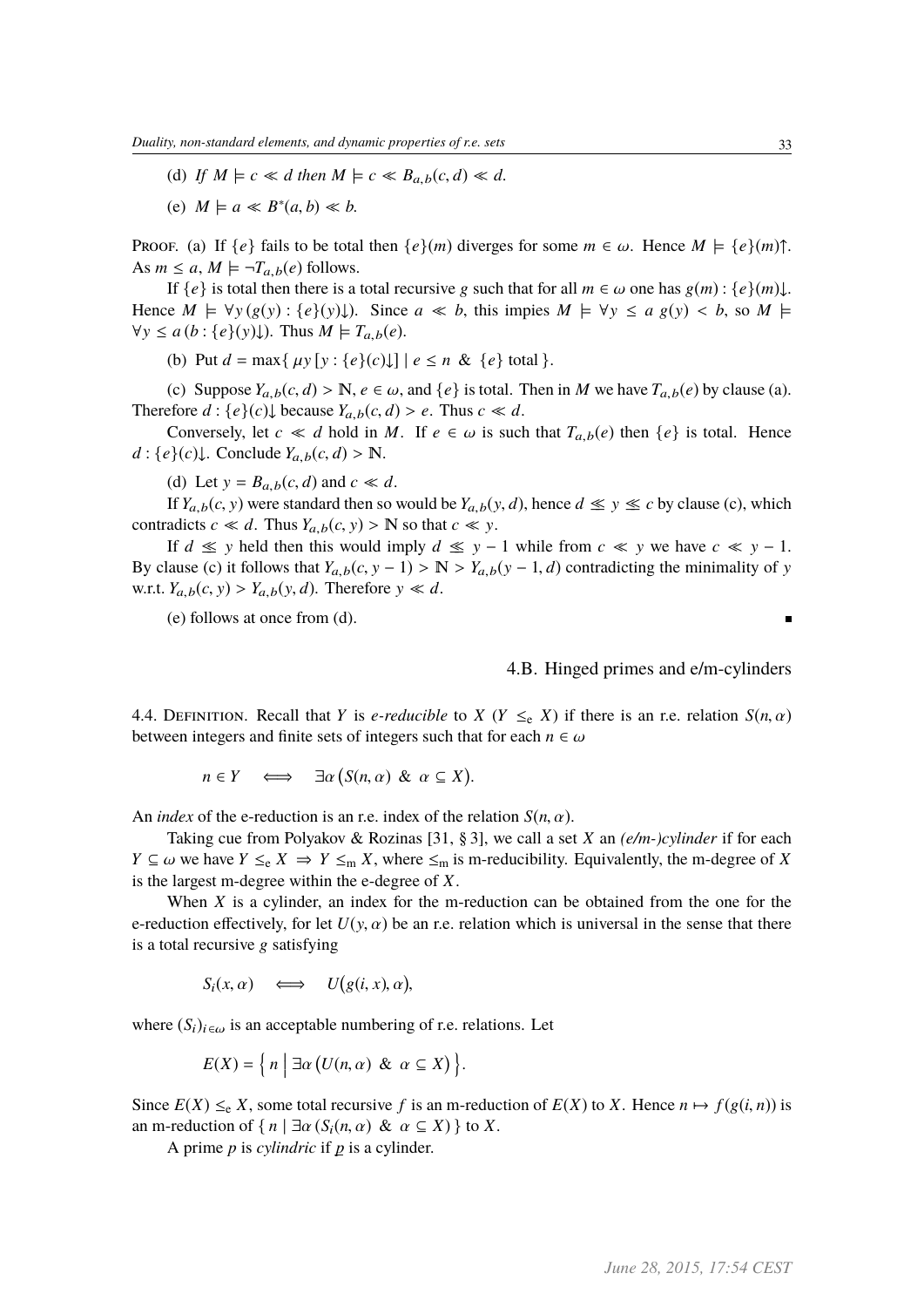(d) *If* $M \models c \ll d$ *then* $M \models c \ll B_{a,b}(c,d) \ll d$.

(e) $M \models a \ll B^*(a,b) \ll b$.

Proof. (a) If $\{e\}$ fails to be total then $\{e\}(m)$ diverges for some $m \in \omega$. Hence $M \models \{e\}(m)\uparrow$. As $m \leq a$, $M \models \neg T_{a,b}(e)$ follows.

If $\{e\}$ is total then there is a total recursive $g$ such that for all $m \in \omega$ one has $g(m) : \{e\}(m)\downarrow$. Hence $M \models \forall y\,(g(y) : \{e\}(y)\downarrow)$. Since $a \ll b$, this impies $M \models \forall y \leq a\; g(y) < b$, so $M \models \forall y \leq a\,(b : \{e\}(y)\downarrow)$. Thus $M \models T_{a,b}(e)$.

(b) Put $d = \max\{\, \mu y\,[y : \{e\}(c)\downarrow] \mid e \leq n \;\&\; \{e\} \text{ total}\,\}$.

(c) Suppose $Y_{a,b}(c,d) > \mathbb{N}$, $e \in \omega$, and $\{e\}$ is total. Then in $M$ we have $T_{a,b}(e)$ by clause (a). Therefore $d : \{e\}(c)\downarrow$ because $Y_{a,b}(c,d) > e$. Thus $c \ll d$.

Conversely, let $c \ll d$ hold in $M$. If $e \in \omega$ is such that $T_{a,b}(e)$ then $\{e\}$ is total. Hence $d : \{e\}(c)\downarrow$. Conclude $Y_{a,b}(c,d) > \mathbb{N}$.

(d) Let $y = B_{a,b}(c,d)$ and $c \ll d$.

If $Y_{a,b}(c,y)$ were standard then so would be $Y_{a,b}(y,d)$, hence $d \lessapprox y \lessapprox c$ by clause (c), which contradicts $c \ll d$. Thus $Y_{a,b}(c,y) > \mathbb{N}$ so that $c \ll y$.

If $d \lessapprox y$ held then this would imply $d \lessapprox y - 1$ while from $c \ll y$ we have $c \ll y - 1$. By clause (c) it follows that $Y_{a,b}(c, y-1) > \mathbb{N} > Y_{a,b}(y-1, d)$ contradicting the minimality of $y$ w.r.t. $Y_{a,b}(c,y) > Y_{a,b}(y,d)$. Therefore $y \ll d$.

(e) follows at once from (d). ∎

## 4.B. Hinged primes and e/m-cylinders

4.4. Definition. Recall that $Y$ is *e-reducible* to $X$ ($Y \leq_e X$) if there is an r.e. relation $S(n,\alpha)$ between integers and finite sets of integers such that for each $n \in \omega$

$$n \in Y \iff \exists \alpha\,\big(S(n,\alpha) \;\&\; \alpha \subseteq X\big).$$

An *index* of the e-reduction is an r.e. index of the relation $S(n,\alpha)$.

Taking cue from Polyakov & Rozinas [31, § 3], we call a set $X$ an *(e/m-)cylinder* if for each $Y \subseteq \omega$ we have $Y \leq_e X \Rightarrow Y \leq_m X$, where $\leq_m$ is m-reducibility. Equivalently, the m-degree of $X$ is the largest m-degree within the e-degree of $X$.

When $X$ is a cylinder, an index for the m-reduction can be obtained from the one for the e-reduction effectively, for let $U(y,\alpha)$ be an r.e. relation which is universal in the sense that there is a total recursive $g$ satisfying

$$S_i(x,\alpha) \iff U\big(g(i,x),\alpha\big),$$

where $(S_i)_{i\in\omega}$ is an acceptable numbering of r.e. relations. Let

$$E(X) = \Big\{\, n \;\Big|\; \exists \alpha\,\big(U(n,\alpha) \;\&\; \alpha \subseteq X\big) \Big\}.$$

Since $E(X) \leq_e X$, some total recursive $f$ is an m-reduction of $E(X)$ to $X$. Hence $n \mapsto f(g(i,n))$ is an m-reduction of $\{\, n \mid \exists \alpha\,(S_i(n,\alpha) \;\&\; \alpha \subseteq X)\,\}$ to $X$.

A prime $p$ is *cylindric* if $\underline{p}$ is a cylinder.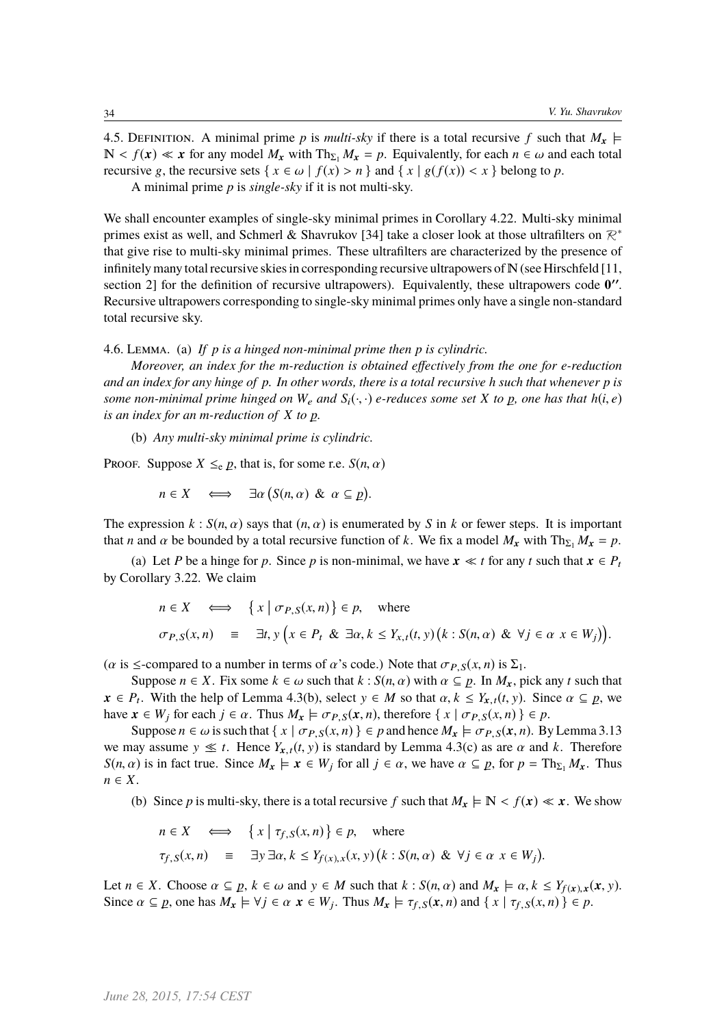4.5. Definition. A minimal prime $p$ is *multi-sky* if there is a total recursive $f$ such that $M_{\boldsymbol{x}} \models \mathbb{N} < f(\boldsymbol{x}) \ll \boldsymbol{x}$ for any model $M_{\boldsymbol{x}}$ with $\mathrm{Th}_{\Sigma_1} M_{\boldsymbol{x}} = p$. Equivalently, for each $n \in \omega$ and each total recursive $g$, the recursive sets $\{ x \in \omega \mid f(x) > n \}$ and $\{ x \mid g(f(x)) < x \}$ belong to $p$.

A minimal prime $p$ is *single-sky* if it is not multi-sky.

We shall encounter examples of single-sky minimal primes in Corollary 4.22. Multi-sky minimal primes exist as well, and Schmerl & Shavrukov [34] take a closer look at those ultrafilters on $\mathcal{R}^*$ that give rise to multi-sky minimal primes. These ultrafilters are characterized by the presence of infinitely many total recursive skies in corresponding recursive ultrapowers of $\mathbb{N}$ (see Hirschfeld [11, section 2] for the definition of recursive ultrapowers). Equivalently, these ultrapowers code $\mathbf{0''}$. Recursive ultrapowers corresponding to single-sky minimal primes only have a single non-standard total recursive sky.

4.6. Lemma. (a) *If $p$ is a hinged non-minimal prime then $p$ is cylindric.*

*Moreover, an index for the m-reduction is obtained effectively from the one for e-reduction and an index for any hinge of $p$. In other words, there is a total recursive $h$ such that whenever $p$ is some non-minimal prime hinged on $W_e$ and $S_i(\cdot,\cdot)$ e-reduces some set $X$ to $\underline{p}$, one has that $h(i,e)$ is an index for an m-reduction of $X$ to $\underline{p}$.*

(b) *Any multi-sky minimal prime is cylindric.*

Proof. Suppose $X \leq_e \underline{p}$, that is, for some r.e. $S(n,\alpha)$

$$n \in X \iff \exists \alpha \left( S(n,\alpha) \ \&\ \alpha \subseteq \underline{p} \right).$$

The expression $k : S(n,\alpha)$ says that $(n,\alpha)$ is enumerated by $S$ in $k$ or fewer steps. It is important that $n$ and $\alpha$ be bounded by a total recursive function of $k$. We fix a model $M_{\boldsymbol{x}}$ with $\mathrm{Th}_{\Sigma_1} M_{\boldsymbol{x}} = p$.

(a) Let $P$ be a hinge for $p$. Since $p$ is non-minimal, we have $\boldsymbol{x} \ll t$ for any $t$ such that $\boldsymbol{x} \in P_t$ by Corollary 3.22. We claim

$$\begin{aligned}
n \in X \quad &\iff \quad \left\{ x \mid \sigma_{P,S}(x,n) \right\} \in p, \quad \text{where} \\
\sigma_{P,S}(x,n) \quad &\equiv \quad \exists t, y \left( x \in P_t \ \&\ \exists \alpha, k \leq Y_{x,t}(t,y) \left( k : S(n,\alpha) \ \&\ \forall j \in \alpha\ x \in W_j \right) \right).
\end{aligned}$$

($\alpha$ is $\leq$-compared to a number in terms of $\alpha$'s code.) Note that $\sigma_{P,S}(x,n)$ is $\Sigma_1$.

Suppose $n \in X$. Fix some $k \in \omega$ such that $k : S(n,\alpha)$ with $\alpha \subseteq \underline{p}$. In $M_{\boldsymbol{x}}$, pick any $t$ such that $\boldsymbol{x} \in P_t$. With the help of Lemma 4.3(b), select $y \in M$ so that $\alpha, k \leq Y_{\boldsymbol{x},t}(t,y)$. Since $\alpha \subseteq \underline{p}$, we have $\boldsymbol{x} \in W_j$ for each $j \in \alpha$. Thus $M_{\boldsymbol{x}} \models \sigma_{P,S}(\boldsymbol{x},n)$, therefore $\{ x \mid \sigma_{P,S}(x,n) \} \in p$.

Suppose $n \in \omega$ is such that $\{ x \mid \sigma_{P,S}(x,n) \} \in p$ and hence $M_{\boldsymbol{x}} \models \sigma_{P,S}(\boldsymbol{x},n)$. By Lemma 3.13 we may assume $y \lll t$. Hence $Y_{\boldsymbol{x},t}(t,y)$ is standard by Lemma 4.3(c) as are $\alpha$ and $k$. Therefore $S(n,\alpha)$ is in fact true. Since $M_{\boldsymbol{x}} \models \boldsymbol{x} \in W_j$ for all $j \in \alpha$, we have $\alpha \subseteq \underline{p}$, for $p = \mathrm{Th}_{\Sigma_1} M_{\boldsymbol{x}}$. Thus $n \in X$.

(b) Since $p$ is multi-sky, there is a total recursive $f$ such that $M_{\boldsymbol{x}} \models \mathbb{N} < f(\boldsymbol{x}) \ll \boldsymbol{x}$. We show

$$\begin{aligned}
n \in X \quad &\iff \quad \left\{ x \mid \tau_{f,S}(x,n) \right\} \in p, \quad \text{where} \\
\tau_{f,S}(x,n) \quad &\equiv \quad \exists y\, \exists \alpha, k \leq Y_{f(x),x}(x,y) \left( k : S(n,\alpha) \ \&\ \forall j \in \alpha\ x \in W_j \right).
\end{aligned}$$

Let $n \in X$. Choose $\alpha \subseteq \underline{p}$, $k \in \omega$ and $y \in M$ such that $k : S(n,\alpha)$ and $M_{\boldsymbol{x}} \models \alpha, k \leq Y_{f(\boldsymbol{x}),\boldsymbol{x}}(\boldsymbol{x},y)$. Since $\alpha \subseteq \underline{p}$, one has $M_{\boldsymbol{x}} \models \forall j \in \alpha\ \boldsymbol{x} \in W_j$. Thus $M_{\boldsymbol{x}} \models \tau_{f,S}(\boldsymbol{x},n)$ and $\{ x \mid \tau_{f,S}(x,n) \} \in p$.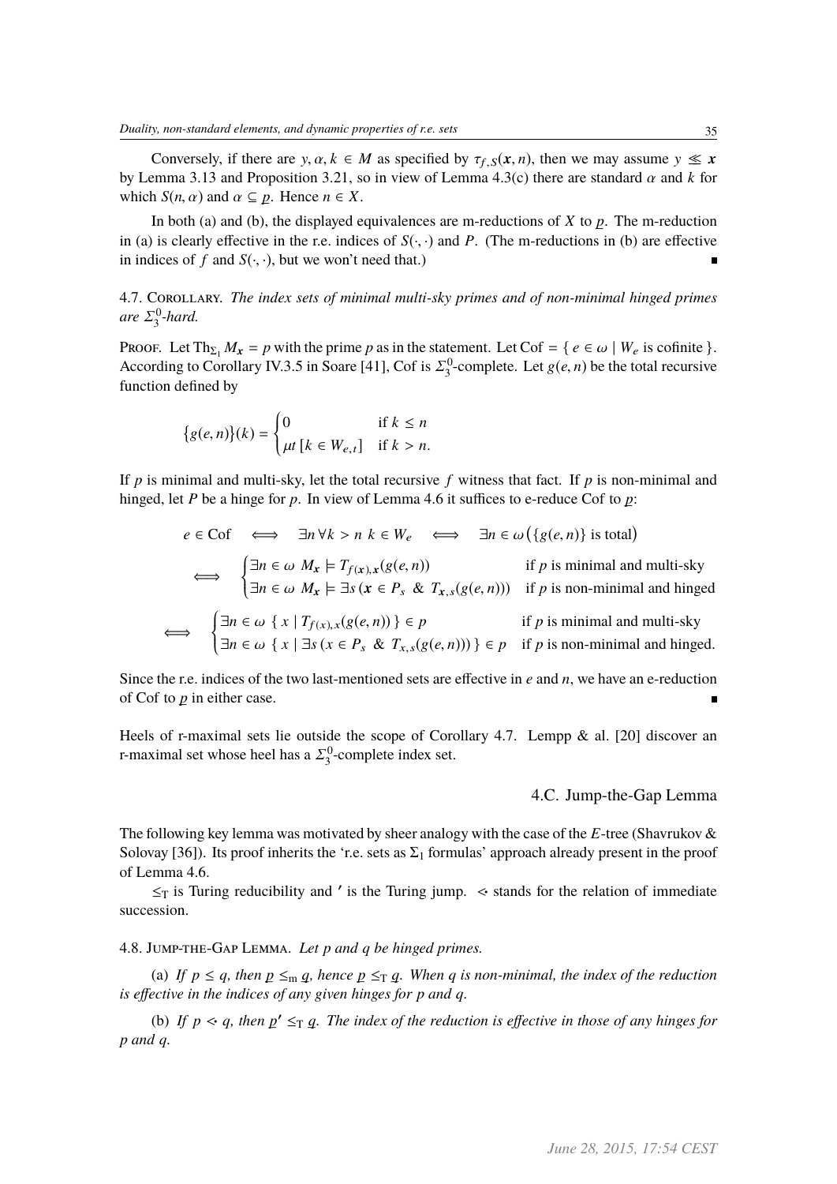Conversely, if there are $y, \alpha, k \in M$ as specified by $\tau_{f,S}(\boldsymbol{x}, n)$, then we may assume $y \lll \boldsymbol{x}$ by Lemma 3.13 and Proposition 3.21, so in view of Lemma 4.3(c) there are standard $\alpha$ and $k$ for which $S(n, \alpha)$ and $\alpha \subseteq \underline{p}$. Hence $n \in X$.

In both (a) and (b), the displayed equivalences are m-reductions of $X$ to $\underline{p}$. The m-reduction in (a) is clearly effective in the r.e. indices of $S(\cdot, \cdot)$ and $P$. (The m-reductions in (b) are effective in indices of $f$ and $S(\cdot, \cdot)$, but we won't need that.) ∎

4.7. Corollary. *The index sets of minimal multi-sky primes and of non-minimal hinged primes are $\Sigma^0_3$-hard.*

Proof. Let $\mathrm{Th}_{\Sigma_1} M_{\boldsymbol{x}} = p$ with the prime $p$ as in the statement. Let $\mathrm{Cof} = \{\, e \in \omega \mid W_e \text{ is cofinite}\,\}$. According to Corollary IV.3.5 in Soare [41], Cof is $\Sigma^0_3$-complete. Let $g(e, n)$ be the total recursive function defined by

$$\{g(e,n)\}(k) = \begin{cases} 0 & \text{if } k \le n \\ \mu t\,[k \in W_{e,t}] & \text{if } k > n. \end{cases}$$

If $p$ is minimal and multi-sky, let the total recursive $f$ witness that fact. If $p$ is non-minimal and hinged, let $P$ be a hinge for $p$. In view of Lemma 4.6 it suffices to e-reduce Cof to $\underline{p}$:

$$\begin{aligned}
e \in \mathrm{Cof} \quad &\Longleftrightarrow \quad \exists n\, \forall k > n\ k \in W_e \quad \Longleftrightarrow \quad \exists n \in \omega\big(\{g(e,n)\} \text{ is total}\big) \\
&\Longleftrightarrow \quad \begin{cases} \exists n \in \omega\ M_{\boldsymbol{x}} \models T_{f(\boldsymbol{x}),\boldsymbol{x}}(g(e,n)) & \text{if } p \text{ is minimal and multi-sky} \\ \exists n \in \omega\ M_{\boldsymbol{x}} \models \exists s\,(\boldsymbol{x} \in P_s\ \&\ T_{\boldsymbol{x},s}(g(e,n))) & \text{if } p \text{ is non-minimal and hinged} \end{cases} \\
&\Longleftrightarrow \quad \begin{cases} \exists n \in \omega\ \{\, x \mid T_{f(x),x}(g(e,n))\,\} \in p & \text{if } p \text{ is minimal and multi-sky} \\ \exists n \in \omega\ \{\, x \mid \exists s\,(x \in P_s\ \&\ T_{x,s}(g(e,n)))\,\} \in p & \text{if } p \text{ is non-minimal and hinged.} \end{cases}
\end{aligned}$$

Since the r.e. indices of the two last-mentioned sets are effective in $e$ and $n$, we have an e-reduction of Cof to $\underline{p}$ in either case. ∎

Heels of r-maximal sets lie outside the scope of Corollary 4.7. Lempp & al. [20] discover an r-maximal set whose heel has a $\Sigma^0_3$-complete index set.

### 4.C. Jump-the-Gap Lemma

The following key lemma was motivated by sheer analogy with the case of the $E$-tree (Shavrukov & Solovay [36]). Its proof inherits the 'r.e. sets as $\Sigma_1$ formulas' approach already present in the proof of Lemma 4.6.

$\le_{\mathrm{T}}$ is Turing reducibility and $'$ is the Turing jump. $\lessdot$ stands for the relation of immediate succession.

4.8. Jump-the-Gap Lemma. *Let $p$ and $q$ be hinged primes.*

(a) *If $p \le q$, then $\underline{p} \le_{\mathrm{m}} \underline{q}$, hence $\underline{p} \le_{\mathrm{T}} \underline{q}$. When $q$ is non-minimal, the index of the reduction is effective in the indices of any given hinges for $p$ and $q$.*

(b) *If $p \lessdot q$, then $\underline{p}' \le_{\mathrm{T}} \underline{q}$. The index of the reduction is effective in those of any hinges for $p$ and $q$.*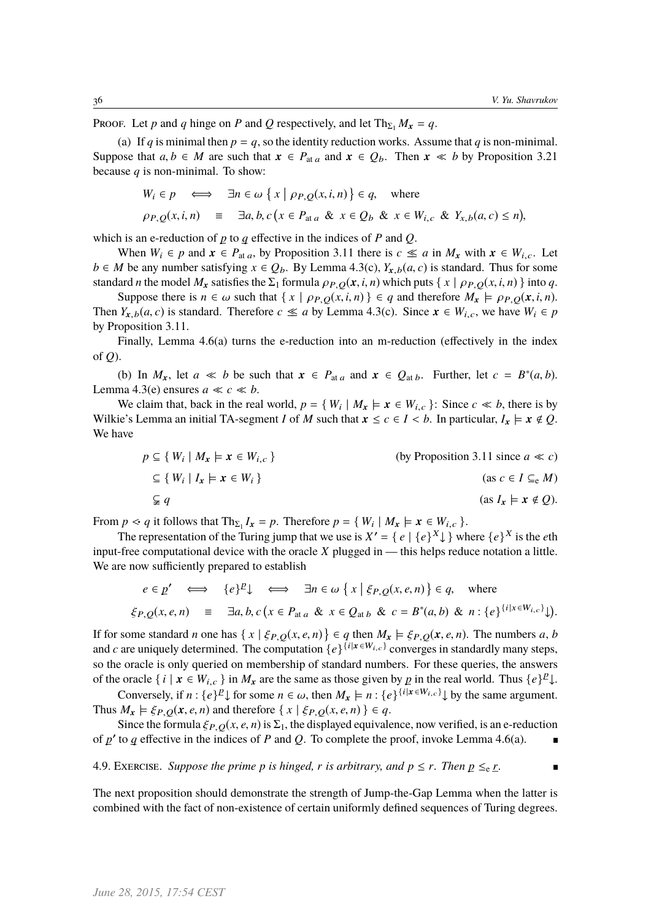**Proof.** Let $p$ and $q$ hinge on $P$ and $Q$ respectively, and let $\mathrm{Th}_{\Sigma_1} M_{\boldsymbol{x}} = q$.

(a) If $q$ is minimal then $p = q$, so the identity reduction works. Assume that $q$ is non-minimal. Suppose that $a, b \in M$ are such that $\boldsymbol{x} \in P_{\mathrm{at}\, a}$ and $\boldsymbol{x} \in Q_b$. Then $\boldsymbol{x} \ll b$ by Proposition 3.21 because $q$ is non-minimal. To show:

$$
\begin{aligned}
W_i \in p \quad &\Longleftrightarrow \quad \exists n \in \omega \, \{\, x \mid \rho_{P,Q}(x, i, n) \,\} \in q, \quad \text{where} \\
\rho_{P,Q}(x, i, n) \quad &\equiv \quad \exists a, b, c \big( x \in P_{\mathrm{at}\, a} \;\&\; x \in Q_b \;\&\; x \in W_{i,c} \;\&\; Y_{x,b}(a, c) \le n \big),
\end{aligned}
$$

which is an e-reduction of $\underline{p}$ to $\underline{q}$ effective in the indices of $P$ and $Q$.

When $W_i \in p$ and $\boldsymbol{x} \in P_{\mathrm{at}\, a}$, by Proposition 3.11 there is $c \lll a$ in $M_{\boldsymbol{x}}$ with $\boldsymbol{x} \in W_{i,c}$. Let $b \in M$ be any number satisfying $x \in Q_b$. By Lemma 4.3(c), $Y_{\boldsymbol{x},b}(a, c)$ is standard. Thus for some standard $n$ the model $M_{\boldsymbol{x}}$ satisfies the $\Sigma_1$ formula $\rho_{P,Q}(x, i, n)$ which puts $\{\, x \mid \rho_{P,Q}(x, i, n) \,\}$ into $q$.

Suppose there is $n \in \omega$ such that $\{\, x \mid \rho_{P,Q}(x, i, n) \,\} \in q$ and therefore $M_{\boldsymbol{x}} \models \rho_{P,Q}(\boldsymbol{x}, i, n)$. Then $Y_{\boldsymbol{x},b}(a, c)$ is standard. Therefore $c \lll a$ by Lemma 4.3(c). Since $\boldsymbol{x} \in W_{i,c}$, we have $W_i \in p$ by Proposition 3.11.

Finally, Lemma 4.6(a) turns the e-reduction into an m-reduction (effectively in the index of $Q$).

(b) In $M_{\boldsymbol{x}}$, let $a \ll b$ be such that $\boldsymbol{x} \in P_{\mathrm{at}\, a}$ and $\boldsymbol{x} \in Q_{\mathrm{at}\, b}$. Further, let $c = B^*(a, b)$. Lemma 4.3(e) ensures $a \ll c \ll b$.

We claim that, back in the real world, $p = \{\, W_i \mid M_{\boldsymbol{x}} \models \boldsymbol{x} \in W_{i,c} \,\}$: Since $c \ll b$, there is by Wilkie's Lemma an initial TA-segment $I$ of $M$ such that $\boldsymbol{x} \le c \in I < b$. In particular, $I_{\boldsymbol{x}} \models \boldsymbol{x} \notin Q$. We have

$$
\begin{aligned}
p &\subseteq \{\, W_i \mid M_{\boldsymbol{x}} \models \boldsymbol{x} \in W_{i,c} \,\} && \text{(by Proposition 3.11 since } a \ll c) \\
&\subseteq \{\, W_i \mid I_{\boldsymbol{x}} \models \boldsymbol{x} \in W_i \,\} && (\text{as } c \in I \subseteq_{\mathrm{e}} M) \\
&\subsetneq q && (\text{as } I_{\boldsymbol{x}} \models \boldsymbol{x} \notin Q).
\end{aligned}
$$

From $p \lessdot q$ it follows that $\mathrm{Th}_{\Sigma_1} I_{\boldsymbol{x}} = p$. Therefore $p = \{\, W_i \mid M_{\boldsymbol{x}} \models \boldsymbol{x} \in W_{i,c} \,\}$.

The representation of the Turing jump that we use is $X' = \{\, e \mid \{e\}^X\!\downarrow \,\}$ where $\{e\}^X$ is the $e$th input-free computational device with the oracle $X$ plugged in — this helps reduce notation a little. We are now sufficiently prepared to establish

$$
\begin{aligned}
e \in \underline{p}' \quad &\Longleftrightarrow \quad \{e\}^{\underline{p}}\!\downarrow \quad \Longleftrightarrow \quad \exists n \in \omega \, \{\, x \mid \xi_{P,Q}(x, e, n) \,\} \in q, \quad \text{where} \\
\xi_{P,Q}(x, e, n) \quad &\equiv \quad \exists a, b, c \big( x \in P_{\mathrm{at}\, a} \;\&\; x \in Q_{\mathrm{at}\, b} \;\&\; c = B^*(a, b) \;\&\; n : \{e\}^{\{i \mid x \in W_{i,c}\}}\!\downarrow \big).
\end{aligned}
$$

If for some standard $n$ one has $\{\, x \mid \xi_{P,Q}(x, e, n) \,\} \in q$ then $M_{\boldsymbol{x}} \models \xi_{P,Q}(\boldsymbol{x}, e, n)$. The numbers $a$, $b$ and $c$ are uniquely determined. The computation $\{e\}^{\{i \mid \boldsymbol{x} \in W_{i,c}\}}$ converges in standardly many steps, so the oracle is only queried on membership of standard numbers. For these queries, the answers of the oracle $\{\, i \mid \boldsymbol{x} \in W_{i,c} \,\}$ in $M_{\boldsymbol{x}}$ are the same as those given by $\underline{p}$ in the real world. Thus $\{e\}^{\underline{p}}\!\downarrow$.

Conversely, if $n : \{e\}^{\underline{p}}\!\downarrow$ for some $n \in \omega$, then $M_{\boldsymbol{x}} \models n : \{e\}^{\{i \mid \boldsymbol{x} \in W_{i,c}\}}\!\downarrow$ by the same argument. Thus $M_{\boldsymbol{x}} \models \xi_{P,Q}(\boldsymbol{x}, e, n)$ and therefore $\{\, x \mid \xi_{P,Q}(x, e, n) \,\} \in q$.

Since the formula $\xi_{P,Q}(x, e, n)$ is $\Sigma_1$, the displayed equivalence, now verified, is an e-reduction of $\underline{p}'$ to $\underline{q}$ effective in the indices of $P$ and $Q$. To complete the proof, invoke Lemma 4.6(a). ∎

4.9. Exercise. *Suppose the prime $p$ is hinged, $r$ is arbitrary, and $p \le r$. Then $\underline{p} \le_{\mathrm{e}} \underline{r}$.* ∎

The next proposition should demonstrate the strength of Jump-the-Gap Lemma when the latter is combined with the fact of non-existence of certain uniformly defined sequences of Turing degrees.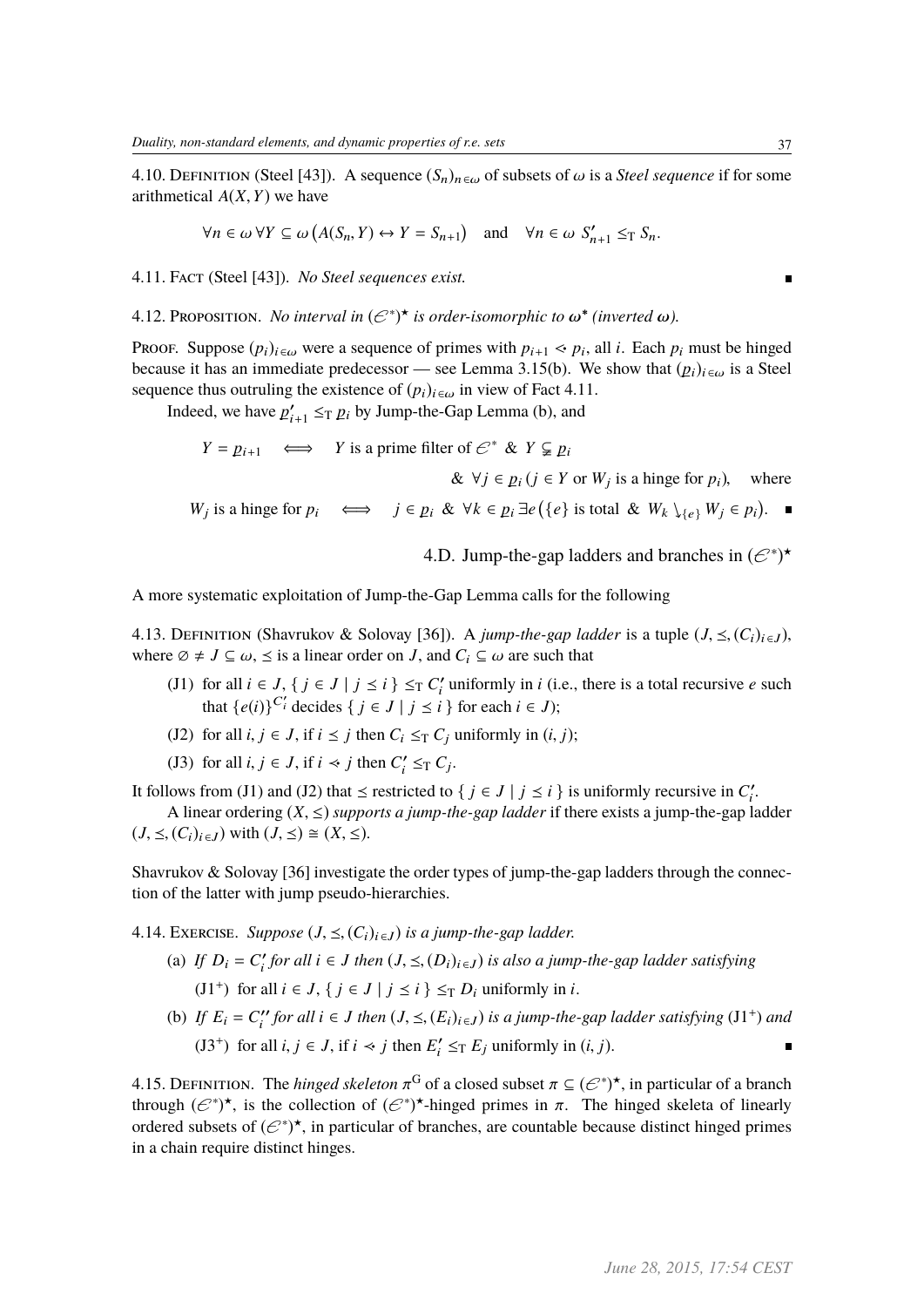4.10. Definition (Steel [43]). A sequence $(S_n)_{n\in\omega}$ of subsets of $\omega$ is a *Steel sequence* if for some arithmetical $A(X,Y)$ we have

$$\forall n \in \omega\ \forall Y \subseteq \omega \bigl(A(S_n, Y) \leftrightarrow Y = S_{n+1}\bigr) \quad \text{and} \quad \forall n \in \omega\ S'_{n+1} \leq_{\mathrm{T}} S_n.$$

4.11. Fact (Steel [43]). *No Steel sequences exist.* ∎

4.12. Proposition. *No interval in $(\mathscr{E}^*)^\star$ is order-isomorphic to $\boldsymbol{\omega}^*$ (inverted $\boldsymbol{\omega}$).*

Proof. Suppose $(p_i)_{i\in\omega}$ were a sequence of primes with $p_{i+1} \lessdot p_i$, all $i$. Each $p_i$ must be hinged because it has an immediate predecessor — see Lemma 3.15(b). We show that $(\underline{p}_i)_{i\in\omega}$ is a Steel sequence thus outruling the existence of $(p_i)_{i\in\omega}$ in view of Fact 4.11.

Indeed, we have $\underline{p}'_{i+1} \leq_{\mathrm{T}} \underline{p}_i$ by Jump-the-Gap Lemma (b), and

$$Y = \underline{p}_{i+1} \iff Y \text{ is a prime filter of } \mathscr{E}^* \ \&\ Y \subsetneq \underline{p}_i$$
$$\&\ \forall j \in \underline{p}_i\, (j \in Y \text{ or } W_j \text{ is a hinge for } p_i), \quad \text{where}$$
$$W_j \text{ is a hinge for } p_i \iff j \in \underline{p}_i \ \&\ \forall k \in \underline{p}_i\, \exists e \bigl(\{e\} \text{ is total } \&\ W_k \searrow_{\{e\}} W_j \in p_i\bigr). \ ∎$$

## 4.D. Jump-the-gap ladders and branches in $(\mathscr{E}^*)^\star$

A more systematic exploitation of Jump-the-Gap Lemma calls for the following

4.13. Definition (Shavrukov & Solovay [36]). A *jump-the-gap ladder* is a tuple $(J, \preceq, (C_i)_{i\in J})$, where $\varnothing \neq J \subseteq \omega$, $\preceq$ is a linear order on $J$, and $C_i \subseteq \omega$ are such that

- (J1) for all $i \in J$, $\{\, j \in J \mid j \preceq i \,\} \leq_{\mathrm{T}} C'_i$ uniformly in $i$ (i.e., there is a total recursive $e$ such that $\{e(i)\}^{C'_i}$ decides $\{\, j \in J \mid j \preceq i \,\}$ for each $i \in J$);
- (J2) for all $i, j \in J$, if $i \preceq j$ then $C_i \leq_{\mathrm{T}} C_j$ uniformly in $(i, j)$;
- (J3) for all $i, j \in J$, if $i \prec j$ then $C'_i \leq_{\mathrm{T}} C_j$.

It follows from (J1) and (J2) that $\preceq$ restricted to $\{\, j \in J \mid j \preceq i \,\}$ is uniformly recursive in $C'_i$.

A linear ordering $(X, \leq)$ *supports a jump-the-gap ladder* if there exists a jump-the-gap ladder $(J, \preceq, (C_i)_{i\in J})$ with $(J, \preceq) \cong (X, \leq)$.

Shavrukov & Solovay [36] investigate the order types of jump-the-gap ladders through the connection of the latter with jump pseudo-hierarchies.

4.14. Exercise. *Suppose $(J, \preceq, (C_i)_{i\in J})$ is a jump-the-gap ladder.*

- (a) *If $D_i = C'_i$ for all $i \in J$ then $(J, \preceq, (D_i)_{i\in J})$ is also a jump-the-gap ladder satisfying*
  (J1$^+$) for all $i \in J$, $\{\, j \in J \mid j \preceq i \,\} \leq_{\mathrm{T}} D_i$ uniformly in $i$.
- (b) *If $E_i = C''_i$ for all $i \in J$ then $(J, \preceq, (E_i)_{i\in J})$ is a jump-the-gap ladder satisfying* (J1$^+$) *and*
  (J3$^+$) for all $i, j \in J$, if $i \prec j$ then $E'_i \leq_{\mathrm{T}} E_j$ uniformly in $(i, j)$. ∎

4.15. Definition. The *hinged skeleton* $\pi^{\mathrm{G}}$ of a closed subset $\pi \subseteq (\mathscr{E}^*)^\star$, in particular of a branch through $(\mathscr{E}^*)^\star$, is the collection of $(\mathscr{E}^*)^\star$-hinged primes in $\pi$. The hinged skeleta of linearly ordered subsets of $(\mathscr{E}^*)^\star$, in particular of branches, are countable because distinct hinged primes in a chain require distinct hinges.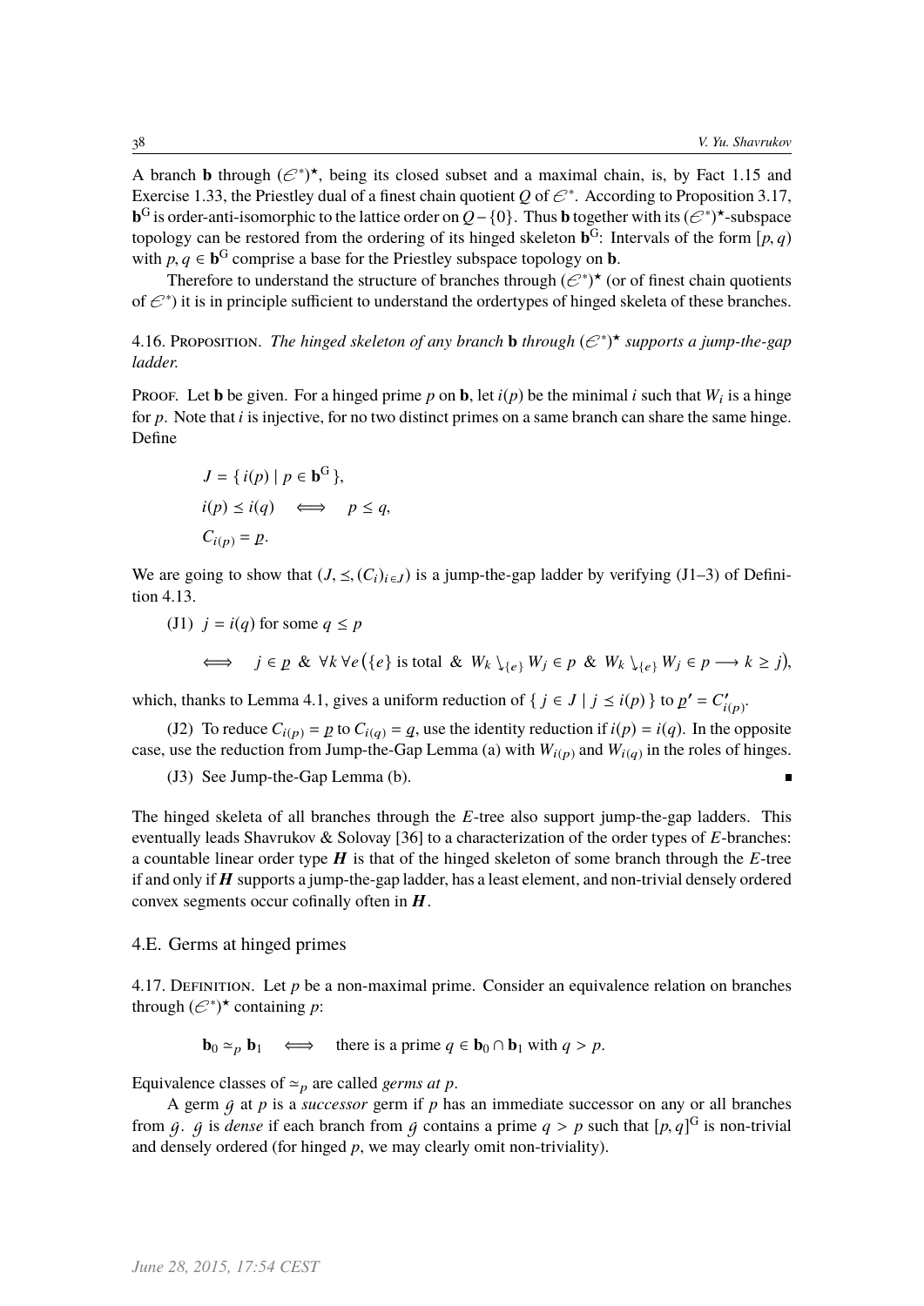A branch $\mathbf{b}$ through $(\mathcal{E}^*)^\star$, being its closed subset and a maximal chain, is, by Fact 1.15 and Exercise 1.33, the Priestley dual of a finest chain quotient $Q$ of $\mathcal{E}^*$. According to Proposition 3.17, $\mathbf{b}^{\mathrm{G}}$ is order-anti-isomorphic to the lattice order on $Q - \{0\}$. Thus $\mathbf{b}$ together with its $(\mathcal{E}^*)^\star$-subspace topology can be restored from the ordering of its hinged skeleton $\mathbf{b}^{\mathrm{G}}$: Intervals of the form $[p, q)$ with $p, q \in \mathbf{b}^{\mathrm{G}}$ comprise a base for the Priestley subspace topology on $\mathbf{b}$.

Therefore to understand the structure of branches through $(\mathcal{E}^*)^\star$ (or of finest chain quotients of $\mathcal{E}^*$) it is in principle sufficient to understand the ordertypes of hinged skeleta of these branches.

4.16. Proposition. *The hinged skeleton of any branch* $\mathbf{b}$ *through* $(\mathcal{E}^*)^\star$ *supports a jump-the-gap ladder.*

Proof. Let $\mathbf{b}$ be given. For a hinged prime $p$ on $\mathbf{b}$, let $i(p)$ be the minimal $i$ such that $W_i$ is a hinge for $p$. Note that $i$ is injective, for no two distinct primes on a same branch can share the same hinge. Define

$$J = \{\, i(p) \mid p \in \mathbf{b}^{\mathrm{G}} \,\},$$
$$i(p) \preceq i(q) \iff p \leq q,$$
$$C_{i(p)} = \underline{p}.$$

We are going to show that $(J, \preceq, (C_i)_{i \in J})$ is a jump-the-gap ladder by verifying (J1–3) of Definition 4.13.

(J1) $j = i(q)$ for some $q \leq p$

$$\iff \quad j \in \underline{p} \;\&\; \forall k\, \forall e \big(\{e\} \text{ is total } \;\&\; W_k \searrow_{\{e\}} W_j \in p \;\&\; W_k \searrow_{\{e\}} W_j \in p \longrightarrow k \geq j\big),$$

which, thanks to Lemma 4.1, gives a uniform reduction of $\{\, j \in J \mid j \preceq i(p) \,\}$ to $\underline{p}' = C'_{i(p)}$.

(J2) To reduce $C_{i(p)} = \underline{p}$ to $C_{i(q)} = \underline{q}$, use the identity reduction if $i(p) = i(q)$. In the opposite case, use the reduction from Jump-the-Gap Lemma (a) with $W_{i(p)}$ and $W_{i(q)}$ in the roles of hinges.

(J3) See Jump-the-Gap Lemma (b). ∎

The hinged skeleta of all branches through the $E$-tree also support jump-the-gap ladders. This eventually leads Shavrukov & Solovay [36] to a characterization of the order types of $E$-branches: a countable linear order type $\boldsymbol{H}$ is that of the hinged skeleton of some branch through the $E$-tree if and only if $\boldsymbol{H}$ supports a jump-the-gap ladder, has a least element, and non-trivial densely ordered convex segments occur cofinally often in $\boldsymbol{H}$.

## 4.E. Germs at hinged primes

4.17. Definition. Let $p$ be a non-maximal prime. Consider an equivalence relation on branches through $(\mathcal{E}^*)^\star$ containing $p$:

$$\mathbf{b}_0 \simeq_p \mathbf{b}_1 \iff \text{there is a prime } q \in \mathbf{b}_0 \cap \mathbf{b}_1 \text{ with } q > p.$$

Equivalence classes of $\simeq_p$ are called *germs at p*.

A germ $\mathcal{g}$ at $p$ is a *successor* germ if $p$ has an immediate successor on any or all branches from $\mathcal{g}$. $\mathcal{g}$ is *dense* if each branch from $\mathcal{g}$ contains a prime $q > p$ such that $[p, q]^{\mathrm{G}}$ is non-trivial and densely ordered (for hinged $p$, we may clearly omit non-triviality).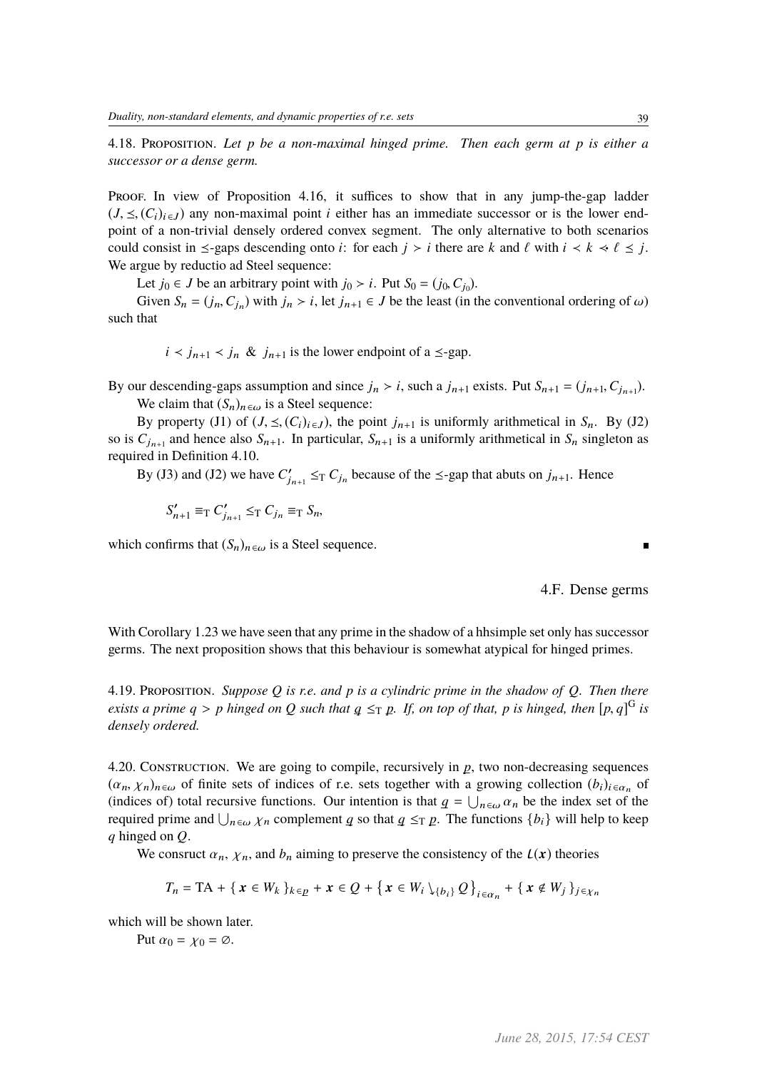**4.18. Proposition.** *Let $p$ be a non-maximal hinged prime. Then each germ at $p$ is either a successor or a dense germ.*

Proof. In view of Proposition 4.16, it suffices to show that in any jump-the-gap ladder $(J, \preceq, (C_i)_{i\in J})$ any non-maximal point $i$ either has an immediate successor or is the lower endpoint of a non-trivial densely ordered convex segment. The only alternative to both scenarios could consist in $\preceq$-gaps descending onto $i$: for each $j \succ i$ there are $k$ and $\ell$ with $i \prec k \prec\!\!\cdot\, \ell \preceq j$. We argue by reductio ad Steel sequence:

Let $j_0 \in J$ be an arbitrary point with $j_0 \succ i$. Put $S_0 = (j_0, C_{j_0})$.

Given $S_n = (j_n, C_{j_n})$ with $j_n \succ i$, let $j_{n+1} \in J$ be the least (in the conventional ordering of $\omega$) such that

$$i \prec j_{n+1} \prec j_n \;\;\&\;\; j_{n+1} \text{ is the lower endpoint of a } \preceq\text{-gap.}$$

By our descending-gaps assumption and since $j_n \succ i$, such a $j_{n+1}$ exists. Put $S_{n+1} = (j_{n+1}, C_{j_{n+1}})$.

We claim that $(S_n)_{n\in\omega}$ is a Steel sequence:

By property (J1) of $(J, \preceq, (C_i)_{i\in J})$, the point $j_{n+1}$ is uniformly arithmetical in $S_n$. By (J2) so is $C_{j_{n+1}}$ and hence also $S_{n+1}$. In particular, $S_{n+1}$ is a uniformly arithmetical in $S_n$ singleton as required in Definition 4.10.

By (J3) and (J2) we have $C'_{j_{n+1}} \leq_{\mathrm{T}} C_{j_n}$ because of the $\preceq$-gap that abuts on $j_{n+1}$. Hence

$$S'_{n+1} \equiv_{\mathrm{T}} C'_{j_{n+1}} \leq_{\mathrm{T}} C_{j_n} \equiv_{\mathrm{T}} S_n,$$

which confirms that $(S_n)_{n\in\omega}$ is a Steel sequence. ∎

## 4.F. Dense germs

With Corollary 1.23 we have seen that any prime in the shadow of a hhsimple set only has successor germs. The next proposition shows that this behaviour is somewhat atypical for hinged primes.

**4.19. Proposition.** *Suppose $Q$ is r.e. and $p$ is a cylindric prime in the shadow of $Q$. Then there exists a prime $q > p$ hinged on $Q$ such that $\underline{q} \leq_{\mathrm{T}} \underline{p}$. If, on top of that, $p$ is hinged, then $[p,q]^{\mathrm{G}}$ is densely ordered.*

**4.20. Construction.** We are going to compile, recursively in $\underline{p}$, two non-decreasing sequences $(\alpha_n, \chi_n)_{n\in\omega}$ of finite sets of indices of r.e. sets together with a growing collection $(b_i)_{i\in\alpha_n}$ of (indices of) total recursive functions. Our intention is that $\underline{q} = \bigcup_{n\in\omega} \alpha_n$ be the index set of the required prime and $\bigcup_{n\in\omega} \chi_n$ complement $\underline{q}$ so that $\underline{q} \leq_{\mathrm{T}} \underline{p}$. The functions $\{b_i\}$ will help to keep $q$ hinged on $Q$.

We consruct $\alpha_n$, $\chi_n$, and $b_n$ aiming to preserve the consistency of the $L(\boldsymbol{x})$ theories

$$T_n = \mathrm{TA} + \{\, \boldsymbol{x} \in W_k \,\}_{k\in\underline{p}} + \boldsymbol{x} \in Q + \big\{\, \boldsymbol{x} \in W_i \searrow_{\{b_i\}} Q \,\big\}_{i\in\alpha_n} + \{\, \boldsymbol{x} \notin W_j \,\}_{j\in\chi_n}$$

which will be shown later.

Put $\alpha_0 = \chi_0 = \varnothing$.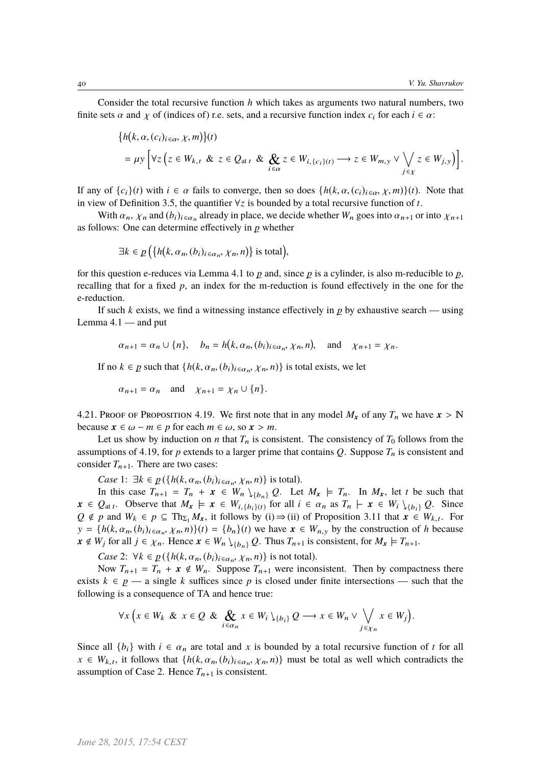Consider the total recursive function $h$ which takes as arguments two natural numbers, two finite sets $\alpha$ and $\chi$ of (indices of) r.e. sets, and a recursive function index $c_i$ for each $i \in \alpha$:

$$\begin{aligned}&\{h(k, \alpha, (c_i)_{i\in\alpha}, \chi, m)\}(t)\\&= \mu y \left[\forall z \left( z \in W_{k,t} \ \& \ z \in Q_{\mathrm{at}\ t} \ \& \ \mathop{\&}_{i\in\alpha} z \in W_{i,\{c_i\}(t)} \longrightarrow z \in W_{m,y} \vee \bigvee_{j\in\chi} z \in W_{j,y}\right)\right].\end{aligned}$$

If any of $\{c_i\}(t)$ with $i \in \alpha$ fails to converge, then so does $\{h(k, \alpha, (c_i)_{i\in\alpha}, \chi, m)\}(t)$. Note that in view of Definition 3.5, the quantifier $\forall z$ is bounded by a total recursive function of $t$.

With $\alpha_n$, $\chi_n$ and $(b_i)_{i\in\alpha_n}$ already in place, we decide whether $W_n$ goes into $\alpha_{n+1}$ or into $\chi_{n+1}$ as follows: One can determine effectively in $\underline{p}$ whether

$$\exists k \in \underline{p} \left(\{h(k, \alpha_n, (b_i)_{i\in\alpha_n}, \chi_n, n)\} \text{ is total}\right),$$

for this question e-reduces via Lemma 4.1 to $\underline{p}$ and, since $\underline{p}$ is a cylinder, is also m-reducible to $\underline{p}$, recalling that for a fixed $p$, an index for the m-reduction is found effectively in the one for the e-reduction.

If such $k$ exists, we find a witnessing instance effectively in $\underline{p}$ by exhaustive search — using Lemma 4.1 — and put

$$\alpha_{n+1} = \alpha_n \cup \{n\}, \quad b_n = h(k, \alpha_n, (b_i)_{i\in\alpha_n}, \chi_n, n), \quad \text{and} \quad \chi_{n+1} = \chi_n.$$

If no $k \in \underline{p}$ such that $\{h(k, \alpha_n, (b_i)_{i\in\alpha_n}, \chi_n, n)\}$ is total exists, we let

$$\alpha_{n+1} = \alpha_n \quad \text{and} \quad \chi_{n+1} = \chi_n \cup \{n\}.$$

4.21. Proof of Proposition 4.19. We first note that in any model $M_{\boldsymbol{x}}$ of any $T_n$ we have $\boldsymbol{x} > \mathbb{N}$ because $\boldsymbol{x} \in \omega - m \in p$ for each $m \in \omega$, so $\boldsymbol{x} > m$.

Let us show by induction on $n$ that $T_n$ is consistent. The consistency of $T_0$ follows from the assumptions of 4.19, for $p$ extends to a larger prime that contains $Q$. Suppose $T_n$ is consistent and consider $T_{n+1}$. There are two cases:

*Case* 1: $\exists k \in \underline{p}\,(\{h(k, \alpha_n, (b_i)_{i\in\alpha_n}, \chi_n, n)\}$ is total).

In this case $T_{n+1} = T_n + \boldsymbol{x} \in W_n \searrow_{\{b_n\}} Q$. Let $M_{\boldsymbol{x}} \models T_n$. In $M_{\boldsymbol{x}}$, let $t$ be such that $\boldsymbol{x} \in Q_{\mathrm{at}\ t}$. Observe that $M_{\boldsymbol{x}} \models \boldsymbol{x} \in W_{i,\{b_i\}(t)}$ for all $i \in \alpha_n$ as $T_n \vdash \boldsymbol{x} \in W_i \searrow_{\{b_i\}} Q$. Since $Q \notin p$ and $W_k \in p \subseteq \mathrm{Th}_{\Sigma_1} M_{\boldsymbol{x}}$, it follows by (i)$\Rightarrow$(ii) of Proposition 3.11 that $\boldsymbol{x} \in W_{k,t}$. For $y = \{h(k, \alpha_n, (b_i)_{i\in\alpha_n}, \chi_n, n)\}(t) = \{b_n\}(t)$ we have $\boldsymbol{x} \in W_{n,y}$ by the construction of $h$ because $\boldsymbol{x} \notin W_j$ for all $j \in \chi_n$. Hence $\boldsymbol{x} \in W_n \searrow_{\{b_n\}} Q$. Thus $T_{n+1}$ is consistent, for $M_{\boldsymbol{x}} \models T_{n+1}$.

*Case* 2: $\forall k \in \underline{p}\,(\{h(k, \alpha_n, (b_i)_{i\in\alpha_n}, \chi_n, n)\}$ is not total).

Now $T_{n+1} = T_n + \boldsymbol{x} \notin W_n$. Suppose $T_{n+1}$ were inconsistent. Then by compactness there exists $k \in \underline{p}$ — a single $k$ suffices since $p$ is closed under finite intersections — such that the following is a consequence of TA and hence true:

$$\forall x \left( x \in W_k \ \& \ x \in Q \ \& \ \mathop{\&}_{i\in\alpha_n} x \in W_i \searrow_{\{b_i\}} Q \longrightarrow x \in W_n \vee \bigvee_{j\in\chi_n} x \in W_j\right).$$

Since all $\{b_i\}$ with $i \in \alpha_n$ are total and $x$ is bounded by a total recursive function of $t$ for all $x \in W_{k,t}$, it follows that $\{h(k, \alpha_n, (b_i)_{i\in\alpha_n}, \chi_n, n)\}$ must be total as well which contradicts the assumption of Case 2. Hence $T_{n+1}$ is consistent.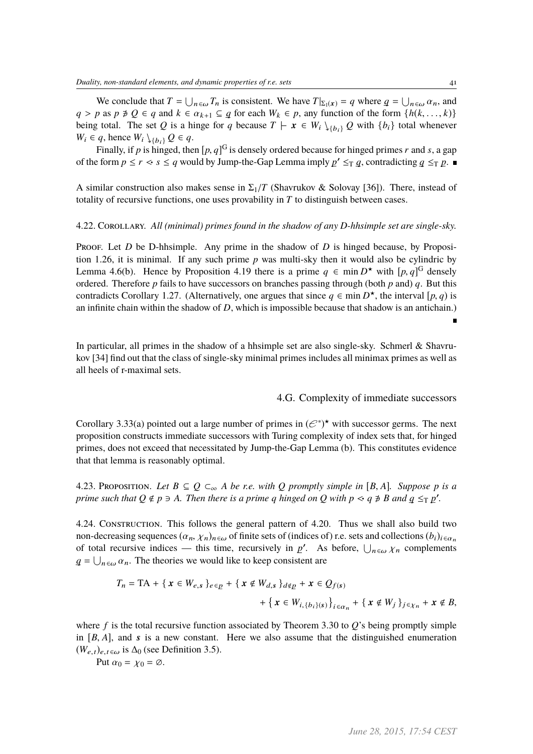We conclude that $T = \bigcup_{n\in\omega} T_n$ is consistent. We have $T|_{\Sigma_1(\boldsymbol{x})} = q$ where $\underline{q} = \bigcup_{n\in\omega} \alpha_n$, and $q > p$ as $p \not\ni Q \in q$ and $k \in \alpha_{k+1} \subseteq \underline{q}$ for each $W_k \in p$, any function of the form $\{h(k, \dots, k)\}$ being total. The set $Q$ is a hinge for $q$ because $T \vdash \boldsymbol{x} \in W_i \searrow_{\{b_i\}} Q$ with $\{b_i\}$ total whenever $W_i \in q$, hence $W_i \searrow_{\{b_i\}} Q \in q$.

Finally, if $p$ is hinged, then $[p, q]^{\mathrm{G}}$ is densely ordered because for hinged primes $r$ and $s$, a gap of the form $p \leq r \lessdot s \leq q$ would by Jump-the-Gap Lemma imply $\underline{p}' \leq_{\mathrm{T}} \underline{q}$, contradicting $\underline{q} \leq_{\mathrm{T}} \underline{p}$. ∎

A similar construction also makes sense in $\Sigma_1/T$ (Shavrukov & Solovay [36]). There, instead of totality of recursive functions, one uses provability in $T$ to distinguish between cases.

4.22. Corollary. *All (minimal) primes found in the shadow of any D-hhsimple set are single-sky.*

Proof. Let $D$ be D-hhsimple. Any prime in the shadow of $D$ is hinged because, by Proposition 1.26, it is minimal. If any such prime $p$ was multi-sky then it would also be cylindric by Lemma 4.6(b). Hence by Proposition 4.19 there is a prime $q \in \min D^\star$ with $[p, q]^{\mathrm{G}}$ densely ordered. Therefore $p$ fails to have successors on branches passing through (both $p$ and) $q$. But this contradicts Corollary 1.27. (Alternatively, one argues that since $q \in \min D^\star$, the interval $[p, q)$ is an infinite chain within the shadow of $D$, which is impossible because that shadow is an antichain.) ∎

In particular, all primes in the shadow of a hhsimple set are also single-sky. Schmerl & Shavrukov [34] find out that the class of single-sky minimal primes includes all minimax primes as well as all heels of r-maximal sets.

## 4.G. Complexity of immediate successors

Corollary 3.33(a) pointed out a large number of primes in $(\mathscr{E}^*)^\star$ with successor germs. The next proposition constructs immediate successors with Turing complexity of index sets that, for hinged primes, does not exceed that necessitated by Jump-the-Gap Lemma (b). This constitutes evidence that that lemma is reasonably optimal.

4.23. Proposition. *Let $B \subseteq Q \subset_\infty A$ be r.e. with $Q$ promptly simple in $[B, A]$. Suppose $p$ is a prime such that $Q \notin p \ni A$. Then there is a prime $q$ hinged on $Q$ with $p \lessdot q \not\ni B$ and $\underline{q} \leq_{\mathrm{T}} \underline{p}'$.*

4.24. Construction. This follows the general pattern of 4.20. Thus we shall also build two non-decreasing sequences $(\alpha_n, \chi_n)_{n\in\omega}$ of finite sets of (indices of) r.e. sets and collections $(b_i)_{i\in\alpha_n}$ of total recursive indices — this time, recursively in $\underline{p}'$. As before, $\bigcup_{n\in\omega} \chi_n$ complements $\underline{q} = \bigcup_{n\in\omega} \alpha_n$. The theories we would like to keep consistent are

$$T_n = \mathrm{TA} + \{\, \boldsymbol{x} \in W_{e,\boldsymbol{s}} \,\}_{e\in\underline{p}} + \{\, \boldsymbol{x} \notin W_{d,\boldsymbol{s}} \,\}_{d\notin\underline{p}} + \boldsymbol{x} \in Q_{f(\boldsymbol{s})} + \big\{\, \boldsymbol{x} \in W_{i,\{b_i\}(\boldsymbol{s})} \big\}_{i\in\alpha_n} + \{\, \boldsymbol{x} \notin W_j \,\}_{j\in\chi_n} + \boldsymbol{x} \notin B,$$

where $f$ is the total recursive function associated by Theorem 3.30 to $Q$'s being promptly simple in $[B, A]$, and $\boldsymbol{s}$ is a new constant. Here we also assume that the distinguished enumeration $(W_{e,t})_{e,t\in\omega}$ is $\Delta_0$ (see Definition 3.5).

Put $\alpha_0 = \chi_0 = \varnothing$.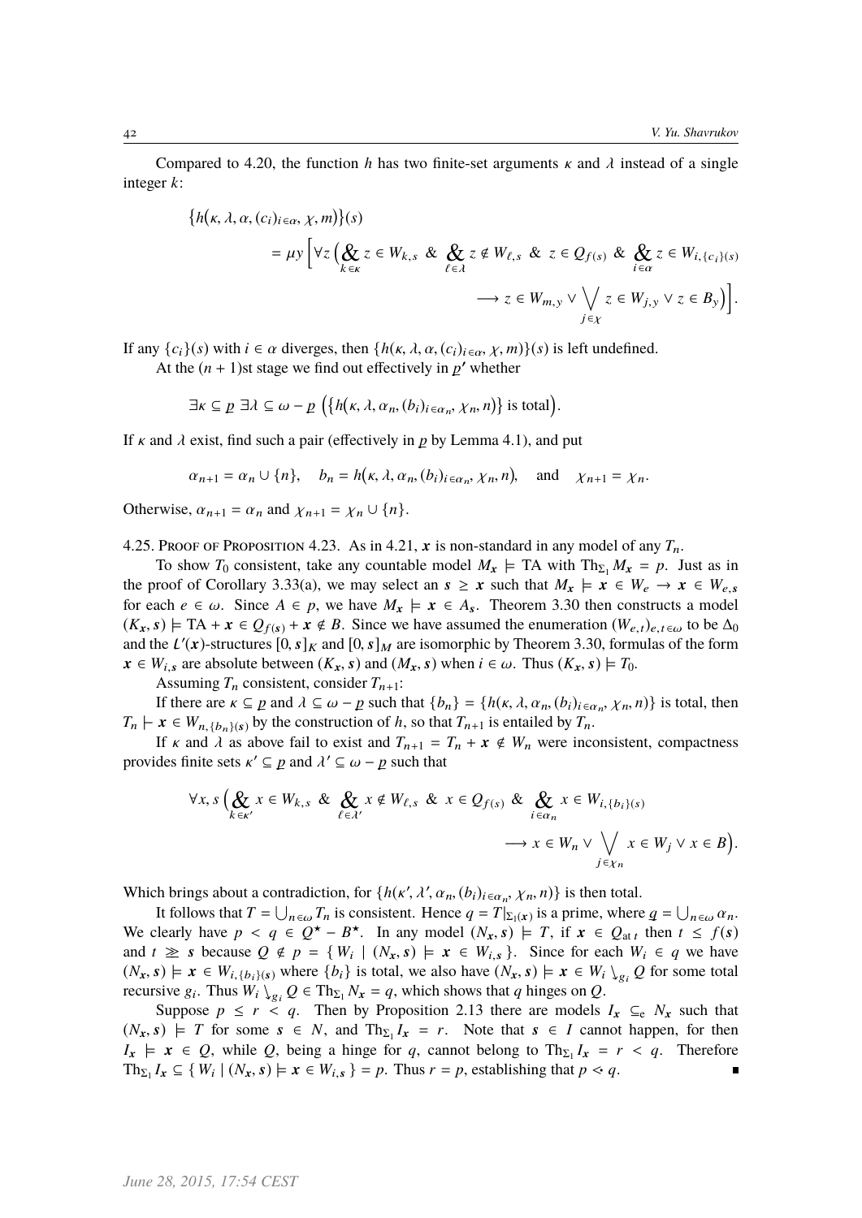Compared to 4.20, the function $h$ has two finite-set arguments $\kappa$ and $\lambda$ instead of a single integer $k$:

$$\begin{aligned}\big\{h\big(\kappa, \lambda, \alpha, (c_i)_{i\in\alpha}, \chi, m\big)\big\}(s) &= \mu y \Big[\forall z \Big(\mathop{\&}_{k\in\kappa} z \in W_{k,s} \;\&\; \mathop{\&}_{\ell\in\lambda} z \notin W_{\ell,s} \;\&\; z \in Q_{f(s)} \;\&\; \mathop{\&}_{i\in\alpha} z \in W_{i,\{c_i\}(s)} \\ &\qquad\longrightarrow z \in W_{m,y} \vee \bigvee_{j\in\chi} z \in W_{j,y} \vee z \in B_y\Big)\Big].\end{aligned}$$

If any $\{c_i\}(s)$ with $i \in \alpha$ diverges, then $\{h(\kappa, \lambda, \alpha, (c_i)_{i\in\alpha}, \chi, m)\}(s)$ is left undefined.

At the $(n+1)$st stage we find out effectively in $\underline{p}'$ whether

$$\exists \kappa \subseteq \underline{p}\ \exists \lambda \subseteq \omega - \underline{p}\ \Big(\big\{h\big(\kappa, \lambda, \alpha_n, (b_i)_{i\in\alpha_n}, \chi_n, n\big)\big\} \text{ is total}\Big).$$

If $\kappa$ and $\lambda$ exist, find such a pair (effectively in $\underline{p}$ by Lemma 4.1), and put

$$\alpha_{n+1} = \alpha_n \cup \{n\}, \quad b_n = h\big(\kappa, \lambda, \alpha_n, (b_i)_{i\in\alpha_n}, \chi_n, n\big), \quad \text{and} \quad \chi_{n+1} = \chi_n.$$

Otherwise, $\alpha_{n+1} = \alpha_n$ and $\chi_{n+1} = \chi_n \cup \{n\}$.

4.25. Proof of Proposition 4.23. As in 4.21, $\boldsymbol{x}$ is non-standard in any model of any $T_n$.

To show $T_0$ consistent, take any countable model $M_{\boldsymbol{x}} \models \mathrm{TA}$ with $\mathrm{Th}_{\Sigma_1} M_{\boldsymbol{x}} = p$. Just as in the proof of Corollary 3.33(a), we may select an $\boldsymbol{s} \geq \boldsymbol{x}$ such that $M_{\boldsymbol{x}} \models \boldsymbol{x} \in W_e \to \boldsymbol{x} \in W_{e,\boldsymbol{s}}$ for each $e \in \omega$. Since $A \in p$, we have $M_{\boldsymbol{x}} \models \boldsymbol{x} \in A_{\boldsymbol{s}}$. Theorem 3.30 then constructs a model $(K_{\boldsymbol{x}}, \boldsymbol{s}) \models \mathrm{TA} + \boldsymbol{x} \in Q_{f(\boldsymbol{s})} + \boldsymbol{x} \notin B$. Since we have assumed the enumeration $(W_{e,t})_{e,t\in\omega}$ to be $\Delta_0$ and the $L'(\boldsymbol{x})$-structures $[0, \boldsymbol{s}]_K$ and $[0, \boldsymbol{s}]_M$ are isomorphic by Theorem 3.30, formulas of the form $\boldsymbol{x} \in W_{i,\boldsymbol{s}}$ are absolute between $(K_{\boldsymbol{x}}, \boldsymbol{s})$ and $(M_{\boldsymbol{x}}, \boldsymbol{s})$ when $i \in \omega$. Thus $(K_{\boldsymbol{x}}, \boldsymbol{s}) \models T_0$.

Assuming $T_n$ consistent, consider $T_{n+1}$:

If there are $\kappa \subseteq \underline{p}$ and $\lambda \subseteq \omega - \underline{p}$ such that $\{b_n\} = \{h(\kappa, \lambda, \alpha_n, (b_i)_{i\in\alpha_n}, \chi_n, n)\}$ is total, then $T_n \vdash \boldsymbol{x} \in W_{n,\{b_n\}(\boldsymbol{s})}$ by the construction of $h$, so that $T_{n+1}$ is entailed by $T_n$.

If $\kappa$ and $\lambda$ as above fail to exist and $T_{n+1} = T_n + \boldsymbol{x} \notin W_n$ were inconsistent, compactness provides finite sets $\kappa' \subseteq \underline{p}$ and $\lambda' \subseteq \omega - \underline{p}$ such that

$$\begin{aligned}\forall x, s \Big(\mathop{\&}_{k\in\kappa'} x \in W_{k,s} \;\&\; \mathop{\&}_{\ell\in\lambda'} x \notin W_{\ell,s} \;\&\; x \in Q_{f(s)} \;\&\; \mathop{\&}_{i\in\alpha_n} x \in W_{i,\{b_i\}(s)} \\ \longrightarrow x \in W_n \vee \bigvee_{j\in\chi_n} x \in W_j \vee x \in B\Big).\end{aligned}$$

Which brings about a contradiction, for $\{h(\kappa', \lambda', \alpha_n, (b_i)_{i\in\alpha_n}, \chi_n, n)\}$ is then total.

It follows that $T = \bigcup_{n\in\omega} T_n$ is consistent. Hence $q = T|_{\Sigma_1(\boldsymbol{x})}$ is a prime, where $\underline{q} = \bigcup_{n\in\omega} \alpha_n$. We clearly have $p < q \in Q^\star - B^\star$. In any model $(N_{\boldsymbol{x}}, \boldsymbol{s}) \models T$, if $\boldsymbol{x} \in Q_{\mathrm{at}\,t}$ then $t \leq f(\boldsymbol{s})$ and $t \gg \boldsymbol{s}$ because $Q \notin p = \{\, W_i \mid (N_{\boldsymbol{x}}, \boldsymbol{s}) \models \boldsymbol{x} \in W_{i,\boldsymbol{s}} \,\}$. Since for each $W_i \in q$ we have $(N_{\boldsymbol{x}}, \boldsymbol{s}) \models \boldsymbol{x} \in W_{i,\{b_i\}(\boldsymbol{s})}$ where $\{b_i\}$ is total, we also have $(N_{\boldsymbol{x}}, \boldsymbol{s}) \models \boldsymbol{x} \in W_i \searrow_{g_i} Q$ for some total recursive $g_i$. Thus $W_i \searrow_{g_i} Q \in \mathrm{Th}_{\Sigma_1} N_{\boldsymbol{x}} = q$, which shows that $q$ hinges on $Q$.

Suppose $p \leq r < q$. Then by Proposition 2.13 there are models $I_{\boldsymbol{x}} \subseteq_{\mathrm{e}} N_{\boldsymbol{x}}$ such that $(N_{\boldsymbol{x}}, \boldsymbol{s}) \models T$ for some $\boldsymbol{s} \in N$, and $\mathrm{Th}_{\Sigma_1} I_{\boldsymbol{x}} = r$. Note that $\boldsymbol{s} \in I$ cannot happen, for then $I_{\boldsymbol{x}} \models \boldsymbol{x} \in Q$, while $Q$, being a hinge for $q$, cannot belong to $\mathrm{Th}_{\Sigma_1} I_{\boldsymbol{x}} = r < q$. Therefore $\mathrm{Th}_{\Sigma_1} I_{\boldsymbol{x}} \subseteq \{\, W_i \mid (N_{\boldsymbol{x}}, \boldsymbol{s}) \models \boldsymbol{x} \in W_{i,\boldsymbol{s}} \,\} = p$. Thus $r = p$, establishing that $p \lessdot q$. ∎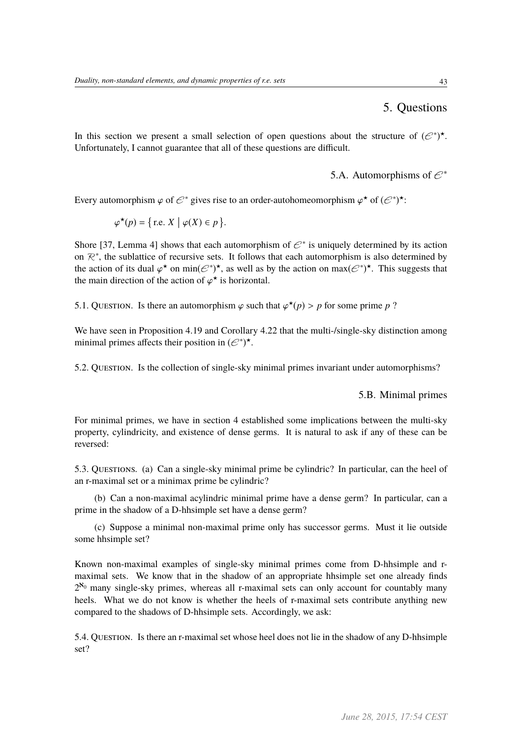# 5. Questions

In this section we present a small selection of open questions about the structure of $(\mathcal{E}^*)^\star$. Unfortunately, I cannot guarantee that all of these questions are difficult.

## 5.A. Automorphisms of $\mathcal{E}^*$

Every automorphism $\varphi$ of $\mathcal{E}^*$ gives rise to an order-autohomeomorphism $\varphi^\star$ of $(\mathcal{E}^*)^\star$:

$$\varphi^\star(p) = \{\, \text{r.e. } X \mid \varphi(X) \in p \,\}.$$

Shore [37, Lemma 4] shows that each automorphism of $\mathcal{E}^*$ is uniquely determined by its action on $\mathcal{R}^*$, the sublattice of recursive sets. It follows that each automorphism is also determined by the action of its dual $\varphi^\star$ on $\min(\mathcal{E}^*)^\star$, as well as by the action on $\max(\mathcal{E}^*)^\star$. This suggests that the main direction of the action of $\varphi^\star$ is horizontal.

5.1. Question. Is there an automorphism $\varphi$ such that $\varphi^\star(p) > p$ for some prime $p$ ?

We have seen in Proposition 4.19 and Corollary 4.22 that the multi-/single-sky distinction among minimal primes affects their position in $(\mathcal{E}^*)^\star$.

5.2. Question. Is the collection of single-sky minimal primes invariant under automorphisms?

## 5.B. Minimal primes

For minimal primes, we have in section 4 established some implications between the multi-sky property, cylindricity, and existence of dense germs. It is natural to ask if any of these can be reversed:

5.3. Questions. (a) Can a single-sky minimal prime be cylindric? In particular, can the heel of an r-maximal set or a minimax prime be cylindric?

(b) Can a non-maximal acylindric minimal prime have a dense germ? In particular, can a prime in the shadow of a D-hhsimple set have a dense germ?

(c) Suppose a minimal non-maximal prime only has successor germs. Must it lie outside some hhsimple set?

Known non-maximal examples of single-sky minimal primes come from D-hhsimple and r-maximal sets. We know that in the shadow of an appropriate hhsimple set one already finds $2^{\aleph_0}$ many single-sky primes, whereas all r-maximal sets can only account for countably many heels. What we do not know is whether the heels of r-maximal sets contribute anything new compared to the shadows of D-hhsimple sets. Accordingly, we ask:

5.4. Question. Is there an r-maximal set whose heel does not lie in the shadow of any D-hhsimple set?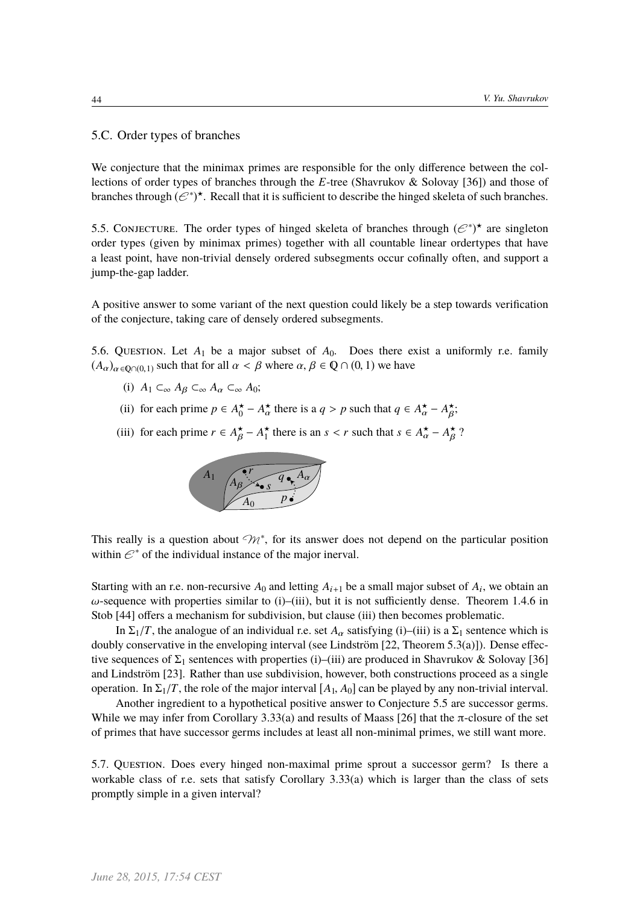## 5.C. Order types of branches

We conjecture that the minimax primes are responsible for the only difference between the collections of order types of branches through the $E$-tree (Shavrukov & Solovay [36]) and those of branches through $(\mathcal{E}^*)^\star$. Recall that it is sufficient to describe the hinged skeleta of such branches.

5.5. Conjecture. The order types of hinged skeleta of branches through $(\mathcal{E}^*)^\star$ are singleton order types (given by minimax primes) together with all countable linear ordertypes that have a least point, have non-trivial densely ordered subsegments occur cofinally often, and support a jump-the-gap ladder.

A positive answer to some variant of the next question could likely be a step towards verification of the conjecture, taking care of densely ordered subsegments.

5.6. Question. Let $A_1$ be a major subset of $A_0$. Does there exist a uniformly r.e. family $(A_\alpha)_{\alpha \in \mathbb{Q} \cap (0,1)}$ such that for all $\alpha < \beta$ where $\alpha, \beta \in \mathbb{Q} \cap (0,1)$ we have

(i) $A_1 \subset_\infty A_\beta \subset_\infty A_\alpha \subset_\infty A_0$;

(ii) for each prime $p \in A_0^\star - A_\alpha^\star$ there is a $q > p$ such that $q \in A_\alpha^\star - A_\beta^\star$;

(iii) for each prime $r \in A_\beta^\star - A_1^\star$ there is an $s < r$ such that $s \in A_\alpha^\star - A_\beta^\star$ ?

This really is a question about $\mathcal{M}^*$, for its answer does not depend on the particular position within $\mathcal{E}^*$ of the individual instance of the major inerval.

Starting with an r.e. non-recursive $A_0$ and letting $A_{i+1}$ be a small major subset of $A_i$, we obtain an $\omega$-sequence with properties similar to (i)–(iii), but it is not sufficiently dense. Theorem 1.4.6 in Stob [44] offers a mechanism for subdivision, but clause (iii) then becomes problematic.

In $\Sigma_1/T$, the analogue of an individual r.e. set $A_\alpha$ satisfying (i)–(iii) is a $\Sigma_1$ sentence which is doubly conservative in the enveloping interval (see Lindström [22, Theorem 5.3(a)]). Dense effective sequences of $\Sigma_1$ sentences with properties (i)–(iii) are produced in Shavrukov & Solovay [36] and Lindström [23]. Rather than use subdivision, however, both constructions proceed as a single operation. In $\Sigma_1/T$, the role of the major interval $[A_1, A_0]$ can be played by any non-trivial interval.

Another ingredient to a hypothetical positive answer to Conjecture 5.5 are successor germs. While we may infer from Corollary 3.33(a) and results of Maass [26] that the $\pi$-closure of the set of primes that have successor germs includes at least all non-minimal primes, we still want more.

5.7. Question. Does every hinged non-maximal prime sprout a successor germ? Is there a workable class of r.e. sets that satisfy Corollary 3.33(a) which is larger than the class of sets promptly simple in a given interval?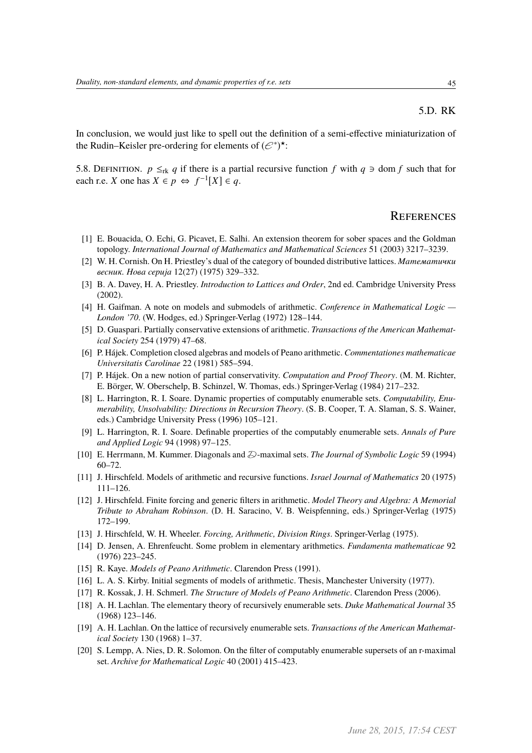### 5.D. RK

In conclusion, we would just like to spell out the definition of a semi-effective miniaturization of the Rudin–Keisler pre-ordering for elements of $(\mathscr{E}^*)^\star$:

5.8. Definition. $p \leq_{\mathrm{rk}} q$ if there is a partial recursive function $f$ with $q \ni \operatorname{dom} f$ such that for each r.e. $X$ one has $X \in p \Leftrightarrow f^{-1}[X] \in q$.

## References

[1] E. Bouacida, O. Echi, G. Picavet, E. Salhi. An extension theorem for sober spaces and the Goldman topology. *International Journal of Mathematics and Mathematical Sciences* 51 (2003) 3217–3239.

[2] W. H. Cornish. On H. Priestley's dual of the category of bounded distributive lattices. *Математички весник. Нова серија* 12(27) (1975) 329–332.

[3] B. A. Davey, H. A. Priestley. *Introduction to Lattices and Order*, 2nd ed. Cambridge University Press (2002).

[4] H. Gaifman. A note on models and submodels of arithmetic. *Conference in Mathematical Logic — London '70*. (W. Hodges, ed.) Springer-Verlag (1972) 128–144.

[5] D. Guaspari. Partially conservative extensions of arithmetic. *Transactions of the American Mathematical Society* 254 (1979) 47–68.

[6] P. Hájek. Completion closed algebras and models of Peano arithmetic. *Commentationes mathematicae Universitatis Carolinae* 22 (1981) 585–594.

[7] P. Hájek. On a new notion of partial conservativity. *Computation and Proof Theory*. (M. M. Richter, E. Börger, W. Oberschelp, B. Schinzel, W. Thomas, eds.) Springer-Verlag (1984) 217–232.

[8] L. Harrington, R. I. Soare. Dynamic properties of computably enumerable sets. *Computability, Enumerability, Unsolvability: Directions in Recursion Theory*. (S. B. Cooper, T. A. Slaman, S. S. Wainer, eds.) Cambridge University Press (1996) 105–121.

[9] L. Harrington, R. I. Soare. Definable properties of the computably enumerable sets. *Annals of Pure and Applied Logic* 94 (1998) 97–125.

[10] E. Herrmann, M. Kummer. Diagonals and $\mathscr{D}$-maximal sets. *The Journal of Symbolic Logic* 59 (1994) 60–72.

[11] J. Hirschfeld. Models of arithmetic and recursive functions. *Israel Journal of Mathematics* 20 (1975) 111–126.

[12] J. Hirschfeld. Finite forcing and generic filters in arithmetic. *Model Theory and Algebra: A Memorial Tribute to Abraham Robinson*. (D. H. Saracino, V. B. Weispfenning, eds.) Springer-Verlag (1975) 172–199.

[13] J. Hirschfeld, W. H. Wheeler. *Forcing, Arithmetic, Division Rings*. Springer-Verlag (1975).

[14] D. Jensen, A. Ehrenfeucht. Some problem in elementary arithmetics. *Fundamenta mathematicae* 92 (1976) 223–245.

[15] R. Kaye. *Models of Peano Arithmetic*. Clarendon Press (1991).

[16] L. A. S. Kirby. Initial segments of models of arithmetic. Thesis, Manchester University (1977).

[17] R. Kossak, J. H. Schmerl. *The Structure of Models of Peano Arithmetic*. Clarendon Press (2006).

[18] A. H. Lachlan. The elementary theory of recursively enumerable sets. *Duke Mathematical Journal* 35 (1968) 123–146.

[19] A. H. Lachlan. On the lattice of recursively enumerable sets. *Transactions of the American Mathematical Society* 130 (1968) 1–37.

[20] S. Lempp, A. Nies, D. R. Solomon. On the filter of computably enumerable supersets of an r-maximal set. *Archive for Mathematical Logic* 40 (2001) 415–423.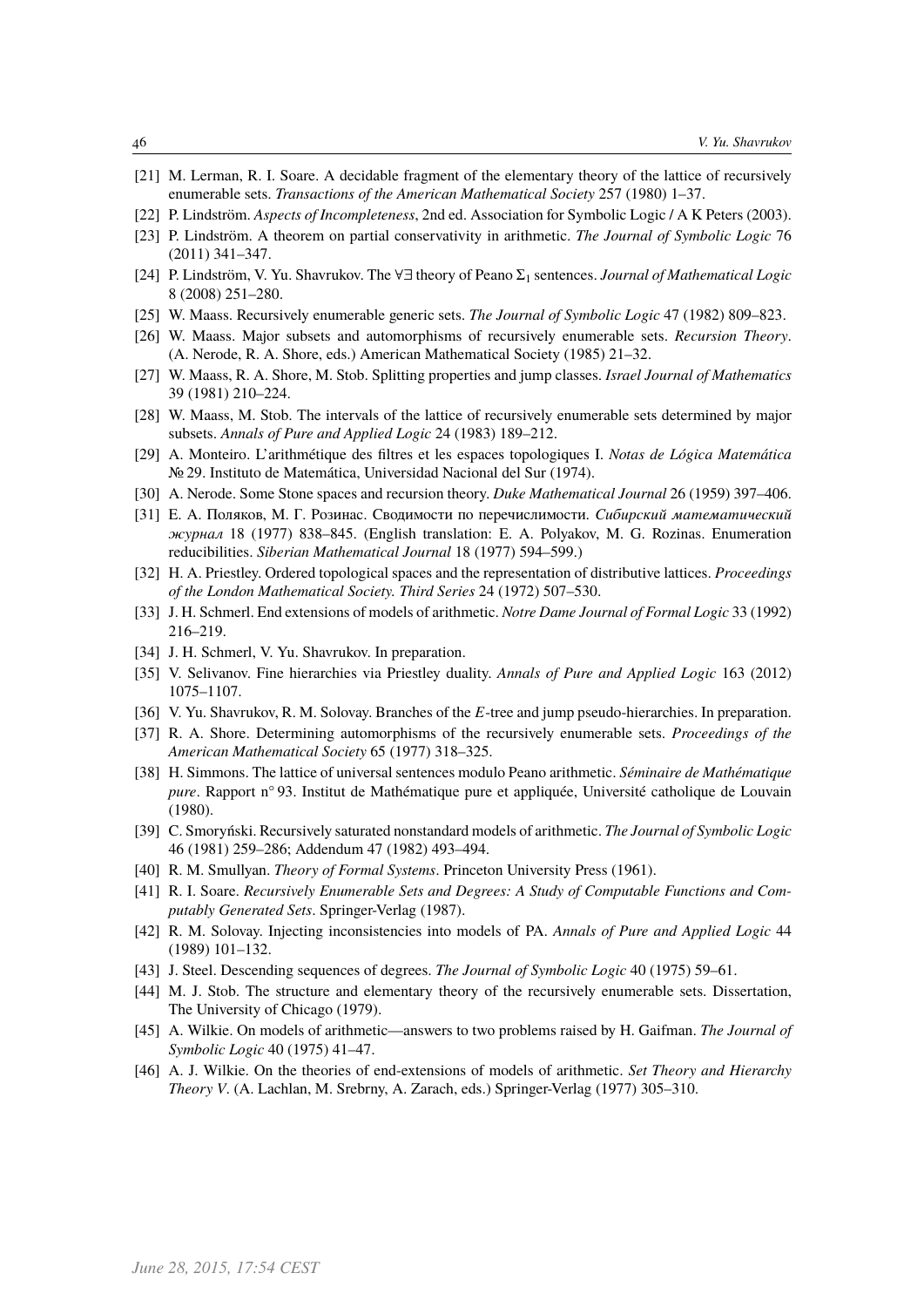[21] M. Lerman, R. I. Soare. A decidable fragment of the elementary theory of the lattice of recursively enumerable sets. *Transactions of the American Mathematical Society* 257 (1980) 1–37.

[22] P. Lindström. *Aspects of Incompleteness*, 2nd ed. Association for Symbolic Logic / A K Peters (2003).

[23] P. Lindström. A theorem on partial conservativity in arithmetic. *The Journal of Symbolic Logic* 76 (2011) 341–347.

[24] P. Lindström, V. Yu. Shavrukov. The $\forall\exists$ theory of Peano $\Sigma_1$ sentences. *Journal of Mathematical Logic* 8 (2008) 251–280.

[25] W. Maass. Recursively enumerable generic sets. *The Journal of Symbolic Logic* 47 (1982) 809–823.

[26] W. Maass. Major subsets and automorphisms of recursively enumerable sets. *Recursion Theory*. (A. Nerode, R. A. Shore, eds.) American Mathematical Society (1985) 21–32.

[27] W. Maass, R. A. Shore, M. Stob. Splitting properties and jump classes. *Israel Journal of Mathematics* 39 (1981) 210–224.

[28] W. Maass, M. Stob. The intervals of the lattice of recursively enumerable sets determined by major subsets. *Annals of Pure and Applied Logic* 24 (1983) 189–212.

[29] A. Monteiro. L'arithmétique des filtres et les espaces topologiques I. *Notas de Lógica Matemática* № 29. Instituto de Matemática, Universidad Nacional del Sur (1974).

[30] A. Nerode. Some Stone spaces and recursion theory. *Duke Mathematical Journal* 26 (1959) 397–406.

[31] Е. А. Поляков, М. Г. Розинас. Сводимости по перечислимости. *Сибирский математический журнал* 18 (1977) 838–845. (English translation: E. A. Polyakov, M. G. Rozinas. Enumeration reducibilities. *Siberian Mathematical Journal* 18 (1977) 594–599.)

[32] H. A. Priestley. Ordered topological spaces and the representation of distributive lattices. *Proceedings of the London Mathematical Society. Third Series* 24 (1972) 507–530.

[33] J. H. Schmerl. End extensions of models of arithmetic. *Notre Dame Journal of Formal Logic* 33 (1992) 216–219.

[34] J. H. Schmerl, V. Yu. Shavrukov. In preparation.

[35] V. Selivanov. Fine hierarchies via Priestley duality. *Annals of Pure and Applied Logic* 163 (2012) 1075–1107.

[36] V. Yu. Shavrukov, R. M. Solovay. Branches of the $E$-tree and jump pseudo-hierarchies. In preparation.

[37] R. A. Shore. Determining automorphisms of the recursively enumerable sets. *Proceedings of the American Mathematical Society* 65 (1977) 318–325.

[38] H. Simmons. The lattice of universal sentences modulo Peano arithmetic. *Séminaire de Mathématique pure*. Rapport n° 93. Institut de Mathématique pure et appliquée, Université catholique de Louvain (1980).

[39] C. Smoryński. Recursively saturated nonstandard models of arithmetic. *The Journal of Symbolic Logic* 46 (1981) 259–286; Addendum 47 (1982) 493–494.

[40] R. M. Smullyan. *Theory of Formal Systems*. Princeton University Press (1961).

[41] R. I. Soare. *Recursively Enumerable Sets and Degrees: A Study of Computable Functions and Computably Generated Sets*. Springer-Verlag (1987).

[42] R. M. Solovay. Injecting inconsistencies into models of PA. *Annals of Pure and Applied Logic* 44 (1989) 101–132.

[43] J. Steel. Descending sequences of degrees. *The Journal of Symbolic Logic* 40 (1975) 59–61.

[44] M. J. Stob. The structure and elementary theory of the recursively enumerable sets. Dissertation, The University of Chicago (1979).

[45] A. Wilkie. On models of arithmetic—answers to two problems raised by H. Gaifman. *The Journal of Symbolic Logic* 40 (1975) 41–47.

[46] A. J. Wilkie. On the theories of end-extensions of models of arithmetic. *Set Theory and Hierarchy Theory V*. (A. Lachlan, M. Srebrny, A. Zarach, eds.) Springer-Verlag (1977) 305–310.